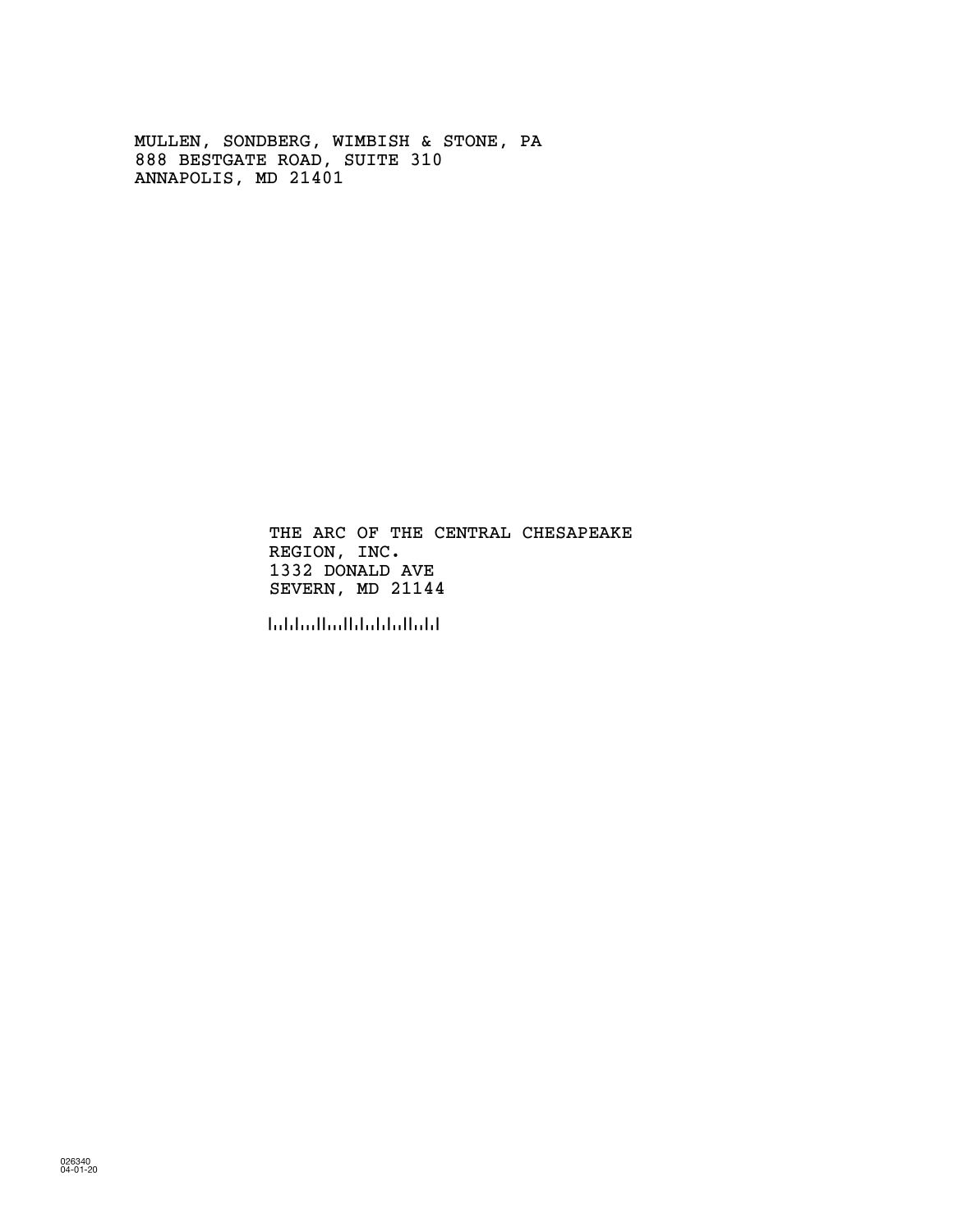MULLEN, SONDBERG, WIMBISH & STONE, PA
888 BESTGATE ROAD, SUITE 310
ANNAPOLIS, MD 21401

THE ARC OF THE CENTRAL CHESAPEAKE
REGION, INC.
1332 DONALD AVE
SEVERN, MD 21144

026340
04-01-20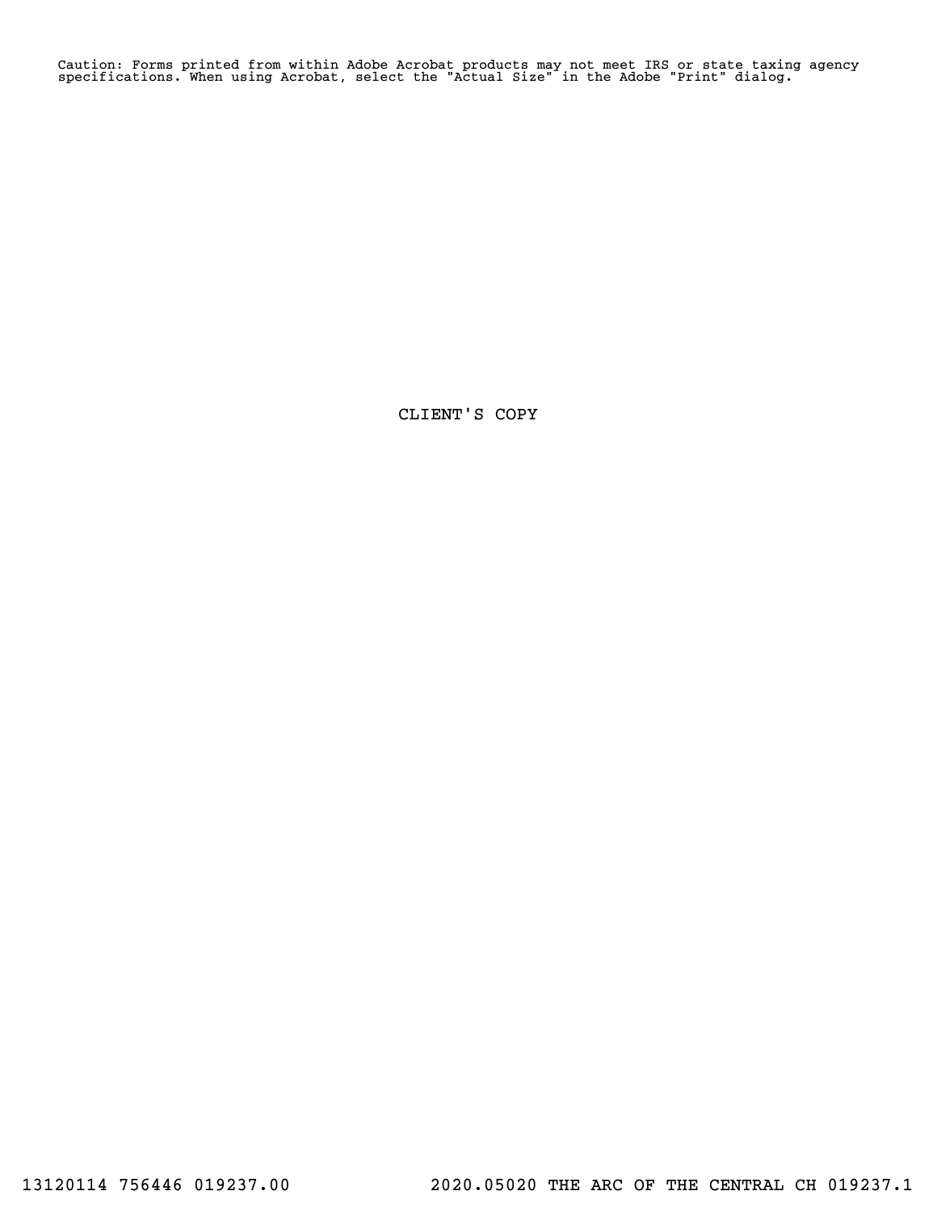Caution: Forms printed from within Adobe Acrobat products may not meet IRS or state taxing agency specifications. When using Acrobat, select the "Actual Size" in the Adobe "Print" dialog.

CLIENT'S COPY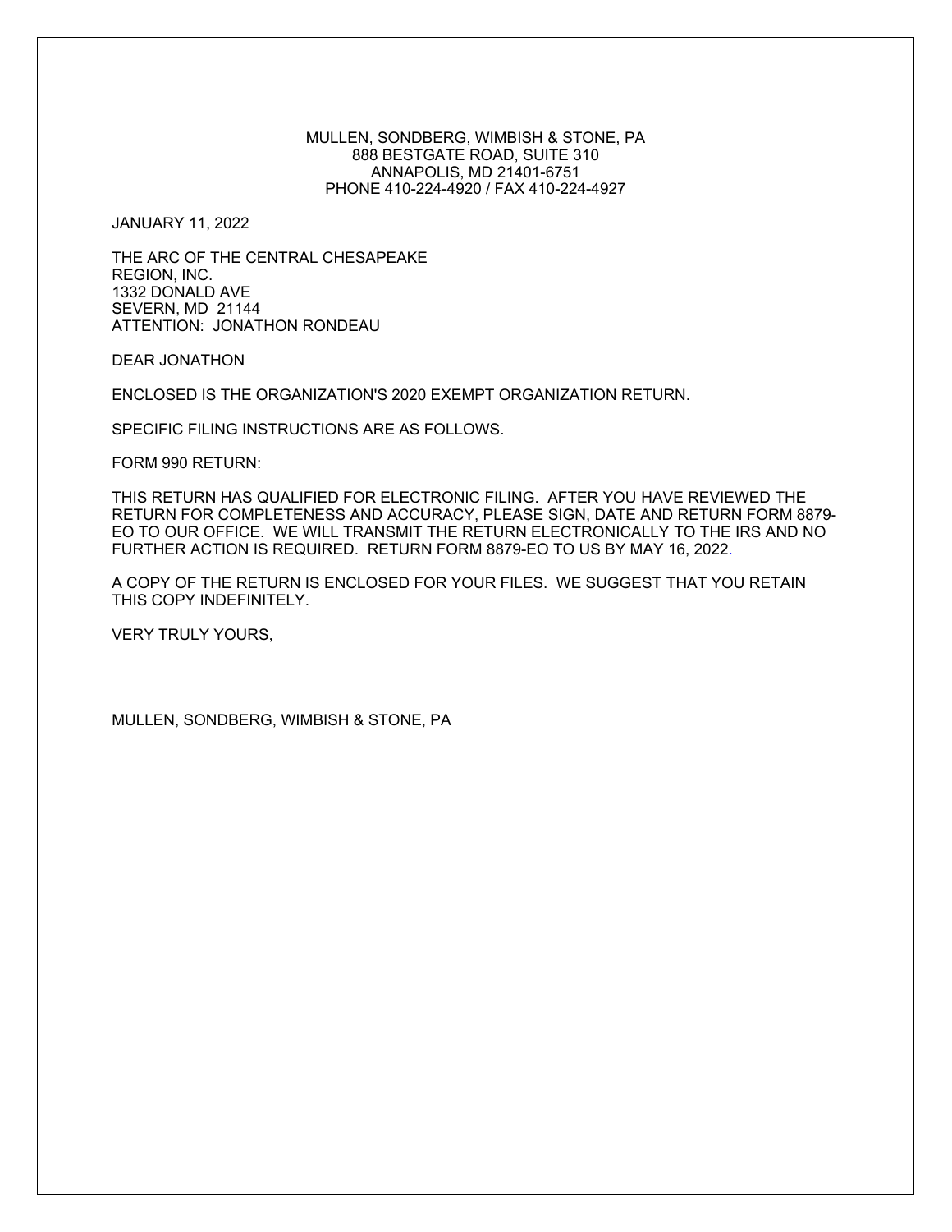MULLEN, SONDBERG, WIMBISH & STONE, PA
888 BESTGATE ROAD, SUITE 310
ANNAPOLIS, MD 21401-6751
PHONE 410-224-4920 / FAX 410-224-4927

JANUARY 11, 2022

THE ARC OF THE CENTRAL CHESAPEAKE
REGION, INC.
1332 DONALD AVE
SEVERN, MD 21144
ATTENTION: JONATHON RONDEAU

DEAR JONATHON

ENCLOSED IS THE ORGANIZATION'S 2020 EXEMPT ORGANIZATION RETURN.

SPECIFIC FILING INSTRUCTIONS ARE AS FOLLOWS.

FORM 990 RETURN:

THIS RETURN HAS QUALIFIED FOR ELECTRONIC FILING. AFTER YOU HAVE REVIEWED THE RETURN FOR COMPLETENESS AND ACCURACY, PLEASE SIGN, DATE AND RETURN FORM 8879-EO TO OUR OFFICE. WE WILL TRANSMIT THE RETURN ELECTRONICALLY TO THE IRS AND NO FURTHER ACTION IS REQUIRED. RETURN FORM 8879-EO TO US BY MAY 16, 2022.

A COPY OF THE RETURN IS ENCLOSED FOR YOUR FILES. WE SUGGEST THAT YOU RETAIN THIS COPY INDEFINITELY.

VERY TRULY YOURS,

MULLEN, SONDBERG, WIMBISH & STONE, PA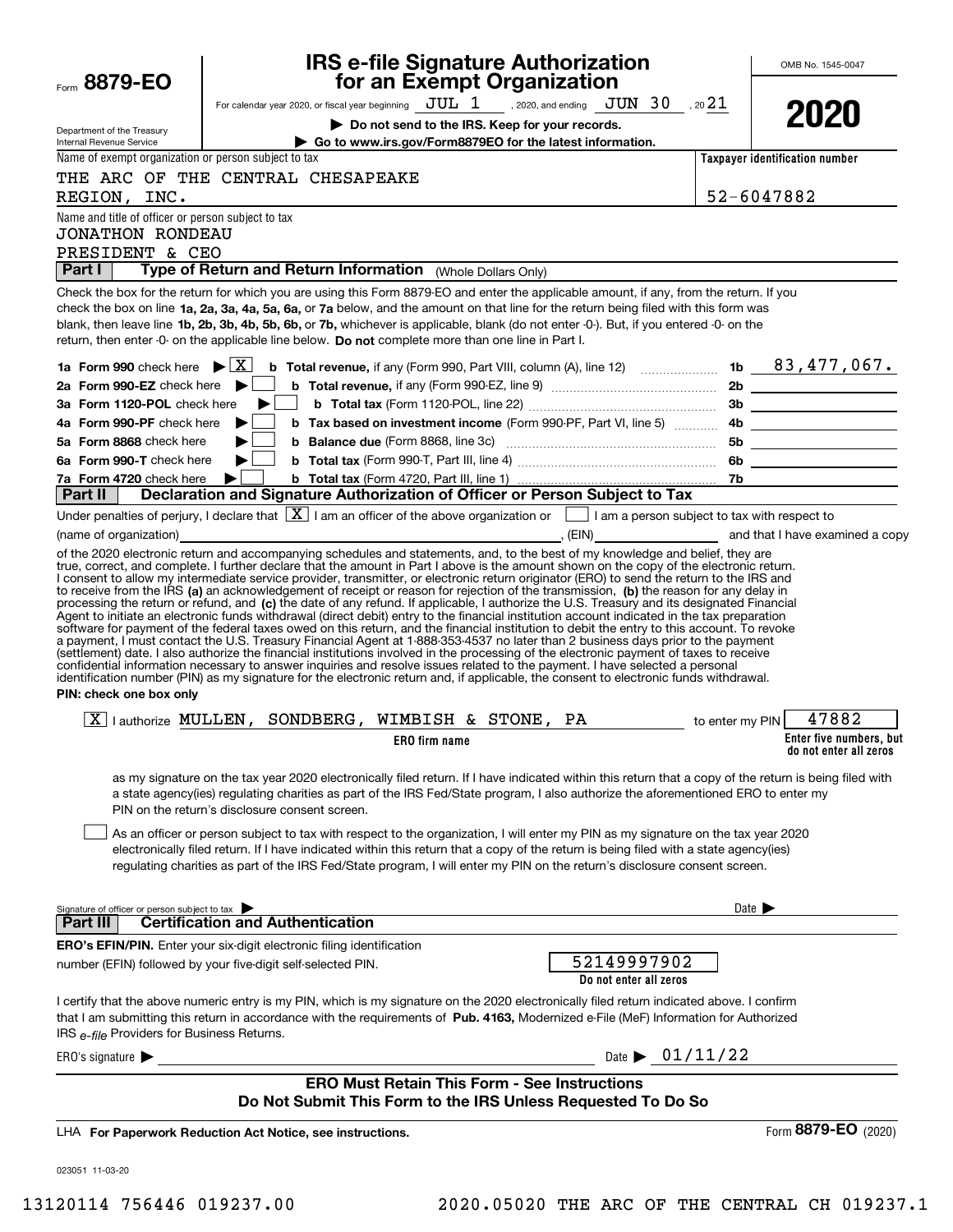Form **8879-EO**

Department of the Treasury
Internal Revenue Service

# IRS e-file Signature Authorization for an Exempt Organization

For calendar year 2020, or fiscal year beginning JUL 1, 2020, and ending JUN 30, 2021

▶ **Do not send to the IRS. Keep for your records.**

▶ **Go to www.irs.gov/Form8879EO for the latest information.**

OMB No. 1545-0047

**2020**

Name of exempt organization or person subject to tax: THE ARC OF THE CENTRAL CHESAPEAKE REGION, INC.

**Taxpayer identification number:** 52-6047882

Name and title of officer or person subject to tax: JONATHON RONDEAU, PRESIDENT & CEO

## Part I Type of Return and Return Information (Whole Dollars Only)

Check the box for the return for which you are using this Form 8879-EO and enter the applicable amount, if any, from the return. If you check the box on line **1a, 2a, 3a, 4a, 5a, 6a,** or **7a** below, and the amount on that line for the return being filed with this form was blank, then leave line **1b, 2b, 3b, 4b, 5b, 6b,** or **7b,** whichever is applicable, blank (do not enter -0-). But, if you entered -0- on the return, then enter -0- on the applicable line below. **Do not** complete more than one line in Part I.

| | | | |
|---|---|---|---|
| **1a Form 990** check here ▶ [X] | **b Total revenue,** if any (Form 990, Part VIII, column (A), line 12) | 1b | 83,477,067. |
| **2a Form 990-EZ** check here ▶ [ ] | **b Total revenue,** if any (Form 990-EZ, line 9) | 2b | |
| **3a Form 1120-POL** check here ▶ [ ] | **b Total tax** (Form 1120-POL, line 22) | 3b | |
| **4a Form 990-PF** check here ▶ [ ] | **b Tax based on investment income** (Form 990-PF, Part VI, line 5) | 4b | |
| **5a Form 8868** check here ▶ [ ] | **b Balance due** (Form 8868, line 3c) | 5b | |
| **6a Form 990-T** check here ▶ [ ] | **b Total tax** (Form 990-T, Part III, line 4) | 6b | |
| **7a Form 4720** check here ▶ [ ] | **b Total tax** (Form 4720, Part III, line 1) | 7b | |

## Part II Declaration and Signature Authorization of Officer or Person Subject to Tax

Under penalties of perjury, I declare that [X] I am an officer of the above organization or [ ] I am a person subject to tax with respect to (name of organization) ______, (EIN) ______ and that I have examined a copy of the 2020 electronic return and accompanying schedules and statements, and, to the best of my knowledge and belief, they are true, correct, and complete. I further declare that the amount in Part I above is the amount shown on the copy of the electronic return. I consent to allow my intermediate service provider, transmitter, or electronic return originator (ERO) to send the return to the IRS and to receive from the IRS **(a)** an acknowledgement of receipt or reason for rejection of the transmission, **(b)** the reason for any delay in processing the return or refund, and **(c)** the date of any refund. If applicable, I authorize the U.S. Treasury and its designated Financial Agent to initiate an electronic funds withdrawal (direct debit) entry to the financial institution account indicated in the tax preparation software for payment of the federal taxes owed on this return, and the financial institution to debit the entry to this account. To revoke a payment, I must contact the U.S. Treasury Financial Agent at 1-888-353-4537 no later than 2 business days prior to the payment (settlement) date. I also authorize the financial institutions involved in the processing of the electronic payment of taxes to receive confidential information necessary to answer inquiries and resolve issues related to the payment. I have selected a personal identification number (PIN) as my signature for the electronic return and, if applicable, the consent to electronic funds withdrawal.

**PIN: check one box only**

[X] I authorize MULLEN, SONDBERG, WIMBISH & STONE, PA (**ERO firm name**) to enter my PIN 47882 (**Enter five numbers, but do not enter all zeros**) as my signature on the tax year 2020 electronically filed return. If I have indicated within this return that a copy of the return is being filed with a state agency(ies) regulating charities as part of the IRS Fed/State program, I also authorize the aforementioned ERO to enter my PIN on the return's disclosure consent screen.

[ ] As an officer or person subject to tax with respect to the organization, I will enter my PIN as my signature on the tax year 2020 electronically filed return. If I have indicated within this return that a copy of the return is being filed with a state agency(ies) regulating charities as part of the IRS Fed/State program, I will enter my PIN on the return's disclosure consent screen.

Signature of officer or person subject to tax ▶ ______ Date ▶ ______

## Part III Certification and Authentication

**ERO's EFIN/PIN.** Enter your six-digit electronic filing identification number (EFIN) followed by your five-digit self-selected PIN.

52149997902
**Do not enter all zeros**

I certify that the above numeric entry is my PIN, which is my signature on the 2020 electronically filed return indicated above. I confirm that I am submitting this return in accordance with the requirements of **Pub. 4163,** Modernized e-File (MeF) Information for Authorized IRS *e-file* Providers for Business Returns.

ERO's signature ▶ ______ Date ▶ 01/11/22

**ERO Must Retain This Form - See Instructions**
**Do Not Submit This Form to the IRS Unless Requested To Do So**

LHA **For Paperwork Reduction Act Notice, see instructions.**

Form **8879-EO** (2020)

023051 11-03-20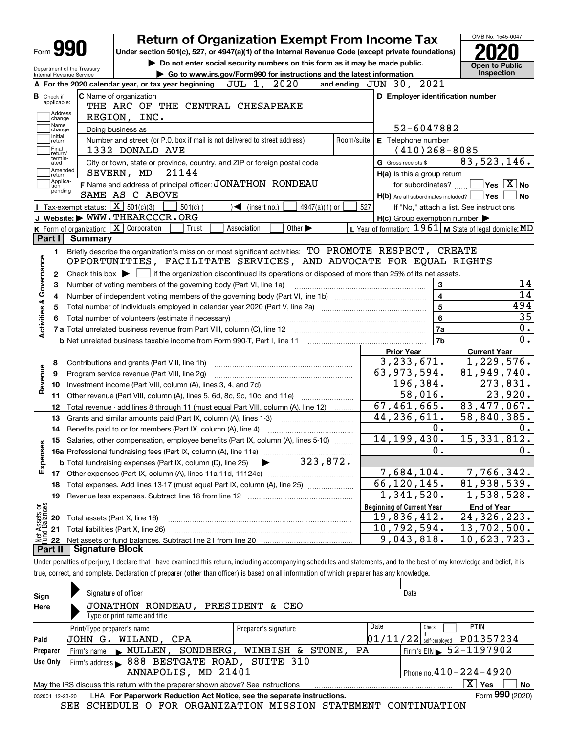# Form 990 — Return of Organization Exempt From Income Tax (2020)

Under section 501(c), 527, or 4947(a)(1) of the Internal Revenue Code (except private foundations)

▶ Do not enter social security numbers on this form as it may be made public.

▶ Go to www.irs.gov/Form990 for instructions and the latest information.

Department of the Treasury, Internal Revenue Service

OMB No. 1545-0047 — **Open to Public Inspection**

**A** For the 2020 calendar year, or tax year beginning JUL 1, 2020 and ending JUN 30, 2021

**B** Check if applicable: Address change / Name change / Initial return / Final return/terminated / Amended return / Application pending

**C** Name of organization: THE ARC OF THE CENTRAL CHESAPEAKE REGION, INC.

Doing business as

Number and street (or P.O. box if mail is not delivered to street address): 1332 DONALD AVE — Room/suite

City or town, state or province, country, and ZIP or foreign postal code: SEVERN, MD 21144

**D** Employer identification number: 52-6047882

**E** Telephone number: (410)268-8085

**G** Gross receipts $ 83,523,146.

**F** Name and address of principal officer: JONATHON RONDEAU, SAME AS C ABOVE

**H(a)** Is this a group return for subordinates? Yes [ ] No [X]

**H(b)** Are all subordinates included? Yes [ ] No [ ] — If "No," attach a list. See instructions

**H(c)** Group exemption number ▶

**I** Tax-exempt status: [X] 501(c)(3) [ ] 501(c) ( ) ◀ (insert no.) [ ] 4947(a)(1) or [ ] 527

**J** Website: ▶ WWW.THEARCCCR.ORG

**K** Form of organization: [X] Corporation [ ] Trust [ ] Association [ ] Other ▶

**L** Year of formation: 1961 **M** State of legal domicile: MD

## Part I Summary

**Activities & Governance**

1. Briefly describe the organization's mission or most significant activities: TO PROMOTE RESPECT, CREATE OPPORTUNITIES, FACILITATE SERVICES, AND ADVOCATE FOR EQUAL RIGHTS
2. Check this box ▶ [ ] if the organization discontinued its operations or disposed of more than 25% of its net assets.

| Line | Description | | Value |
|---|---|---|---|
| 3 | Number of voting members of the governing body (Part VI, line 1a) | 3 | 14 |
| 4 | Number of independent voting members of the governing body (Part VI, line 1b) | 4 | 14 |
| 5 | Total number of individuals employed in calendar year 2020 (Part V, line 2a) | 5 | 494 |
| 6 | Total number of volunteers (estimate if necessary) | 6 | 35 |
| 7a | Total unrelated business revenue from Part VIII, column (C), line 12 | 7a | 0. |
| 7b | Net unrelated business taxable income from Form 990-T, Part I, line 11 | 7b | 0. |

| Line | Description | Prior Year | Current Year |
|---|---|---|---|
| **Revenue** | | | |
| 8 | Contributions and grants (Part VIII, line 1h) | 3,233,671. | 1,229,576. |
| 9 | Program service revenue (Part VIII, line 2g) | 63,973,594. | 81,949,740. |
| 10 | Investment income (Part VIII, column (A), lines 3, 4, and 7d) | 196,384. | 273,831. |
| 11 | Other revenue (Part VIII, column (A), lines 5, 6d, 8c, 9c, 10c, and 11e) | 58,016. | 23,920. |
| 12 | Total revenue - add lines 8 through 11 (must equal Part VIII, column (A), line 12) | 67,461,665. | 83,477,067. |
| **Expenses** | | | |
| 13 | Grants and similar amounts paid (Part IX, column (A), lines 1-3) | 44,236,611. | 58,840,385. |
| 14 | Benefits paid to or for members (Part IX, column (A), line 4) | 0. | 0. |
| 15 | Salaries, other compensation, employee benefits (Part IX, column (A), lines 5-10) | 14,199,430. | 15,331,812. |
| 16a | Professional fundraising fees (Part IX, column (A), line 11e) | 0. | 0. |
| b | Total fundraising expenses (Part IX, column (D), line 25) ▶ 323,872. | | |
| 17 | Other expenses (Part IX, column (A), lines 11a-11d, 11f-24e) | 7,684,104. | 7,766,342. |
| 18 | Total expenses. Add lines 13-17 (must equal Part IX, column (A), line 25) | 66,120,145. | 81,938,539. |
| 19 | Revenue less expenses. Subtract line 18 from line 12 | 1,341,520. | 1,538,528. |

| Line | Net Assets or Fund Balances | Beginning of Current Year | End of Year |
|---|---|---|---|
| 20 | Total assets (Part X, line 16) | 19,836,412. | 24,326,223. |
| 21 | Total liabilities (Part X, line 26) | 10,792,594. | 13,702,500. |
| 22 | Net assets or fund balances. Subtract line 21 from line 20 | 9,043,818. | 10,623,723. |

## Part II Signature Block

Under penalties of perjury, I declare that I have examined this return, including accompanying schedules and statements, and to the best of my knowledge and belief, it is true, correct, and complete. Declaration of preparer (other than officer) is based on all information of which preparer has any knowledge.

**Sign Here**

Signature of officer — Date

JONATHON RONDEAU, PRESIDENT & CEO

Type or print name and title

**Paid Preparer Use Only**

| Print/Type preparer's name | Preparer's signature | Date | Check if self-employed | PTIN |
|---|---|---|---|---|
| JOHN G. WILAND, CPA | | 01/11/22 | [ ] | P01357234 |

Firm's name ▶ MULLEN, SONDBERG, WIMBISH & STONE, PA — Firm's EIN ▶ 52-1197902

Firm's address ▶ 888 BESTGATE ROAD, SUITE 310, ANNAPOLIS, MD 21401 — Phone no. 410-224-4920

May the IRS discuss this return with the preparer shown above? See instructions [X] Yes [ ] No

032001 12-23-20 LHA For Paperwork Reduction Act Notice, see the separate instructions. Form **990** (2020)

SEE SCHEDULE O FOR ORGANIZATION MISSION STATEMENT CONTINUATION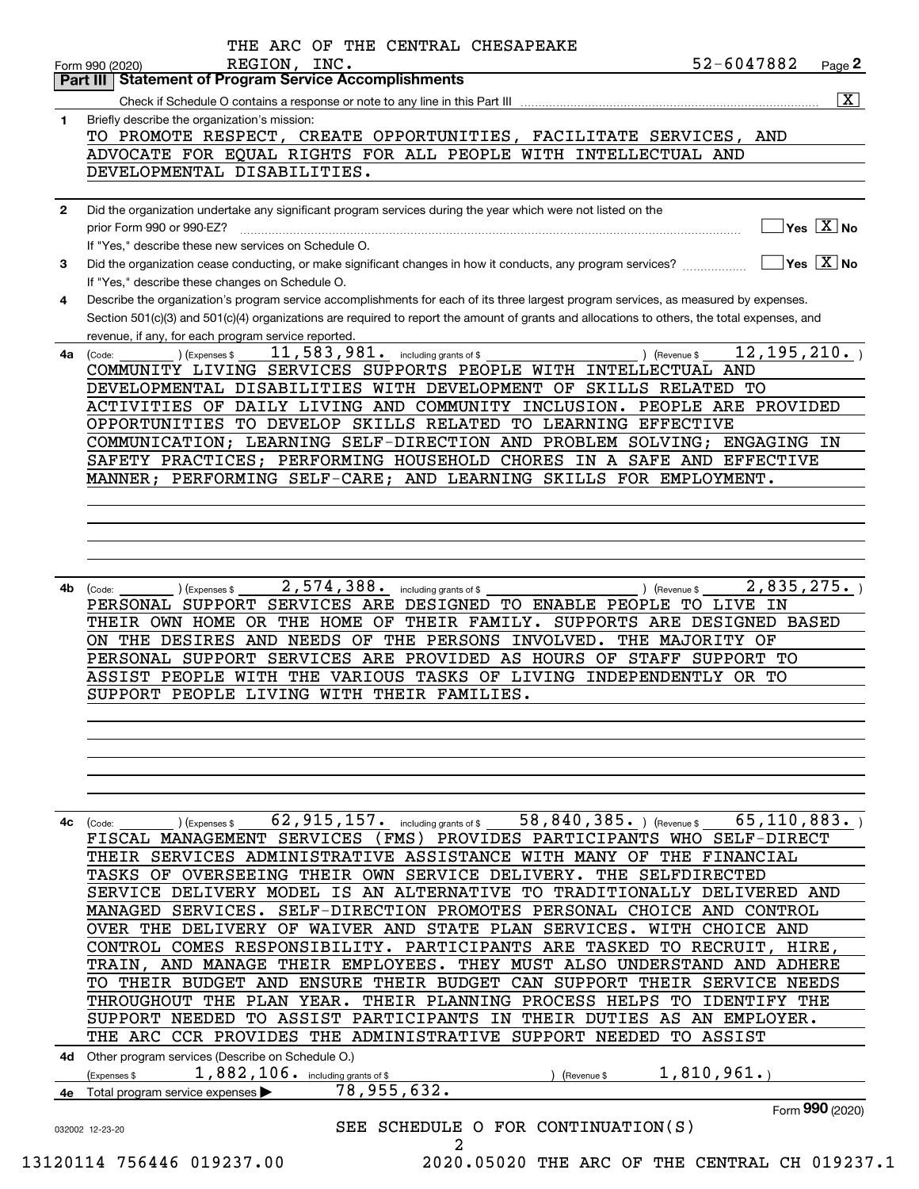THE ARC OF THE CENTRAL CHESAPEAKE REGION, INC.

Form 990 (2020) 52-6047882

## Part III Statement of Program Service Accomplishments

Check if Schedule O contains a response or note to any line in this Part III .......... [X]

**1** Briefly describe the organization's mission:

TO PROMOTE RESPECT, CREATE OPPORTUNITIES, FACILITATE SERVICES, AND ADVOCATE FOR EQUAL RIGHTS FOR ALL PEOPLE WITH INTELLECTUAL AND DEVELOPMENTAL DISABILITIES.

**2** Did the organization undertake any significant program services during the year which were not listed on the prior Form 990 or 990-EZ? .......... [ ] Yes [X] No

If "Yes," describe these new services on Schedule O.

**3** Did the organization cease conducting, or make significant changes in how it conducts, any program services? .......... [ ] Yes [X] No

If "Yes," describe these changes on Schedule O.

**4** Describe the organization's program service accomplishments for each of its three largest program services, as measured by expenses. Section 501(c)(3) and 501(c)(4) organizations are required to report the amount of grants and allocations to others, the total expenses, and revenue, if any, for each program service reported.

**4a** (Code: ) (Expenses $ 11,583,981. including grants of $ ) (Revenue $ 12,195,210. )

COMMUNITY LIVING SERVICES SUPPORTS PEOPLE WITH INTELLECTUAL AND DEVELOPMENTAL DISABILITIES WITH DEVELOPMENT OF SKILLS RELATED TO ACTIVITIES OF DAILY LIVING AND COMMUNITY INCLUSION. PEOPLE ARE PROVIDED OPPORTUNITIES TO DEVELOP SKILLS RELATED TO LEARNING EFFECTIVE COMMUNICATION; LEARNING SELF-DIRECTION AND PROBLEM SOLVING; ENGAGING IN SAFETY PRACTICES; PERFORMING HOUSEHOLD CHORES IN A SAFE AND EFFECTIVE MANNER; PERFORMING SELF-CARE; AND LEARNING SKILLS FOR EMPLOYMENT.

**4b** (Code: ) (Expenses $ 2,574,388. including grants of $ ) (Revenue $ 2,835,275. )

PERSONAL SUPPORT SERVICES ARE DESIGNED TO ENABLE PEOPLE TO LIVE IN THEIR OWN HOME OR THE HOME OF THEIR FAMILY. SUPPORTS ARE DESIGNED BASED ON THE DESIRES AND NEEDS OF THE PERSONS INVOLVED. THE MAJORITY OF PERSONAL SUPPORT SERVICES ARE PROVIDED AS HOURS OF STAFF SUPPORT TO ASSIST PEOPLE WITH THE VARIOUS TASKS OF LIVING INDEPENDENTLY OR TO SUPPORT PEOPLE LIVING WITH THEIR FAMILIES.

**4c** (Code: ) (Expenses $ 62,915,157. including grants of $ 58,840,385. ) (Revenue $ 65,110,883. )

FISCAL MANAGEMENT SERVICES (FMS) PROVIDES PARTICIPANTS WHO SELF-DIRECT THEIR SERVICES ADMINISTRATIVE ASSISTANCE WITH MANY OF THE FINANCIAL TASKS OF OVERSEEING THEIR OWN SERVICE DELIVERY. THE SELFDIRECTED SERVICE DELIVERY MODEL IS AN ALTERNATIVE TO TRADITIONALLY DELIVERED AND MANAGED SERVICES. SELF-DIRECTION PROMOTES PERSONAL CHOICE AND CONTROL OVER THE DELIVERY OF WAIVER AND STATE PLAN SERVICES. WITH CHOICE AND CONTROL COMES RESPONSIBILITY. PARTICIPANTS ARE TASKED TO RECRUIT, HIRE, TRAIN, AND MANAGE THEIR EMPLOYEES. THEY MUST ALSO UNDERSTAND AND ADHERE TO THEIR BUDGET AND ENSURE THEIR BUDGET CAN SUPPORT THEIR SERVICE NEEDS THROUGHOUT THE PLAN YEAR. THEIR PLANNING PROCESS HELPS TO IDENTIFY THE SUPPORT NEEDED TO ASSIST PARTICIPANTS IN THEIR DUTIES AS AN EMPLOYER. THE ARC CCR PROVIDES THE ADMINISTRATIVE SUPPORT NEEDED TO ASSIST

**4d** Other program services (Describe on Schedule O.)

(Expenses $ 1,882,106. including grants of $ ) (Revenue $ 1,810,961.)

**4e** Total program service expenses ▶ 78,955,632.

Form **990** (2020)

SEE SCHEDULE O FOR CONTINUATION(S)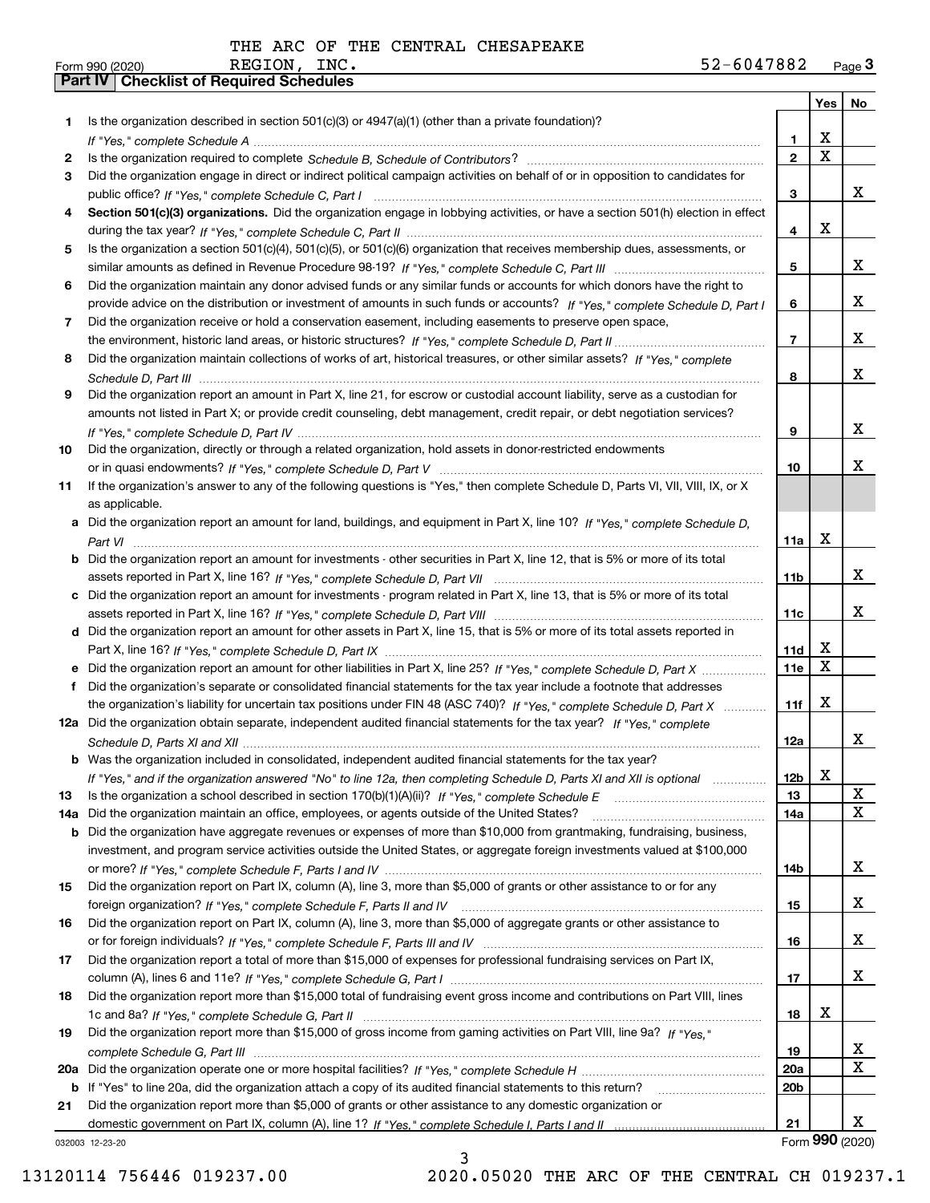THE ARC OF THE CENTRAL CHESAPEAKE
Form 990 (2020) REGION, INC. 52-6047882 Page **3**

**Part IV | Checklist of Required Schedules**

| | | | Yes | No |
|---|---|---|---|---|
| **1** | Is the organization described in section 501(c)(3) or 4947(a)(1) (other than a private foundation)? *If "Yes," complete Schedule A* | **1** | X | |
| **2** | Is the organization required to complete *Schedule B, Schedule of Contributors*? | **2** | X | |
| **3** | Did the organization engage in direct or indirect political campaign activities on behalf of or in opposition to candidates for public office? *If "Yes," complete Schedule C, Part I* | **3** | | X |
| **4** | **Section 501(c)(3) organizations.** Did the organization engage in lobbying activities, or have a section 501(h) election in effect during the tax year? *If "Yes," complete Schedule C, Part II* | **4** | X | |
| **5** | Is the organization a section 501(c)(4), 501(c)(5), or 501(c)(6) organization that receives membership dues, assessments, or similar amounts as defined in Revenue Procedure 98-19? *If "Yes," complete Schedule C, Part III* | **5** | | X |
| **6** | Did the organization maintain any donor advised funds or any similar funds or accounts for which donors have the right to provide advice on the distribution or investment of amounts in such funds or accounts? *If "Yes," complete Schedule D, Part I* | **6** | | X |
| **7** | Did the organization receive or hold a conservation easement, including easements to preserve open space, the environment, historic land areas, or historic structures? *If "Yes," complete Schedule D, Part II* | **7** | | X |
| **8** | Did the organization maintain collections of works of art, historical treasures, or other similar assets? *If "Yes," complete Schedule D, Part III* | **8** | | X |
| **9** | Did the organization report an amount in Part X, line 21, for escrow or custodial account liability, serve as a custodian for amounts not listed in Part X; or provide credit counseling, debt management, credit repair, or debt negotiation services? *If "Yes," complete Schedule D, Part IV* | **9** | | X |
| **10** | Did the organization, directly or through a related organization, hold assets in donor-restricted endowments or in quasi endowments? *If "Yes," complete Schedule D, Part V* | **10** | | X |
| **11** | If the organization's answer to any of the following questions is "Yes," then complete Schedule D, Parts VI, VII, VIII, IX, or X as applicable. | | | |
| **a** | Did the organization report an amount for land, buildings, and equipment in Part X, line 10? *If "Yes," complete Schedule D, Part VI* | **11a** | X | |
| **b** | Did the organization report an amount for investments - other securities in Part X, line 12, that is 5% or more of its total assets reported in Part X, line 16? *If "Yes," complete Schedule D, Part VII* | **11b** | | X |
| **c** | Did the organization report an amount for investments - program related in Part X, line 13, that is 5% or more of its total assets reported in Part X, line 16? *If "Yes," complete Schedule D, Part VIII* | **11c** | | X |
| **d** | Did the organization report an amount for other assets in Part X, line 15, that is 5% or more of its total assets reported in Part X, line 16? *If "Yes," complete Schedule D, Part IX* | **11d** | X | |
| **e** | Did the organization report an amount for other liabilities in Part X, line 25? *If "Yes," complete Schedule D, Part X* | **11e** | X | |
| **f** | Did the organization's separate or consolidated financial statements for the tax year include a footnote that addresses the organization's liability for uncertain tax positions under FIN 48 (ASC 740)? *If "Yes," complete Schedule D, Part X* | **11f** | X | |
| **12a** | Did the organization obtain separate, independent audited financial statements for the tax year? *If "Yes," complete Schedule D, Parts XI and XII* | **12a** | | X |
| **b** | Was the organization included in consolidated, independent audited financial statements for the tax year? *If "Yes," and if the organization answered "No" to line 12a, then completing Schedule D, Parts XI and XII is optional* | **12b** | X | |
| **13** | Is the organization a school described in section 170(b)(1)(A)(ii)? *If "Yes," complete Schedule E* | **13** | | X |
| **14a** | Did the organization maintain an office, employees, or agents outside of the United States? | **14a** | | X |
| **b** | Did the organization have aggregate revenues or expenses of more than $10,000 from grantmaking, fundraising, business, investment, and program service activities outside the United States, or aggregate foreign investments valued at $100,000 or more? *If "Yes," complete Schedule F, Parts I and IV* | **14b** | | X |
| **15** | Did the organization report on Part IX, column (A), line 3, more than $5,000 of grants or other assistance to or for any foreign organization? *If "Yes," complete Schedule F, Parts II and IV* | **15** | | X |
| **16** | Did the organization report on Part IX, column (A), line 3, more than $5,000 of aggregate grants or other assistance to or for foreign individuals? *If "Yes," complete Schedule F, Parts III and IV* | **16** | | X |
| **17** | Did the organization report a total of more than $15,000 of expenses for professional fundraising services on Part IX, column (A), lines 6 and 11e? *If "Yes," complete Schedule G, Part I* | **17** | | X |
| **18** | Did the organization report more than $15,000 total of fundraising event gross income and contributions on Part VIII, lines 1c and 8a? *If "Yes," complete Schedule G, Part II* | **18** | X | |
| **19** | Did the organization report more than $15,000 of gross income from gaming activities on Part VIII, line 9a? *If "Yes," complete Schedule G, Part III* | **19** | | X |
| **20a** | Did the organization operate one or more hospital facilities? *If "Yes," complete Schedule H* | **20a** | | X |
| **b** | If "Yes" to line 20a, did the organization attach a copy of its audited financial statements to this return? | **20b** | | |
| **21** | Did the organization report more than $5,000 of grants or other assistance to any domestic organization or domestic government on Part IX, column (A), line 1? *If "Yes," complete Schedule I, Parts I and II* | **21** | | X |

032003 12-23-20 Form **990** (2020)

13120114 756446 019237.00 2020.05020 THE ARC OF THE CENTRAL CH 019237.1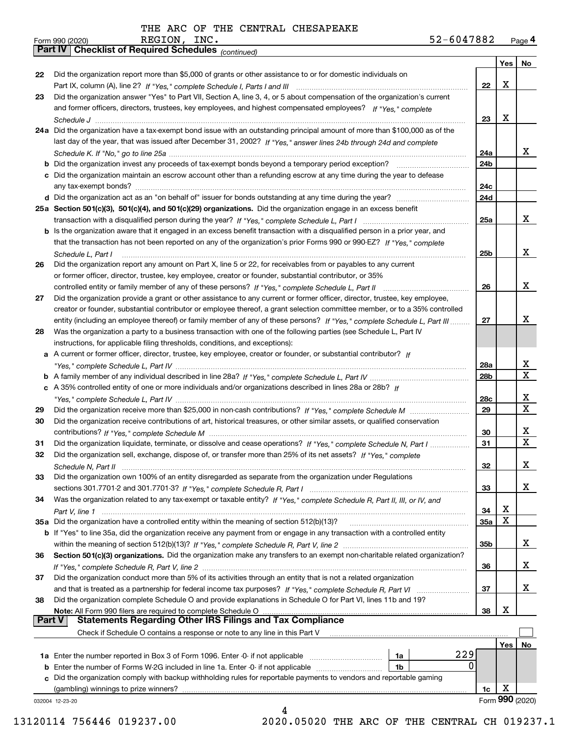THE ARC OF THE CENTRAL CHESAPEAKE REGION, INC. 52-6047882

Form 990 (2020) Page 4

**Part IV Checklist of Required Schedules** *(continued)*

| | | | Yes | No |
|---|---|---|---|---|
| 22 | Did the organization report more than $5,000 of grants or other assistance to or for domestic individuals on Part IX, column (A), line 2? *If "Yes," complete Schedule I, Parts I and III* | 22 | X | |
| 23 | Did the organization answer "Yes" to Part VII, Section A, line 3, 4, or 5 about compensation of the organization's current and former officers, directors, trustees, key employees, and highest compensated employees? *If "Yes," complete Schedule J* | 23 | X | |
| 24a | Did the organization have a tax-exempt bond issue with an outstanding principal amount of more than $100,000 as of the last day of the year, that was issued after December 31, 2002? *If "Yes," answer lines 24b through 24d and complete Schedule K. If "No," go to line 25a* | 24a | | X |
| b | Did the organization invest any proceeds of tax-exempt bonds beyond a temporary period exception? | 24b | | |
| c | Did the organization maintain an escrow account other than a refunding escrow at any time during the year to defease any tax-exempt bonds? | 24c | | |
| d | Did the organization act as an "on behalf of" issuer for bonds outstanding at any time during the year? | 24d | | |
| 25a | **Section 501(c)(3), 501(c)(4), and 501(c)(29) organizations.** Did the organization engage in an excess benefit transaction with a disqualified person during the year? *If "Yes," complete Schedule L, Part I* | 25a | | X |
| b | Is the organization aware that it engaged in an excess benefit transaction with a disqualified person in a prior year, and that the transaction has not been reported on any of the organization's prior Forms 990 or 990-EZ? *If "Yes," complete Schedule L, Part I* | 25b | | X |
| 26 | Did the organization report any amount on Part X, line 5 or 22, for receivables from or payables to any current or former officer, director, trustee, key employee, creator or founder, substantial contributor, or 35% controlled entity or family member of any of these persons? *If "Yes," complete Schedule L, Part II* | 26 | | X |
| 27 | Did the organization provide a grant or other assistance to any current or former officer, director, trustee, key employee, creator or founder, substantial contributor or employee thereof, a grant selection committee member, or to a 35% controlled entity (including an employee thereof) or family member of any of these persons? *If "Yes," complete Schedule L, Part III* | 27 | | X |
| 28 | Was the organization a party to a business transaction with one of the following parties (see Schedule L, Part IV instructions, for applicable filing thresholds, conditions, and exceptions): | | | |
| a | A current or former officer, director, trustee, key employee, creator or founder, or substantial contributor? *If "Yes," complete Schedule L, Part IV* | 28a | | X |
| b | A family member of any individual described in line 28a? *If "Yes," complete Schedule L, Part IV* | 28b | | X |
| c | A 35% controlled entity of one or more individuals and/or organizations described in lines 28a or 28b? *If "Yes," complete Schedule L, Part IV* | 28c | | X |
| 29 | Did the organization receive more than $25,000 in non-cash contributions? *If "Yes," complete Schedule M* | 29 | | X |
| 30 | Did the organization receive contributions of art, historical treasures, or other similar assets, or qualified conservation contributions? *If "Yes," complete Schedule M* | 30 | | X |
| 31 | Did the organization liquidate, terminate, or dissolve and cease operations? *If "Yes," complete Schedule N, Part I* | 31 | | X |
| 32 | Did the organization sell, exchange, dispose of, or transfer more than 25% of its net assets? *If "Yes," complete Schedule N, Part II* | 32 | | X |
| 33 | Did the organization own 100% of an entity disregarded as separate from the organization under Regulations sections 301.7701-2 and 301.7701-3? *If "Yes," complete Schedule R, Part I* | 33 | | X |
| 34 | Was the organization related to any tax-exempt or taxable entity? *If "Yes," complete Schedule R, Part II, III, or IV, and Part V, line 1* | 34 | X | |
| 35a | Did the organization have a controlled entity within the meaning of section 512(b)(13)? | 35a | X | |
| b | If "Yes" to line 35a, did the organization receive any payment from or engage in any transaction with a controlled entity within the meaning of section 512(b)(13)? *If "Yes," complete Schedule R, Part V, line 2* | 35b | | X |
| 36 | **Section 501(c)(3) organizations.** Did the organization make any transfers to an exempt non-charitable related organization? *If "Yes," complete Schedule R, Part V, line 2* | 36 | | X |
| 37 | Did the organization conduct more than 5% of its activities through an entity that is not a related organization and that is treated as a partnership for federal income tax purposes? *If "Yes," complete Schedule R, Part VI* | 37 | | X |
| 38 | Did the organization complete Schedule O and provide explanations in Schedule O for Part VI, lines 11b and 19? **Note:** All Form 990 filers are required to complete Schedule O | 38 | X | |

**Part V Statements Regarding Other IRS Filings and Tax Compliance**

Check if Schedule O contains a response or note to any line in this Part V

| | | | | | Yes | No |
|---|---|---|---|---|---|---|
| 1a | Enter the number reported in Box 3 of Form 1096. Enter -0- if not applicable | 1a | 229 | | | |
| b | Enter the number of Forms W-2G included in line 1a. Enter -0- if not applicable | 1b | 0 | | | |
| c | Did the organization comply with backup withholding rules for reportable payments to vendors and reportable gaming (gambling) winnings to prize winners? | | | 1c | X | |

032004 12-23-20 Form **990** (2020)

13120114 756446 019237.00 2020.05020 THE ARC OF THE CENTRAL CH 019237.1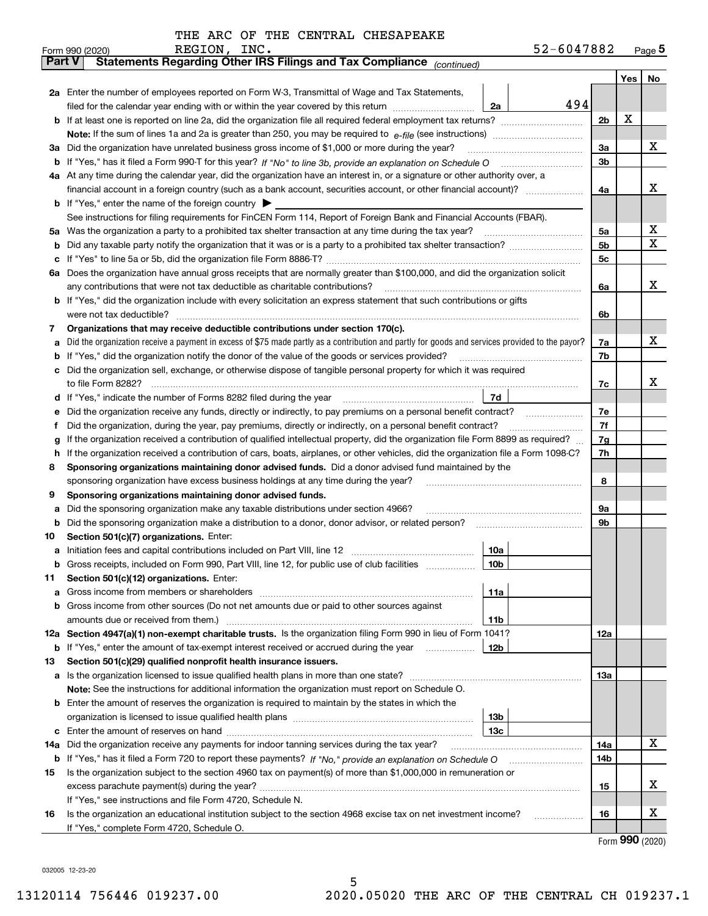THE ARC OF THE CENTRAL CHESAPEAKE REGION, INC. 52-6047882

Form 990 (2020)

## Part V Statements Regarding Other IRS Filings and Tax Compliance *(continued)*

| | | | | | Yes | No |
|---|---|---|---|---|---|---|
| **2a** | Enter the number of employees reported on Form W-3, Transmittal of Wage and Tax Statements, filed for the calendar year ending with or within the year covered by this return | 2a | 494 | | | |
| **b** | If at least one is reported on line 2a, did the organization file all required federal employment tax returns? | | | 2b | X | |
| | **Note:** If the sum of lines 1a and 2a is greater than 250, you may be required to *e-file* (see instructions) | | | | | |
| **3a** | Did the organization have unrelated business gross income of $1,000 or more during the year? | | | 3a | | X |
| **b** | If "Yes," has it filed a Form 990-T for this year? *If "No" to line 3b, provide an explanation on Schedule O* | | | 3b | | |
| **4a** | At any time during the calendar year, did the organization have an interest in, or a signature or other authority over, a financial account in a foreign country (such as a bank account, securities account, or other financial account)? | | | 4a | | X |
| **b** | If "Yes," enter the name of the foreign country ▶ | | | | | |
| | See instructions for filing requirements for FinCEN Form 114, Report of Foreign Bank and Financial Accounts (FBAR). | | | | | |
| **5a** | Was the organization a party to a prohibited tax shelter transaction at any time during the tax year? | | | 5a | | X |
| **b** | Did any taxable party notify the organization that it was or is a party to a prohibited tax shelter transaction? | | | 5b | | X |
| **c** | If "Yes" to line 5a or 5b, did the organization file Form 8886-T? | | | 5c | | |
| **6a** | Does the organization have annual gross receipts that are normally greater than $100,000, and did the organization solicit any contributions that were not tax deductible as charitable contributions? | | | 6a | | X |
| **b** | If "Yes," did the organization include with every solicitation an express statement that such contributions or gifts were not tax deductible? | | | 6b | | |
| **7** | **Organizations that may receive deductible contributions under section 170(c).** | | | | | |
| **a** | Did the organization receive a payment in excess of $75 made partly as a contribution and partly for goods and services provided to the payor? | | | 7a | | X |
| **b** | If "Yes," did the organization notify the donor of the value of the goods or services provided? | | | 7b | | |
| **c** | Did the organization sell, exchange, or otherwise dispose of tangible personal property for which it was required to file Form 8282? | | | 7c | | X |
| **d** | If "Yes," indicate the number of Forms 8282 filed during the year | 7d | | | | |
| **e** | Did the organization receive any funds, directly or indirectly, to pay premiums on a personal benefit contract? | | | 7e | | |
| **f** | Did the organization, during the year, pay premiums, directly or indirectly, on a personal benefit contract? | | | 7f | | |
| **g** | If the organization received a contribution of qualified intellectual property, did the organization file Form 8899 as required? | | | 7g | | |
| **h** | If the organization received a contribution of cars, boats, airplanes, or other vehicles, did the organization file a Form 1098-C? | | | 7h | | |
| **8** | **Sponsoring organizations maintaining donor advised funds.** Did a donor advised fund maintained by the sponsoring organization have excess business holdings at any time during the year? | | | 8 | | |
| **9** | **Sponsoring organizations maintaining donor advised funds.** | | | | | |
| **a** | Did the sponsoring organization make any taxable distributions under section 4966? | | | 9a | | |
| **b** | Did the sponsoring organization make a distribution to a donor, donor advisor, or related person? | | | 9b | | |
| **10** | **Section 501(c)(7) organizations.** Enter: | | | | | |
| **a** | Initiation fees and capital contributions included on Part VIII, line 12 | 10a | | | | |
| **b** | Gross receipts, included on Form 990, Part VIII, line 12, for public use of club facilities | 10b | | | | |
| **11** | **Section 501(c)(12) organizations.** Enter: | | | | | |
| **a** | Gross income from members or shareholders | 11a | | | | |
| **b** | Gross income from other sources (Do not net amounts due or paid to other sources against amounts due or received from them.) | 11b | | | | |
| **12a** | **Section 4947(a)(1) non-exempt charitable trusts.** Is the organization filing Form 990 in lieu of Form 1041? | | | 12a | | |
| **b** | If "Yes," enter the amount of tax-exempt interest received or accrued during the year | 12b | | | | |
| **13** | **Section 501(c)(29) qualified nonprofit health insurance issuers.** | | | | | |
| **a** | Is the organization licensed to issue qualified health plans in more than one state? | | | 13a | | |
| | **Note:** See the instructions for additional information the organization must report on Schedule O. | | | | | |
| **b** | Enter the amount of reserves the organization is required to maintain by the states in which the organization is licensed to issue qualified health plans | 13b | | | | |
| **c** | Enter the amount of reserves on hand | 13c | | | | |
| **14a** | Did the organization receive any payments for indoor tanning services during the tax year? | | | 14a | | X |
| **b** | If "Yes," has it filed a Form 720 to report these payments? *If "No," provide an explanation on Schedule O* | | | 14b | | |
| **15** | Is the organization subject to the section 4960 tax on payment(s) of more than $1,000,000 in remuneration or excess parachute payment(s) during the year? | | | 15 | | X |
| | If "Yes," see instructions and file Form 4720, Schedule N. | | | | | |
| **16** | Is the organization an educational institution subject to the section 4968 excise tax on net investment income? | | | 16 | | X |
| | If "Yes," complete Form 4720, Schedule O. | | | | | |

Form **990** (2020)

032005 12-23-20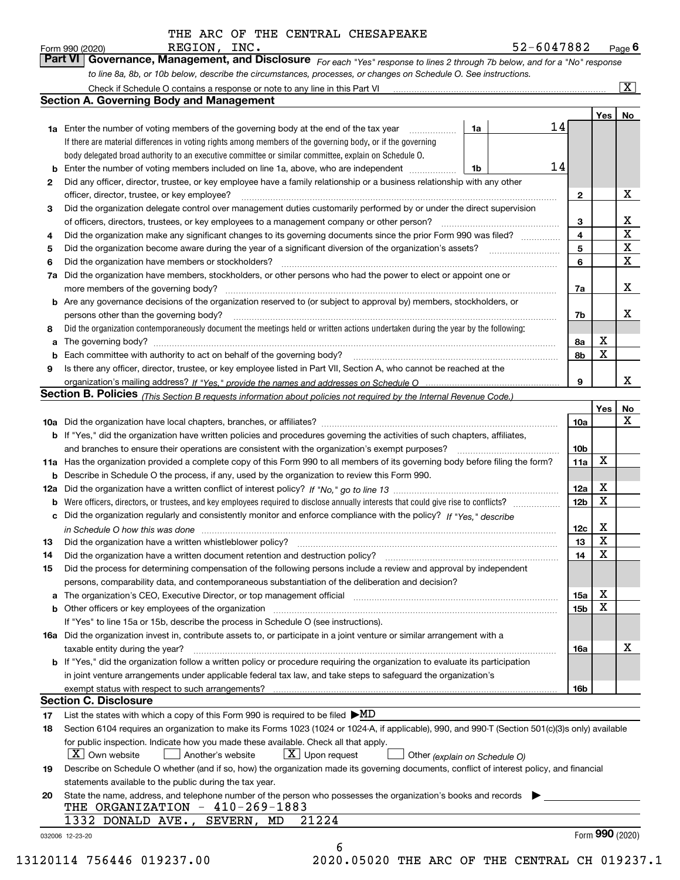THE ARC OF THE CENTRAL CHESAPEAKE REGION, INC.

Form 990 (2020) 52-6047882

## Part VI Governance, Management, and Disclosure

*For each "Yes" response to lines 2 through 7b below, and for a "No" response to line 8a, 8b, or 10b below, describe the circumstances, processes, or changes on Schedule O. See instructions.*

Check if Schedule O contains a response or note to any line in this Part VI ... [X]

### Section A. Governing Body and Management

| | | | | Yes | No |
|---|---|---|---|---|---|
| **1a** | Enter the number of voting members of the governing body at the end of the tax year. If there are material differences in voting rights among members of the governing body, or if the governing body delegated broad authority to an executive committee or similar committee, explain on Schedule O. | 1a | 14 | | |
| **b** | Enter the number of voting members included on line 1a, above, who are independent | 1b | 14 | | |
| **2** | Did any officer, director, trustee, or key employee have a family relationship or a business relationship with any other officer, director, trustee, or key employee? | 2 | | | X |
| **3** | Did the organization delegate control over management duties customarily performed by or under the direct supervision of officers, directors, trustees, or key employees to a management company or other person? | 3 | | | X |
| **4** | Did the organization make any significant changes to its governing documents since the prior Form 990 was filed? | 4 | | | X |
| **5** | Did the organization become aware during the year of a significant diversion of the organization's assets? | 5 | | | X |
| **6** | Did the organization have members or stockholders? | 6 | | | X |
| **7a** | Did the organization have members, stockholders, or other persons who had the power to elect or appoint one or more members of the governing body? | 7a | | | X |
| **b** | Are any governance decisions of the organization reserved to (or subject to approval by) members, stockholders, or persons other than the governing body? | 7b | | | X |
| **8** | Did the organization contemporaneously document the meetings held or written actions undertaken during the year by the following: | | | | |
| **a** | The governing body? | 8a | | X | |
| **b** | Each committee with authority to act on behalf of the governing body? | 8b | | X | |
| **9** | Is there any officer, director, trustee, or key employee listed in Part VII, Section A, who cannot be reached at the organization's mailing address? *If "Yes," provide the names and addresses on Schedule O* | 9 | | | X |

### Section B. Policies *(This Section B requests information about policies not required by the Internal Revenue Code.)*

| | | | Yes | No |
|---|---|---|---|---|
| **10a** | Did the organization have local chapters, branches, or affiliates? | 10a | | X |
| **b** | If "Yes," did the organization have written policies and procedures governing the activities of such chapters, affiliates, and branches to ensure their operations are consistent with the organization's exempt purposes? | 10b | | |
| **11a** | Has the organization provided a complete copy of this Form 990 to all members of its governing body before filing the form? | 11a | X | |
| **b** | Describe in Schedule O the process, if any, used by the organization to review this Form 990. | | | |
| **12a** | Did the organization have a written conflict of interest policy? *If "No," go to line 13* | 12a | X | |
| **b** | Were officers, directors, or trustees, and key employees required to disclose annually interests that could give rise to conflicts? | 12b | X | |
| **c** | Did the organization regularly and consistently monitor and enforce compliance with the policy? *If "Yes," describe in Schedule O how this was done* | 12c | X | |
| **13** | Did the organization have a written whistleblower policy? | 13 | X | |
| **14** | Did the organization have a written document retention and destruction policy? | 14 | X | |
| **15** | Did the process for determining compensation of the following persons include a review and approval by independent persons, comparability data, and contemporaneous substantiation of the deliberation and decision? | | | |
| **a** | The organization's CEO, Executive Director, or top management official | 15a | X | |
| **b** | Other officers or key employees of the organization. If "Yes" to line 15a or 15b, describe the process in Schedule O (see instructions). | 15b | X | |
| **16a** | Did the organization invest in, contribute assets to, or participate in a joint venture or similar arrangement with a taxable entity during the year? | 16a | | X |
| **b** | If "Yes," did the organization follow a written policy or procedure requiring the organization to evaluate its participation in joint venture arrangements under applicable federal tax law, and take steps to safeguard the organization's exempt status with respect to such arrangements? | 16b | | |

### Section C. Disclosure

**17** List the states with which a copy of this Form 990 is required to be filed ▶MD

**18** Section 6104 requires an organization to make its Forms 1023 (1024 or 1024-A, if applicable), 990, and 990-T (Section 501(c)(3)s only) available for public inspection. Indicate how you made these available. Check all that apply.

[X] Own website [ ] Another's website [X] Upon request [ ] Other *(explain on Schedule O)*

**19** Describe on Schedule O whether (and if so, how) the organization made its governing documents, conflict of interest policy, and financial statements available to the public during the tax year.

**20** State the name, address, and telephone number of the person who possesses the organization's books and records ▶

THE ORGANIZATION - 410-269-1883
1332 DONALD AVE., SEVERN, MD 21224

032006 12-23-20 Form **990** (2020)

13120114 756446 019237.00 2020.05020 THE ARC OF THE CENTRAL CH 019237.1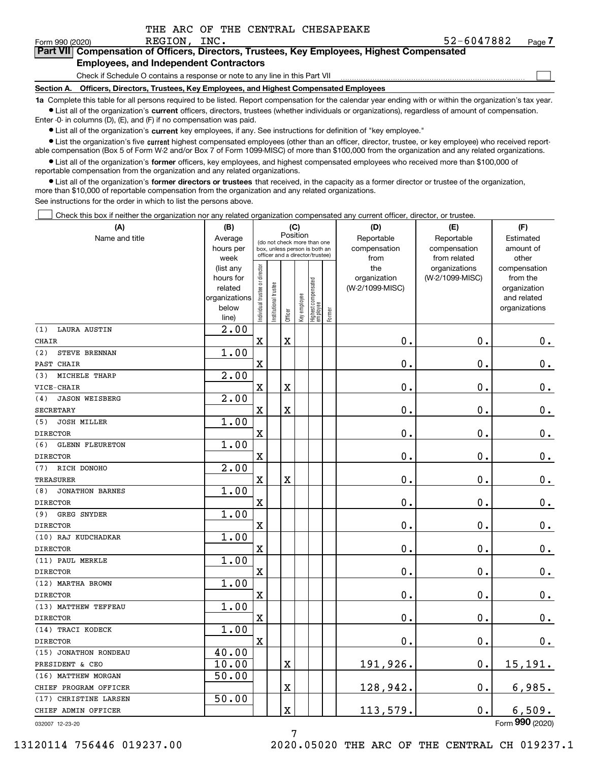THE ARC OF THE CENTRAL CHESAPEAKE REGION, INC. 52-6047882

**Part VII Compensation of Officers, Directors, Trustees, Key Employees, Highest Compensated Employees, and Independent Contractors**

Check if Schedule O contains a response or note to any line in this Part VII

**Section A. Officers, Directors, Trustees, Key Employees, and Highest Compensated Employees**

**1a** Complete this table for all persons required to be listed. Report compensation for the calendar year ending with or within the organization's tax year.

- List all of the organization's **current** officers, directors, trustees (whether individuals or organizations), regardless of amount of compensation. Enter -0- in columns (D), (E), and (F) if no compensation was paid.
- List all of the organization's **current** key employees, if any. See instructions for definition of "key employee."
- List the organization's five **current** highest compensated employees (other than an officer, director, trustee, or key employee) who received reportable compensation (Box 5 of Form W-2 and/or Box 7 of Form 1099-MISC) of more than $100,000 from the organization and any related organizations.
- List all of the organization's **former** officers, key employees, and highest compensated employees who received more than $100,000 of reportable compensation from the organization and any related organizations.
- List all of the organization's **former directors or trustees** that received, in the capacity as a former director or trustee of the organization, more than $10,000 of reportable compensation from the organization and any related organizations.

See instructions for the order in which to list the persons above.

Check this box if neither the organization nor any related organization compensated any current officer, director, or trustee.

| (A) Name and title | (B) Average hours per week (list any hours for related organizations below line) | (C) Position: Individual trustee or director | Institutional trustee | Officer | Key employee | Highest compensated employee | Former | (D) Reportable compensation from the organization (W-2/1099-MISC) | (E) Reportable compensation from related organizations (W-2/1099-MISC) | (F) Estimated amount of other compensation from the organization and related organizations |
|---|---|---|---|---|---|---|---|---|---|---|
| (1) LAURA AUSTIN<br>CHAIR | 2.00 | X | | X | | | | 0. | 0. | 0. |
| (2) STEVE BRENNAN<br>PAST CHAIR | 1.00 | X | | | | | | 0. | 0. | 0. |
| (3) MICHELE THARP<br>VICE-CHAIR | 2.00 | X | | X | | | | 0. | 0. | 0. |
| (4) JASON WEISBERG<br>SECRETARY | 2.00 | X | | X | | | | 0. | 0. | 0. |
| (5) JOSH MILLER<br>DIRECTOR | 1.00 | X | | | | | | 0. | 0. | 0. |
| (6) GLENN FLEURETON<br>DIRECTOR | 1.00 | X | | | | | | 0. | 0. | 0. |
| (7) RICH DONOHO<br>TREASURER | 2.00 | X | | X | | | | 0. | 0. | 0. |
| (8) JONATHON BARNES<br>DIRECTOR | 1.00 | X | | | | | | 0. | 0. | 0. |
| (9) GREG SNYDER<br>DIRECTOR | 1.00 | X | | | | | | 0. | 0. | 0. |
| (10) RAJ KUDCHADKAR<br>DIRECTOR | 1.00 | X | | | | | | 0. | 0. | 0. |
| (11) PAUL MERKLE<br>DIRECTOR | 1.00 | X | | | | | | 0. | 0. | 0. |
| (12) MARTHA BROWN<br>DIRECTOR | 1.00 | X | | | | | | 0. | 0. | 0. |
| (13) MATTHEW TEFFEAU<br>DIRECTOR | 1.00 | X | | | | | | 0. | 0. | 0. |
| (14) TRACI KODECK<br>DIRECTOR | 1.00 | X | | | | | | 0. | 0. | 0. |
| (15) JONATHON RONDEAU<br>PRESIDENT & CEO | 40.00<br>10.00 | | | X | | | | 191,926. | 0. | 15,191. |
| (16) MATTHEW MORGAN<br>CHIEF PROGRAM OFFICER | 50.00 | | | X | | | | 128,942. | 0. | 6,985. |
| (17) CHRISTINE LARSEN<br>CHIEF ADMIN OFFICER | 50.00 | | | X | | | | 113,579. | 0. | 6,509. |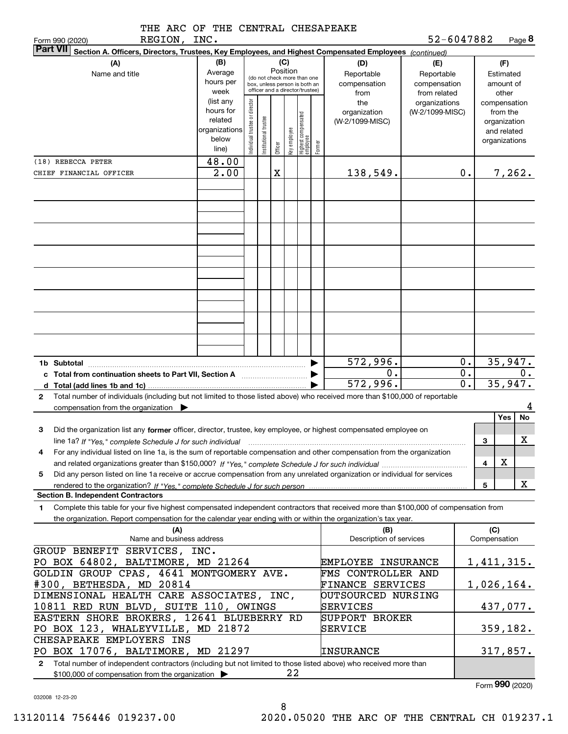THE ARC OF THE CENTRAL CHESAPEAKE REGION, INC. 52-6047882

Form 990 (2020) Page 8

## Part VII Section A. Officers, Directors, Trustees, Key Employees, and Highest Compensated Employees *(continued)*

| (A) Name and title | (B) Average hours per week (list any hours for related organizations below line) | (C) Position: Individual trustee or director | Institutional trustee | Officer | Key employee | Highest compensated employee | Former | (D) Reportable compensation from the organization (W-2/1099-MISC) | (E) Reportable compensation from related organizations (W-2/1099-MISC) | (F) Estimated amount of other compensation from the organization and related organizations |
|---|---|---|---|---|---|---|---|---|---|---|
| (18) REBECCA PETER<br>CHIEF FINANCIAL OFFICER | 48.00<br>2.00 | | | X | | | | 138,549. | 0. | 7,262. |

| | (D) | (E) | (F) |
|---|---|---|---|
| 1b Subtotal | 572,996. | 0. | 35,947. |
| c Total from continuation sheets to Part VII, Section A | 0. | 0. | 0. |
| d Total (add lines 1b and 1c) | 572,996. | 0. | 35,947. |

2 Total number of individuals (including but not limited to those listed above) who received more than $100,000 of reportable compensation from the organization ▶ 4

| | | Yes | No |
|---|---|---|---|
| 3 Did the organization list any **former** officer, director, trustee, key employee, or highest compensated employee on line 1a? *If "Yes," complete Schedule J for such individual* | 3 | | X |
| 4 For any individual listed on line 1a, is the sum of reportable compensation and other compensation from the organization and related organizations greater than $150,000? *If "Yes," complete Schedule J for such individual* | 4 | X | |
| 5 Did any person listed on line 1a receive or accrue compensation from any unrelated organization or individual for services rendered to the organization? *If "Yes," complete Schedule J for such person* | 5 | | X |

### Section B. Independent Contractors

1 Complete this table for your five highest compensated independent contractors that received more than $100,000 of compensation from the organization. Report compensation for the calendar year ending with or within the organization's tax year.

| (A) Name and business address | (B) Description of services | (C) Compensation |
|---|---|---|
| GROUP BENEFIT SERVICES, INC.<br>PO BOX 64802, BALTIMORE, MD 21264 | EMPLOYEE INSURANCE | 1,411,315. |
| GOLDIN GROUP CPAS, 4641 MONTGOMERY AVE.<br>#300, BETHESDA, MD 20814 | FMS CONTROLLER AND FINANCE SERVICES | 1,026,164. |
| DIMENSIONAL HEALTH CARE ASSOCIATES, INC,<br>10811 RED RUN BLVD, SUITE 110, OWINGS | OUTSOURCED NURSING SERVICES | 437,077. |
| EASTERN SHORE BROKERS, 12641 BLUEBERRY RD<br>PO BOX 123, WHALEYVILLE, MD 21872 | SUPPORT BROKER SERVICE | 359,182. |
| CHESAPEAKE EMPLOYERS INS<br>PO BOX 17076, BALTIMORE, MD 21297 | INSURANCE | 317,857. |

2 Total number of independent contractors (including but not limited to those listed above) who received more than $100,000 of compensation from the organization ▶ 22

Form 990 (2020)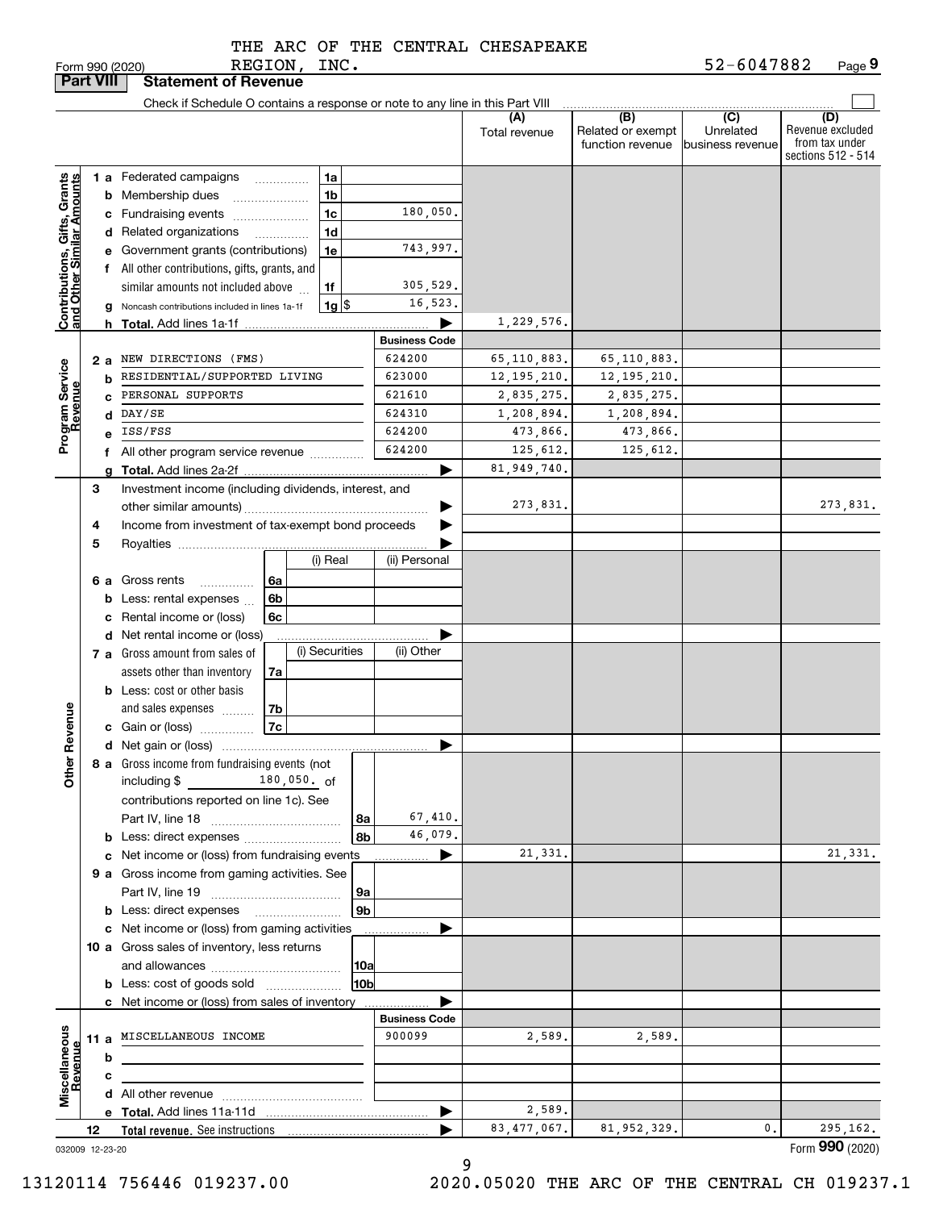THE ARC OF THE CENTRAL CHESAPEAKE REGION, INC.

Form 990 (2020) 52-6047882

## Part VIII Statement of Revenue

Check if Schedule O contains a response or note to any line in this Part VIII

| | | | (A) Total revenue | (B) Related or exempt function revenue | (C) Unrelated business revenue | (D) Revenue excluded from tax under sections 512 - 514 |
|---|---|---|---|---|---|---|
| **Contributions, Gifts, Grants and Other Similar Amounts** | | | | | | |
| 1 a | Federated campaigns | 1a | | | | |
| b | Membership dues | 1b | | | | |
| c | Fundraising events | 1c 180,050. | | | | |
| d | Related organizations | 1d | | | | |
| e | Government grants (contributions) | 1e 743,997. | | | | |
| f | All other contributions, gifts, grants, and similar amounts not included above | 1f 305,529. | | | | |
| g | Noncash contributions included in lines 1a-1f | 1g $ 16,523. | | | | |
| h | **Total.** Add lines 1a-1f | | 1,229,576. | | | |
| **Program Service Revenue** | | **Business Code** | | | | |
| 2 a | NEW DIRECTIONS (FMS) | 624200 | 65,110,883. | 65,110,883. | | |
| b | RESIDENTIAL/SUPPORTED LIVING | 623000 | 12,195,210. | 12,195,210. | | |
| c | PERSONAL SUPPORTS | 621610 | 2,835,275. | 2,835,275. | | |
| d | DAY/SE | 624310 | 1,208,894. | 1,208,894. | | |
| e | ISS/FSS | 624200 | 473,866. | 473,866. | | |
| f | All other program service revenue | 624200 | 125,612. | 125,612. | | |
| g | **Total.** Add lines 2a-2f | | 81,949,740. | | | |
| **Other Revenue** | | | | | | |
| 3 | Investment income (including dividends, interest, and other similar amounts) | | 273,831. | | | 273,831. |
| 4 | Income from investment of tax-exempt bond proceeds | | | | | |
| 5 | Royalties | | | | | |
| 6 a | Gross rents — 6a (i) Real / (ii) Personal | | | | | |
| b | Less: rental expenses — 6b | | | | | |
| c | Rental income or (loss) — 6c | | | | | |
| d | Net rental income or (loss) | | | | | |
| 7 a | Gross amount from sales of assets other than inventory — 7a (i) Securities / (ii) Other | | | | | |
| b | Less: cost or other basis and sales expenses — 7b | | | | | |
| c | Gain or (loss) — 7c | | | | | |
| d | Net gain or (loss) | | | | | |
| 8 a | Gross income from fundraising events (not including $ 180,050. of contributions reported on line 1c). See Part IV, line 18 | 8a 67,410. | | | | |
| b | Less: direct expenses | 8b 46,079. | | | | |
| c | Net income or (loss) from fundraising events | | 21,331. | | | 21,331. |
| 9 a | Gross income from gaming activities. See Part IV, line 19 | 9a | | | | |
| b | Less: direct expenses | 9b | | | | |
| c | Net income or (loss) from gaming activities | | | | | |
| 10 a | Gross sales of inventory, less returns and allowances | 10a | | | | |
| b | Less: cost of goods sold | 10b | | | | |
| c | Net income or (loss) from sales of inventory | | | | | |
| **Miscellaneous Revenue** | | **Business Code** | | | | |
| 11 a | MISCELLANEOUS INCOME | 900099 | 2,589. | 2,589. | | |
| b | | | | | | |
| c | | | | | | |
| d | All other revenue | | | | | |
| e | **Total.** Add lines 11a-11d | | 2,589. | | | |
| 12 | **Total revenue.** See instructions | | 83,477,067. | 81,952,329. | 0. | 295,162. |

032009 12-23-20 Form **990** (2020)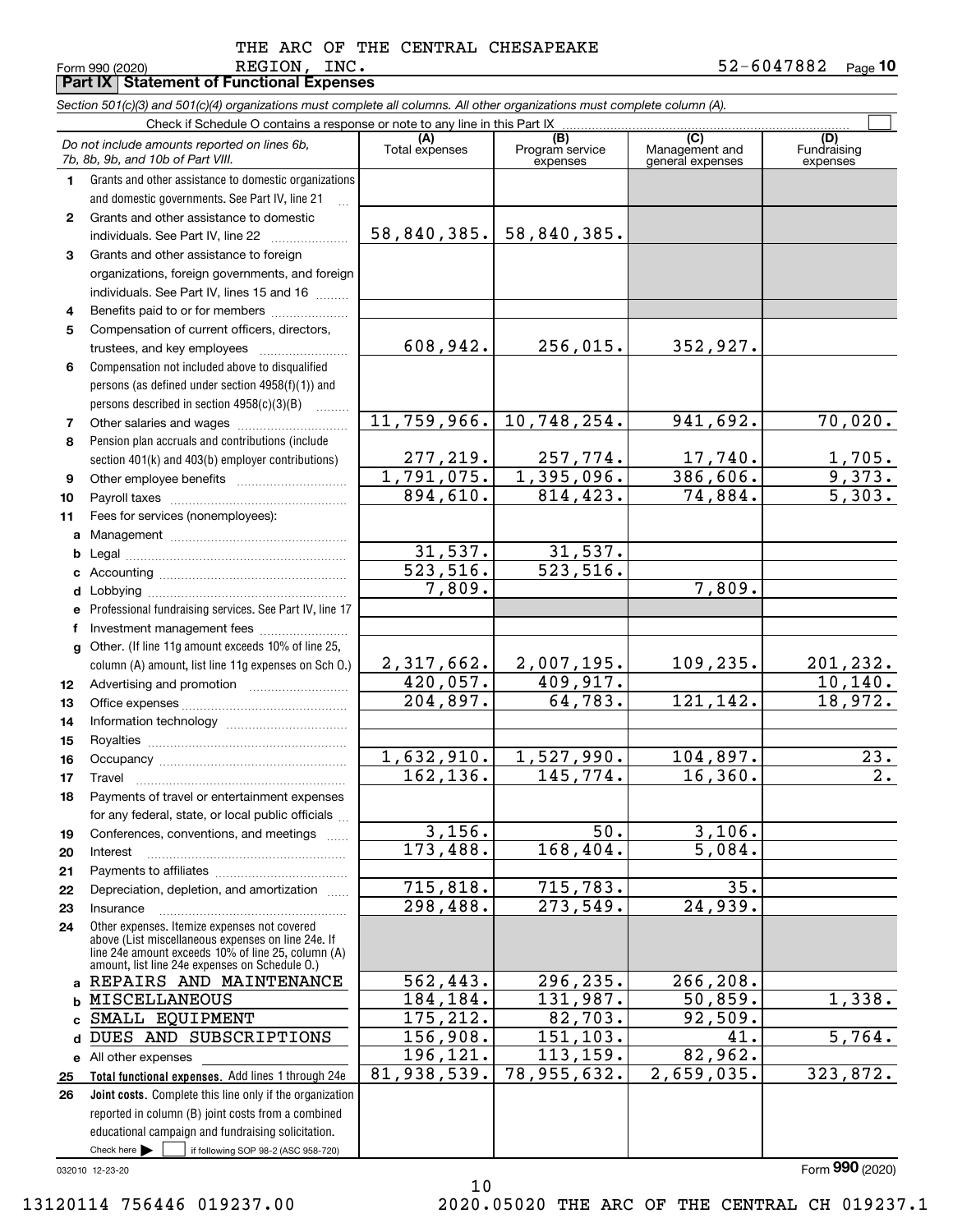THE ARC OF THE CENTRAL CHESAPEAKE REGION, INC.

Form 990 (2020) 52-6047882 Page 10

## Part IX Statement of Functional Expenses

*Section 501(c)(3) and 501(c)(4) organizations must complete all columns. All other organizations must complete column (A).*

Check if Schedule O contains a response or note to any line in this Part IX ☐

| | *Do not include amounts reported on lines 6b, 7b, 8b, 9b, and 10b of Part VIII.* | (A) Total expenses | (B) Program service expenses | (C) Management and general expenses | (D) Fundraising expenses |
|---|---|---|---|---|---|
| 1 | Grants and other assistance to domestic organizations and domestic governments. See Part IV, line 21 | | | | |
| 2 | Grants and other assistance to domestic individuals. See Part IV, line 22 | 58,840,385. | 58,840,385. | | |
| 3 | Grants and other assistance to foreign organizations, foreign governments, and foreign individuals. See Part IV, lines 15 and 16 | | | | |
| 4 | Benefits paid to or for members | | | | |
| 5 | Compensation of current officers, directors, trustees, and key employees | 608,942. | 256,015. | 352,927. | |
| 6 | Compensation not included above to disqualified persons (as defined under section 4958(f)(1)) and persons described in section 4958(c)(3)(B) | | | | |
| 7 | Other salaries and wages | 11,759,966. | 10,748,254. | 941,692. | 70,020. |
| 8 | Pension plan accruals and contributions (include section 401(k) and 403(b) employer contributions) | 277,219. | 257,774. | 17,740. | 1,705. |
| 9 | Other employee benefits | 1,791,075. | 1,395,096. | 386,606. | 9,373. |
| 10 | Payroll taxes | 894,610. | 814,423. | 74,884. | 5,303. |
| 11 | Fees for services (nonemployees): | | | | |
| a | Management | | | | |
| b | Legal | 31,537. | 31,537. | | |
| c | Accounting | 523,516. | 523,516. | | |
| d | Lobbying | 7,809. | | 7,809. | |
| e | Professional fundraising services. See Part IV, line 17 | | | | |
| f | Investment management fees | | | | |
| g | Other. (If line 11g amount exceeds 10% of line 25, column (A) amount, list line 11g expenses on Sch O.) | 2,317,662. | 2,007,195. | 109,235. | 201,232. |
| 12 | Advertising and promotion | 420,057. | 409,917. | | 10,140. |
| 13 | Office expenses | 204,897. | 64,783. | 121,142. | 18,972. |
| 14 | Information technology | | | | |
| 15 | Royalties | | | | |
| 16 | Occupancy | 1,632,910. | 1,527,990. | 104,897. | 23. |
| 17 | Travel | 162,136. | 145,774. | 16,360. | 2. |
| 18 | Payments of travel or entertainment expenses for any federal, state, or local public officials | | | | |
| 19 | Conferences, conventions, and meetings | 3,156. | 50. | 3,106. | |
| 20 | Interest | 173,488. | 168,404. | 5,084. | |
| 21 | Payments to affiliates | | | | |
| 22 | Depreciation, depletion, and amortization | 715,818. | 715,783. | 35. | |
| 23 | Insurance | 298,488. | 273,549. | 24,939. | |
| 24 | Other expenses. Itemize expenses not covered above (List miscellaneous expenses on line 24e. If line 24e amount exceeds 10% of line 25, column (A) amount, list line 24e expenses on Schedule O.) | | | | |
| a | REPAIRS AND MAINTENANCE | 562,443. | 296,235. | 266,208. | |
| b | MISCELLANEOUS | 184,184. | 131,987. | 50,859. | 1,338. |
| c | SMALL EQUIPMENT | 175,212. | 82,703. | 92,509. | |
| d | DUES AND SUBSCRIPTIONS | 156,908. | 151,103. | 41. | 5,764. |
| e | All other expenses | 196,121. | 113,159. | 82,962. | |
| 25 | **Total functional expenses.** Add lines 1 through 24e | 81,938,539. | 78,955,632. | 2,659,035. | 323,872. |
| 26 | **Joint costs.** Complete this line only if the organization reported in column (B) joint costs from a combined educational campaign and fundraising solicitation. Check here ☐ if following SOP 98-2 (ASC 958-720) | | | | |

032010 12-23-20

Form **990** (2020)

13120114 756446 019237.00 2020.05020 THE ARC OF THE CENTRAL CH 019237.1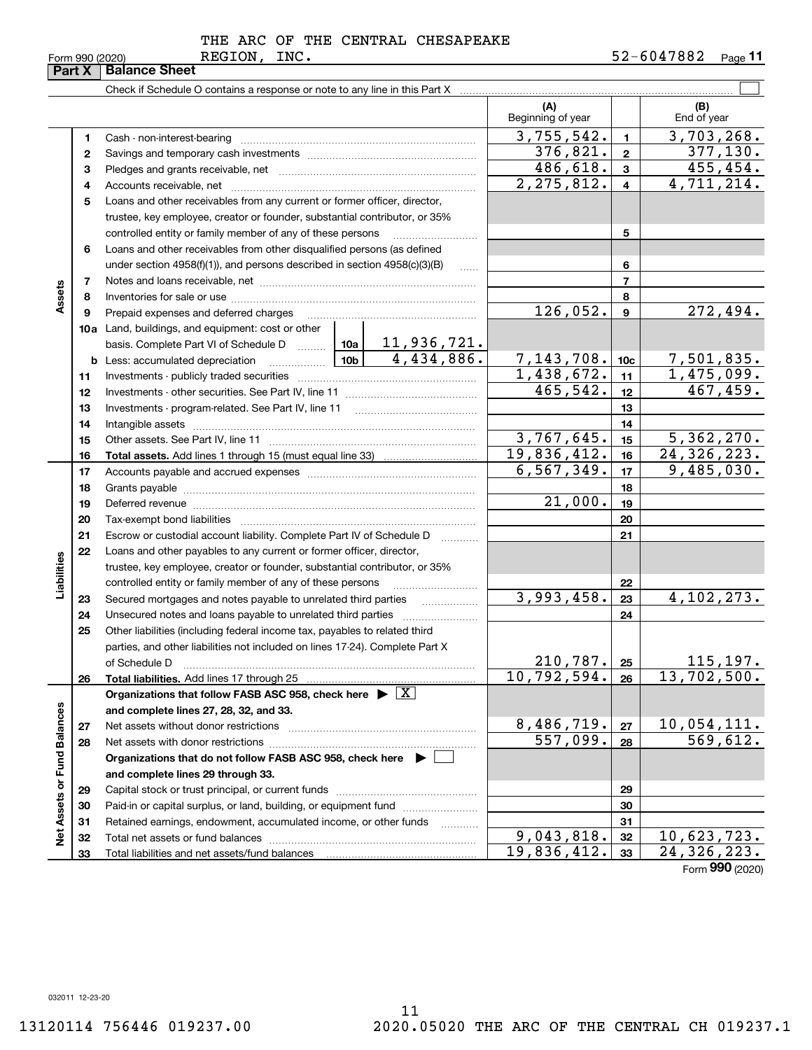THE ARC OF THE CENTRAL CHESAPEAKE REGION, INC. 52-6047882

Form 990 (2020)

## Part X Balance Sheet

Check if Schedule O contains a response or note to any line in this Part X ☐

| | | | | (A) Beginning of year | | (B) End of year |
|---|---|---|---|---|---|---|
| **Assets** | 1 | Cash - non-interest-bearing | | 3,755,542. | 1 | 3,703,268. |
| | 2 | Savings and temporary cash investments | | 376,821. | 2 | 377,130. |
| | 3 | Pledges and grants receivable, net | | 486,618. | 3 | 455,454. |
| | 4 | Accounts receivable, net | | 2,275,812. | 4 | 4,711,214. |
| | 5 | Loans and other receivables from any current or former officer, director, trustee, key employee, creator or founder, substantial contributor, or 35% controlled entity or family member of any of these persons | | | 5 | |
| | 6 | Loans and other receivables from other disqualified persons (as defined under section 4958(f)(1)), and persons described in section 4958(c)(3)(B) | | | 6 | |
| | 7 | Notes and loans receivable, net | | | 7 | |
| | 8 | Inventories for sale or use | | | 8 | |
| | 9 | Prepaid expenses and deferred charges | | 126,052. | 9 | 272,494. |
| | 10a | Land, buildings, and equipment: cost or other basis. Complete Part VI of Schedule D | 10a: 11,936,721. | | | |
| | b | Less: accumulated depreciation | 10b: 4,434,886. | 7,143,708. | 10c | 7,501,835. |
| | 11 | Investments - publicly traded securities | | 1,438,672. | 11 | 1,475,099. |
| | 12 | Investments - other securities. See Part IV, line 11 | | 465,542. | 12 | 467,459. |
| | 13 | Investments - program-related. See Part IV, line 11 | | | 13 | |
| | 14 | Intangible assets | | | 14 | |
| | 15 | Other assets. See Part IV, line 11 | | 3,767,645. | 15 | 5,362,270. |
| | 16 | **Total assets.** Add lines 1 through 15 (must equal line 33) | | 19,836,412. | 16 | 24,326,223. |
| **Liabilities** | 17 | Accounts payable and accrued expenses | | 6,567,349. | 17 | 9,485,030. |
| | 18 | Grants payable | | | 18 | |
| | 19 | Deferred revenue | | 21,000. | 19 | |
| | 20 | Tax-exempt bond liabilities | | | 20 | |
| | 21 | Escrow or custodial account liability. Complete Part IV of Schedule D | | | 21 | |
| | 22 | Loans and other payables to any current or former officer, director, trustee, key employee, creator or founder, substantial contributor, or 35% controlled entity or family member of any of these persons | | | 22 | |
| | 23 | Secured mortgages and notes payable to unrelated third parties | | 3,993,458. | 23 | 4,102,273. |
| | 24 | Unsecured notes and loans payable to unrelated third parties | | | 24 | |
| | 25 | Other liabilities (including federal income tax, payables to related third parties, and other liabilities not included on lines 17-24). Complete Part X of Schedule D | | 210,787. | 25 | 115,197. |
| | 26 | **Total liabilities.** Add lines 17 through 25 | | 10,792,594. | 26 | 13,702,500. |
| **Net Assets or Fund Balances** | | **Organizations that follow FASB ASC 958, check here ▶ ☒ and complete lines 27, 28, 32, and 33.** | | | | |
| | 27 | Net assets without donor restrictions | | 8,486,719. | 27 | 10,054,111. |
| | 28 | Net assets with donor restrictions | | 557,099. | 28 | 569,612. |
| | | **Organizations that do not follow FASB ASC 958, check here ▶ ☐ and complete lines 29 through 33.** | | | | |
| | 29 | Capital stock or trust principal, or current funds | | | 29 | |
| | 30 | Paid-in or capital surplus, or land, building, or equipment fund | | | 30 | |
| | 31 | Retained earnings, endowment, accumulated income, or other funds | | | 31 | |
| | 32 | Total net assets or fund balances | | 9,043,818. | 32 | 10,623,723. |
| | 33 | Total liabilities and net assets/fund balances | | 19,836,412. | 33 | 24,326,223. |

Form **990** (2020)

032011 12-23-20

13120114 756446 019237.00 2020.05020 THE ARC OF THE CENTRAL CH 019237.1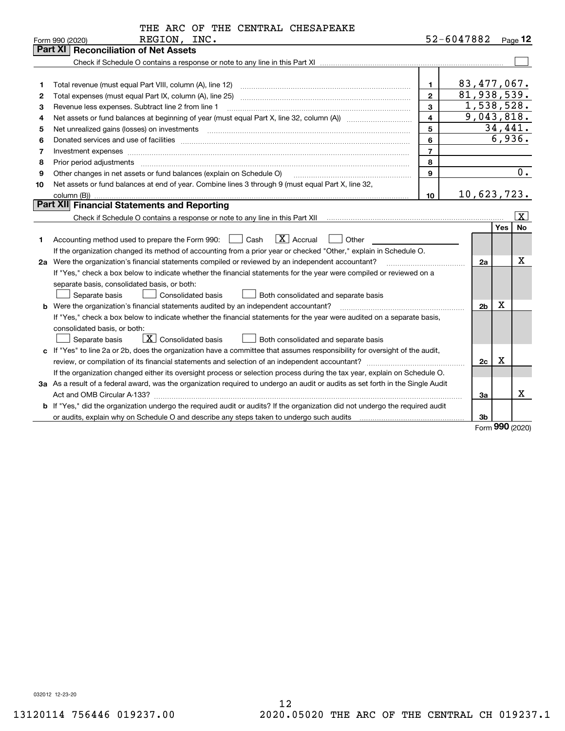THE ARC OF THE CENTRAL CHESAPEAKE REGION, INC. 52-6047882

Form 990 (2020) Page 12

## Part XI Reconciliation of Net Assets

Check if Schedule O contains a response or note to any line in this Part XI ☐

| | | | |
|---|---|---|---|
| 1 | Total revenue (must equal Part VIII, column (A), line 12) | 1 | 83,477,067. |
| 2 | Total expenses (must equal Part IX, column (A), line 25) | 2 | 81,938,539. |
| 3 | Revenue less expenses. Subtract line 2 from line 1 | 3 | 1,538,528. |
| 4 | Net assets or fund balances at beginning of year (must equal Part X, line 32, column (A)) | 4 | 9,043,818. |
| 5 | Net unrealized gains (losses) on investments | 5 | 34,441. |
| 6 | Donated services and use of facilities | 6 | 6,936. |
| 7 | Investment expenses | 7 | |
| 8 | Prior period adjustments | 8 | |
| 9 | Other changes in net assets or fund balances (explain on Schedule O) | 9 | 0. |
| 10 | Net assets or fund balances at end of year. Combine lines 3 through 9 (must equal Part X, line 32, column (B)) | 10 | 10,623,723. |

## Part XII Financial Statements and Reporting

Check if Schedule O contains a response or note to any line in this Part XII ☒

| | | | Yes | No |
|---|---|---|---|---|
| 1 | Accounting method used to prepare the Form 990: ☐ Cash ☒ Accrual ☐ Other<br>If the organization changed its method of accounting from a prior year or checked "Other," explain in Schedule O. | | | |
| 2a | Were the organization's financial statements compiled or reviewed by an independent accountant?<br>If "Yes," check a box below to indicate whether the financial statements for the year were compiled or reviewed on a separate basis, consolidated basis, or both:<br>☐ Separate basis ☐ Consolidated basis ☐ Both consolidated and separate basis | 2a | | X |
| b | Were the organization's financial statements audited by an independent accountant?<br>If "Yes," check a box below to indicate whether the financial statements for the year were audited on a separate basis, consolidated basis, or both:<br>☐ Separate basis ☒ Consolidated basis ☐ Both consolidated and separate basis | 2b | X | |
| c | If "Yes" to line 2a or 2b, does the organization have a committee that assumes responsibility for oversight of the audit, review, or compilation of its financial statements and selection of an independent accountant?<br>If the organization changed either its oversight process or selection process during the tax year, explain on Schedule O. | 2c | X | |
| 3a | As a result of a federal award, was the organization required to undergo an audit or audits as set forth in the Single Audit Act and OMB Circular A-133? | 3a | | X |
| b | If "Yes," did the organization undergo the required audit or audits? If the organization did not undergo the required audit or audits, explain why on Schedule O and describe any steps taken to undergo such audits | 3b | | |

Form 990 (2020)

032012 12-23-20

13120114 756446 019237.00 2020.05020 THE ARC OF THE CENTRAL CH 019237.1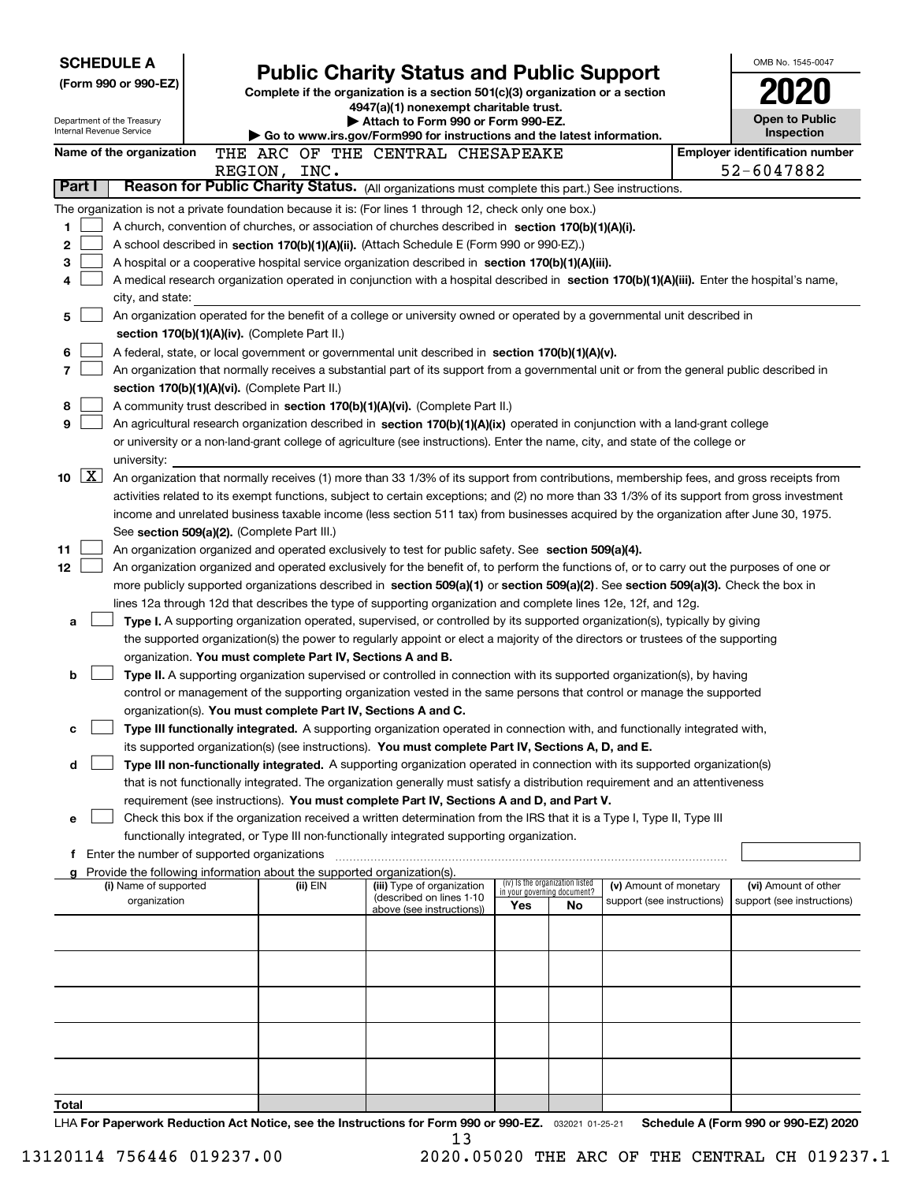**SCHEDULE A**
**(Form 990 or 990-EZ)**

Department of the Treasury
Internal Revenue Service

# Public Charity Status and Public Support

**Complete if the organization is a section 501(c)(3) organization or a section 4947(a)(1) nonexempt charitable trust.**
**▶ Attach to Form 990 or Form 990-EZ.**
**▶ Go to www.irs.gov/Form990 for instructions and the latest information.**

OMB No. 1545-0047

**2020**

**Open to Public Inspection**

**Name of the organization** THE ARC OF THE CENTRAL CHESAPEAKE REGION, INC.

**Employer identification number** 52-6047882

## Part I — Reason for Public Charity Status. (All organizations must complete this part.) See instructions.

The organization is not a private foundation because it is: (For lines 1 through 12, check only one box.)

1. ☐ A church, convention of churches, or association of churches described in **section 170(b)(1)(A)(i).**
2. ☐ A school described in **section 170(b)(1)(A)(ii).** (Attach Schedule E (Form 990 or 990-EZ).)
3. ☐ A hospital or a cooperative hospital service organization described in **section 170(b)(1)(A)(iii).**
4. ☐ A medical research organization operated in conjunction with a hospital described in **section 170(b)(1)(A)(iii).** Enter the hospital's name, city, and state:
5. ☐ An organization operated for the benefit of a college or university owned or operated by a governmental unit described in **section 170(b)(1)(A)(iv).** (Complete Part II.)
6. ☐ A federal, state, or local government or governmental unit described in **section 170(b)(1)(A)(v).**
7. ☐ An organization that normally receives a substantial part of its support from a governmental unit or from the general public described in **section 170(b)(1)(A)(vi).** (Complete Part II.)
8. ☐ A community trust described in **section 170(b)(1)(A)(vi).** (Complete Part II.)
9. ☐ An agricultural research organization described in **section 170(b)(1)(A)(ix)** operated in conjunction with a land-grant college or university or a non-land-grant college of agriculture (see instructions). Enter the name, city, and state of the college or university:
10. ☒ An organization that normally receives (1) more than 33 1/3% of its support from contributions, membership fees, and gross receipts from activities related to its exempt functions, subject to certain exceptions; and (2) no more than 33 1/3% of its support from gross investment income and unrelated business taxable income (less section 511 tax) from businesses acquired by the organization after June 30, 1975. See **section 509(a)(2).** (Complete Part III.)
11. ☐ An organization organized and operated exclusively to test for public safety. See **section 509(a)(4).**
12. ☐ An organization organized and operated exclusively for the benefit of, to perform the functions of, or to carry out the purposes of one or more publicly supported organizations described in **section 509(a)(1)** or **section 509(a)(2).** See **section 509(a)(3).** Check the box in lines 12a through 12d that describes the type of supporting organization and complete lines 12e, 12f, and 12g.
   - **a** ☐ **Type I.** A supporting organization operated, supervised, or controlled by its supported organization(s), typically by giving the supported organization(s) the power to regularly appoint or elect a majority of the directors or trustees of the supporting organization. **You must complete Part IV, Sections A and B.**
   - **b** ☐ **Type II.** A supporting organization supervised or controlled in connection with its supported organization(s), by having control or management of the supporting organization vested in the same persons that control or manage the supported organization(s). **You must complete Part IV, Sections A and C.**
   - **c** ☐ **Type III functionally integrated.** A supporting organization operated in connection with, and functionally integrated with, its supported organization(s) (see instructions). **You must complete Part IV, Sections A, D, and E.**
   - **d** ☐ **Type III non-functionally integrated.** A supporting organization operated in connection with its supported organization(s) that is not functionally integrated. The organization generally must satisfy a distribution requirement and an attentiveness requirement (see instructions). **You must complete Part IV, Sections A and D, and Part V.**
   - **e** ☐ Check this box if the organization received a written determination from the IRS that it is a Type I, Type II, Type III functionally integrated, or Type III non-functionally integrated supporting organization.
   - **f** Enter the number of supported organizations
   - **g** Provide the following information about the supported organization(s).

| (i) Name of supported organization | (ii) EIN | (iii) Type of organization (described on lines 1-10 above (see instructions)) | (iv) Is the organization listed in your governing document? Yes | No | (v) Amount of monetary support (see instructions) | (vi) Amount of other support (see instructions) |
|---|---|---|---|---|---|---|
| | | | | | | |
| | | | | | | |
| | | | | | | |
| | | | | | | |
| | | | | | | |
| **Total** | | | | | | |

LHA **For Paperwork Reduction Act Notice, see the Instructions for Form 990 or 990-EZ.** 032021 01-25-21 **Schedule A (Form 990 or 990-EZ) 2020**

13120114 756446 019237.00 2020.05020 THE ARC OF THE CENTRAL CH 019237.1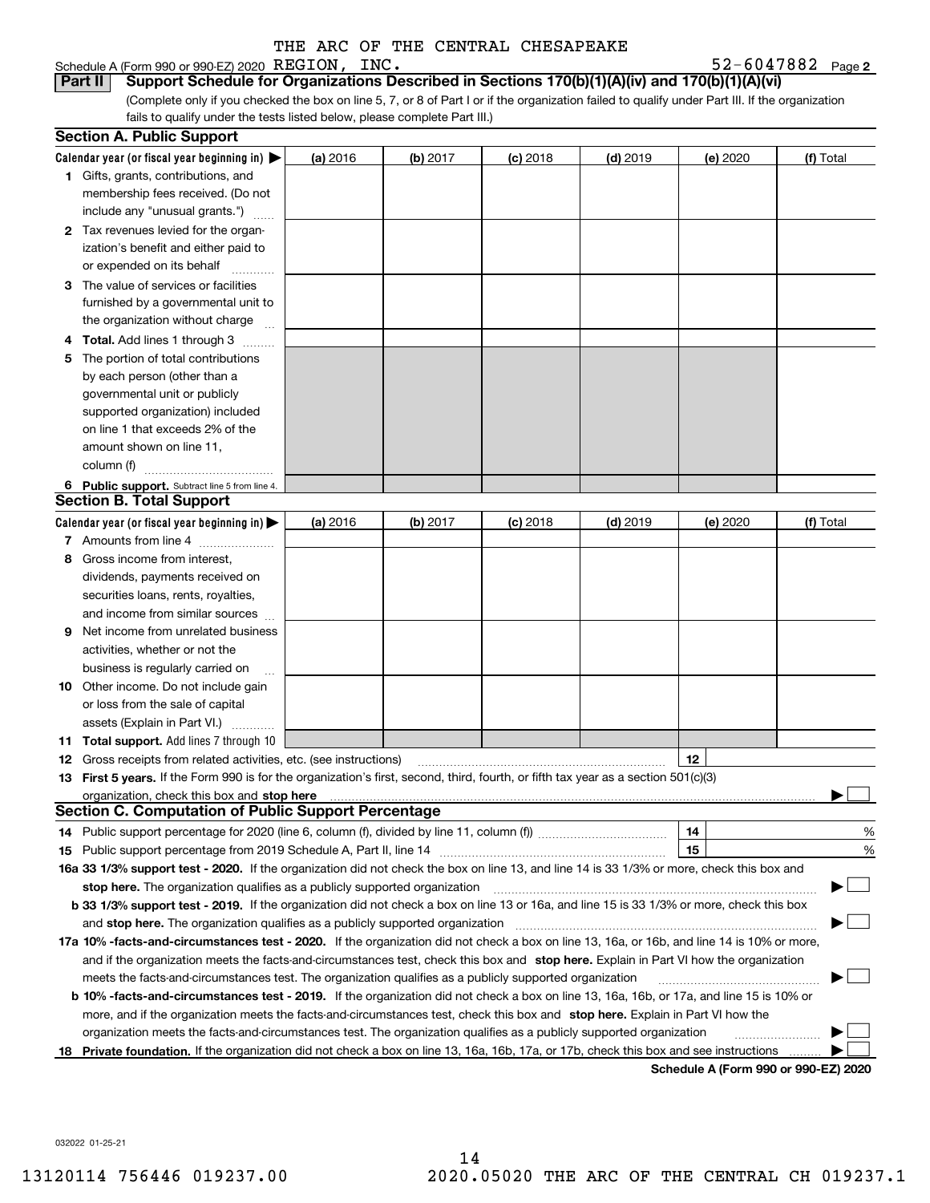THE ARC OF THE CENTRAL CHESAPEAKE

Schedule A (Form 990 or 990-EZ) 2020 REGION, INC. 52-6047882 Page 2

**Part II** **Support Schedule for Organizations Described in Sections 170(b)(1)(A)(iv) and 170(b)(1)(A)(vi)**

(Complete only if you checked the box on line 5, 7, or 8 of Part I or if the organization failed to qualify under Part III. If the organization fails to qualify under the tests listed below, please complete Part III.)

## Section A. Public Support

| Calendar year (or fiscal year beginning in) ▶ | (a) 2016 | (b) 2017 | (c) 2018 | (d) 2019 | (e) 2020 | (f) Total |
|---|---|---|---|---|---|---|
| **1** Gifts, grants, contributions, and membership fees received. (Do not include any "unusual grants.") | | | | | | |
| **2** Tax revenues levied for the organization's benefit and either paid to or expended on its behalf | | | | | | |
| **3** The value of services or facilities furnished by a governmental unit to the organization without charge | | | | | | |
| **4 Total.** Add lines 1 through 3 | | | | | | |
| **5** The portion of total contributions by each person (other than a governmental unit or publicly supported organization) included on line 1 that exceeds 2% of the amount shown on line 11, column (f) | | | | | | |
| **6 Public support.** Subtract line 5 from line 4. | | | | | | |

## Section B. Total Support

| Calendar year (or fiscal year beginning in) ▶ | (a) 2016 | (b) 2017 | (c) 2018 | (d) 2019 | (e) 2020 | (f) Total |
|---|---|---|---|---|---|---|
| **7** Amounts from line 4 | | | | | | |
| **8** Gross income from interest, dividends, payments received on securities loans, rents, royalties, and income from similar sources | | | | | | |
| **9** Net income from unrelated business activities, whether or not the business is regularly carried on | | | | | | |
| **10** Other income. Do not include gain or loss from the sale of capital assets (Explain in Part VI.) | | | | | | |
| **11 Total support.** Add lines 7 through 10 | | | | | | |

**12** Gross receipts from related activities, etc. (see instructions) **12**

**13 First 5 years.** If the Form 990 is for the organization's first, second, third, fourth, or fifth tax year as a section 501(c)(3) organization, check this box and **stop here** ▶ ☐

## Section C. Computation of Public Support Percentage

**14** Public support percentage for 2020 (line 6, column (f), divided by line 11, column (f)) **14** %

**15** Public support percentage from 2019 Schedule A, Part II, line 14 **15** %

**16a 33 1/3% support test - 2020.** If the organization did not check the box on line 13, and line 14 is 33 1/3% or more, check this box and **stop here.** The organization qualifies as a publicly supported organization ▶ ☐

**b 33 1/3% support test - 2019.** If the organization did not check a box on line 13 or 16a, and line 15 is 33 1/3% or more, check this box and **stop here.** The organization qualifies as a publicly supported organization ▶ ☐

**17a 10% -facts-and-circumstances test - 2020.** If the organization did not check a box on line 13, 16a, or 16b, and line 14 is 10% or more, and if the organization meets the facts-and-circumstances test, check this box and **stop here.** Explain in Part VI how the organization meets the facts-and-circumstances test. The organization qualifies as a publicly supported organization ▶ ☐

**b 10% -facts-and-circumstances test - 2019.** If the organization did not check a box on line 13, 16a, 16b, or 17a, and line 15 is 10% or more, and if the organization meets the facts-and-circumstances test, check this box and **stop here.** Explain in Part VI how the organization meets the facts-and-circumstances test. The organization qualifies as a publicly supported organization ▶ ☐

**18 Private foundation.** If the organization did not check a box on line 13, 16a, 16b, 17a, or 17b, check this box and see instructions ▶ ☐

**Schedule A (Form 990 or 990-EZ) 2020**

032022 01-25-21

13120114 756446 019237.00 2020.05020 THE ARC OF THE CENTRAL CH 019237.1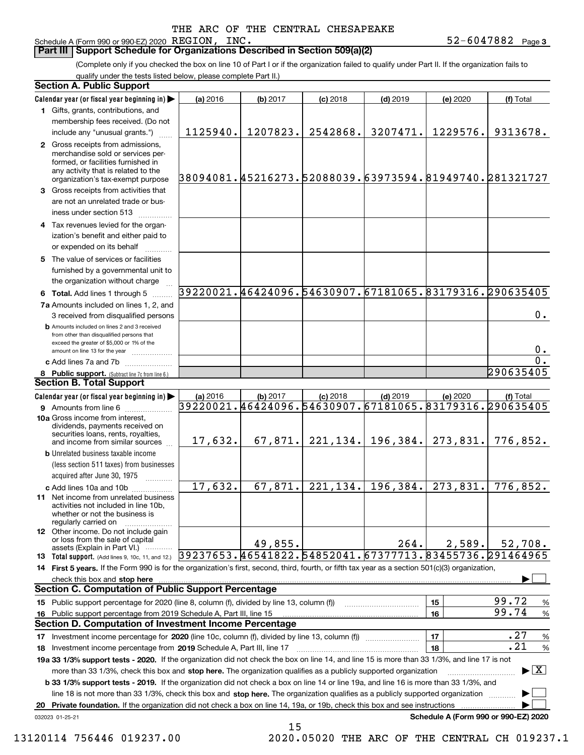THE ARC OF THE CENTRAL CHESAPEAKE

Schedule A (Form 990 or 990-EZ) 2020 REGION, INC. 52-6047882 Page 3

## Part III Support Schedule for Organizations Described in Section 509(a)(2)

(Complete only if you checked the box on line 10 of Part I or if the organization failed to qualify under Part II. If the organization fails to qualify under the tests listed below, please complete Part II.)

### Section A. Public Support

| Calendar year (or fiscal year beginning in) ▶ | (a) 2016 | (b) 2017 | (c) 2018 | (d) 2019 | (e) 2020 | (f) Total |
|---|---|---|---|---|---|---|
| 1 Gifts, grants, contributions, and membership fees received. (Do not include any "unusual grants.") | 1125940. | 1207823. | 2542868. | 3207471. | 1229576. | 9313678. |
| 2 Gross receipts from admissions, merchandise sold or services performed, or facilities furnished in any activity that is related to the organization's tax-exempt purpose | 38094081. | 45216273. | 52088039. | 63973594. | 81949740. | 281321727 |
| 3 Gross receipts from activities that are not an unrelated trade or business under section 513 | | | | | | |
| 4 Tax revenues levied for the organization's benefit and either paid to or expended on its behalf | | | | | | |
| 5 The value of services or facilities furnished by a governmental unit to the organization without charge | | | | | | |
| 6 Total. Add lines 1 through 5 | 39220021. | 46424096. | 54630907. | 67181065. | 83179316. | 290635405 |
| 7a Amounts included on lines 1, 2, and 3 received from disqualified persons | | | | | | 0. |
| b Amounts included on lines 2 and 3 received from other than disqualified persons that exceed the greater of $5,000 or 1% of the amount on line 13 for the year | | | | | | 0. |
| c Add lines 7a and 7b | | | | | | 0. |
| 8 Public support. (Subtract line 7c from line 6.) | | | | | | 290635405 |

### Section B. Total Support

| Calendar year (or fiscal year beginning in) ▶ | (a) 2016 | (b) 2017 | (c) 2018 | (d) 2019 | (e) 2020 | (f) Total |
|---|---|---|---|---|---|---|
| 9 Amounts from line 6 | 39220021. | 46424096. | 54630907. | 67181065. | 83179316. | 290635405 |
| 10a Gross income from interest, dividends, payments received on securities loans, rents, royalties, and income from similar sources | 17,632. | 67,871. | 221,134. | 196,384. | 273,831. | 776,852. |
| b Unrelated business taxable income (less section 511 taxes) from businesses acquired after June 30, 1975 | | | | | | |
| c Add lines 10a and 10b | 17,632. | 67,871. | 221,134. | 196,384. | 273,831. | 776,852. |
| 11 Net income from unrelated business activities not included in line 10b, whether or not the business is regularly carried on | | | | | | |
| 12 Other income. Do not include gain or loss from the sale of capital assets (Explain in Part VI.) | | 49,855. | | 264. | 2,589. | 52,708. |
| 13 Total support. (Add lines 9, 10c, 11, and 12.) | 39237653. | 46541822. | 54852041. | 67377713. | 83455736. | 291464965 |

14 First 5 years. If the Form 990 is for the organization's first, second, third, fourth, or fifth tax year as a section 501(c)(3) organization, check this box and stop here ▶ ☐

### Section C. Computation of Public Support Percentage

| | | |
|---|---|---|
| 15 Public support percentage for 2020 (line 8, column (f), divided by line 13, column (f)) | 15 | 99.72 % |
| 16 Public support percentage from 2019 Schedule A, Part III, line 15 | 16 | 99.74 % |

### Section D. Computation of Investment Income Percentage

| | | |
|---|---|---|
| 17 Investment income percentage for 2020 (line 10c, column (f), divided by line 13, column (f)) | 17 | .27 % |
| 18 Investment income percentage from 2019 Schedule A, Part III, line 17 | 18 | .21 % |

19a 33 1/3% support tests - 2020. If the organization did not check the box on line 14, and line 15 is more than 33 1/3%, and line 17 is not more than 33 1/3%, check this box and stop here. The organization qualifies as a publicly supported organization ▶ ☒

b 33 1/3% support tests - 2019. If the organization did not check a box on line 14 or line 19a, and line 16 is more than 33 1/3%, and line 18 is not more than 33 1/3%, check this box and stop here. The organization qualifies as a publicly supported organization ▶ ☐

20 Private foundation. If the organization did not check a box on line 14, 19a, or 19b, check this box and see instructions ▶ ☐

032023 01-25-21 Schedule A (Form 990 or 990-EZ) 2020

13120114 756446 019237.00 2020.05020 THE ARC OF THE CENTRAL CH 019237.1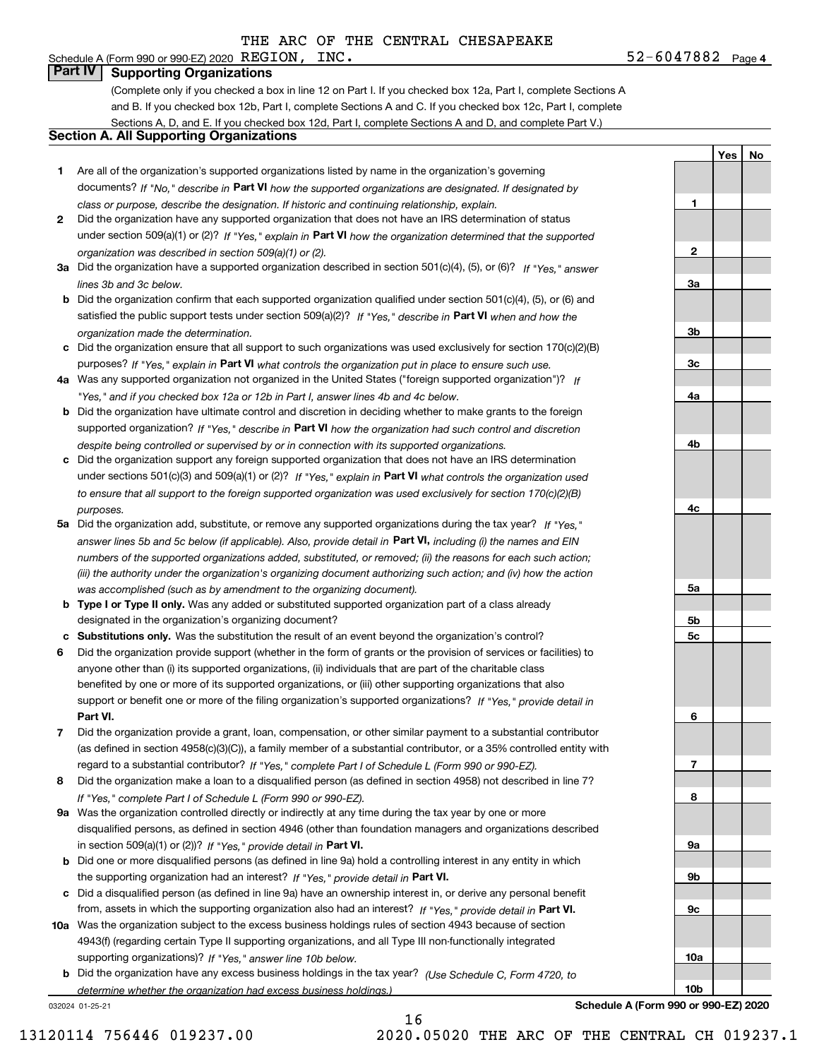THE ARC OF THE CENTRAL CHESAPEAKE

Schedule A (Form 990 or 990-EZ) 2020 REGION, INC. 52-6047882 Page 4

## Part IV Supporting Organizations

(Complete only if you checked a box in line 12 on Part I. If you checked box 12a, Part I, complete Sections A and B. If you checked box 12b, Part I, complete Sections A and C. If you checked box 12c, Part I, complete Sections A, D, and E. If you checked box 12d, Part I, complete Sections A and D, and complete Part V.)

### Section A. All Supporting Organizations

| | | | Yes | No |
|---|---|---|---|---|
| 1 | Are all of the organization's supported organizations listed by name in the organization's governing documents? *If "No," describe in* **Part VI** *how the supported organizations are designated. If designated by class or purpose, describe the designation. If historic and continuing relationship, explain.* | 1 | | |
| 2 | Did the organization have any supported organization that does not have an IRS determination of status under section 509(a)(1) or (2)? *If "Yes," explain in* **Part VI** *how the organization determined that the supported organization was described in section 509(a)(1) or (2).* | 2 | | |
| 3a | Did the organization have a supported organization described in section 501(c)(4), (5), or (6)? *If "Yes," answer lines 3b and 3c below.* | 3a | | |
| b | Did the organization confirm that each supported organization qualified under section 501(c)(4), (5), or (6) and satisfied the public support tests under section 509(a)(2)? *If "Yes," describe in* **Part VI** *when and how the organization made the determination.* | 3b | | |
| c | Did the organization ensure that all support to such organizations was used exclusively for section 170(c)(2)(B) purposes? *If "Yes," explain in* **Part VI** *what controls the organization put in place to ensure such use.* | 3c | | |
| 4a | Was any supported organization not organized in the United States ("foreign supported organization")? *If "Yes," and if you checked box 12a or 12b in Part I, answer lines 4b and 4c below.* | 4a | | |
| b | Did the organization have ultimate control and discretion in deciding whether to make grants to the foreign supported organization? *If "Yes," describe in* **Part VI** *how the organization had such control and discretion despite being controlled or supervised by or in connection with its supported organizations.* | 4b | | |
| c | Did the organization support any foreign supported organization that does not have an IRS determination under sections 501(c)(3) and 509(a)(1) or (2)? *If "Yes," explain in* **Part VI** *what controls the organization used to ensure that all support to the foreign supported organization was used exclusively for section 170(c)(2)(B) purposes.* | 4c | | |
| 5a | Did the organization add, substitute, or remove any supported organizations during the tax year? *If "Yes," answer lines 5b and 5c below (if applicable). Also, provide detail in* **Part VI,** *including (i) the names and EIN numbers of the supported organizations added, substituted, or removed; (ii) the reasons for each such action; (iii) the authority under the organization's organizing document authorizing such action; and (iv) how the action was accomplished (such as by amendment to the organizing document).* | 5a | | |
| b | **Type I or Type II only.** Was any added or substituted supported organization part of a class already designated in the organization's organizing document? | 5b | | |
| c | **Substitutions only.** Was the substitution the result of an event beyond the organization's control? | 5c | | |
| 6 | Did the organization provide support (whether in the form of grants or the provision of services or facilities) to anyone other than (i) its supported organizations, (ii) individuals that are part of the charitable class benefited by one or more of its supported organizations, or (iii) other supporting organizations that also support or benefit one or more of the filing organization's supported organizations? *If "Yes," provide detail in* **Part VI.** | 6 | | |
| 7 | Did the organization provide a grant, loan, compensation, or other similar payment to a substantial contributor (as defined in section 4958(c)(3)(C)), a family member of a substantial contributor, or a 35% controlled entity with regard to a substantial contributor? *If "Yes," complete Part I of Schedule L (Form 990 or 990-EZ).* | 7 | | |
| 8 | Did the organization make a loan to a disqualified person (as defined in section 4958) not described in line 7? *If "Yes," complete Part I of Schedule L (Form 990 or 990-EZ).* | 8 | | |
| 9a | Was the organization controlled directly or indirectly at any time during the tax year by one or more disqualified persons, as defined in section 4946 (other than foundation managers and organizations described in section 509(a)(1) or (2))? *If "Yes," provide detail in* **Part VI.** | 9a | | |
| b | Did one or more disqualified persons (as defined in line 9a) hold a controlling interest in any entity in which the supporting organization had an interest? *If "Yes," provide detail in* **Part VI.** | 9b | | |
| c | Did a disqualified person (as defined in line 9a) have an ownership interest in, or derive any personal benefit from, assets in which the supporting organization also had an interest? *If "Yes," provide detail in* **Part VI.** | 9c | | |
| 10a | Was the organization subject to the excess business holdings rules of section 4943 because of section 4943(f) (regarding certain Type II supporting organizations, and all Type III non-functionally integrated supporting organizations)? *If "Yes," answer line 10b below.* | 10a | | |
| b | Did the organization have any excess business holdings in the tax year? *(Use Schedule C, Form 4720, to determine whether the organization had excess business holdings.)* | 10b | | |

032024 01-25-21 **Schedule A (Form 990 or 990-EZ) 2020**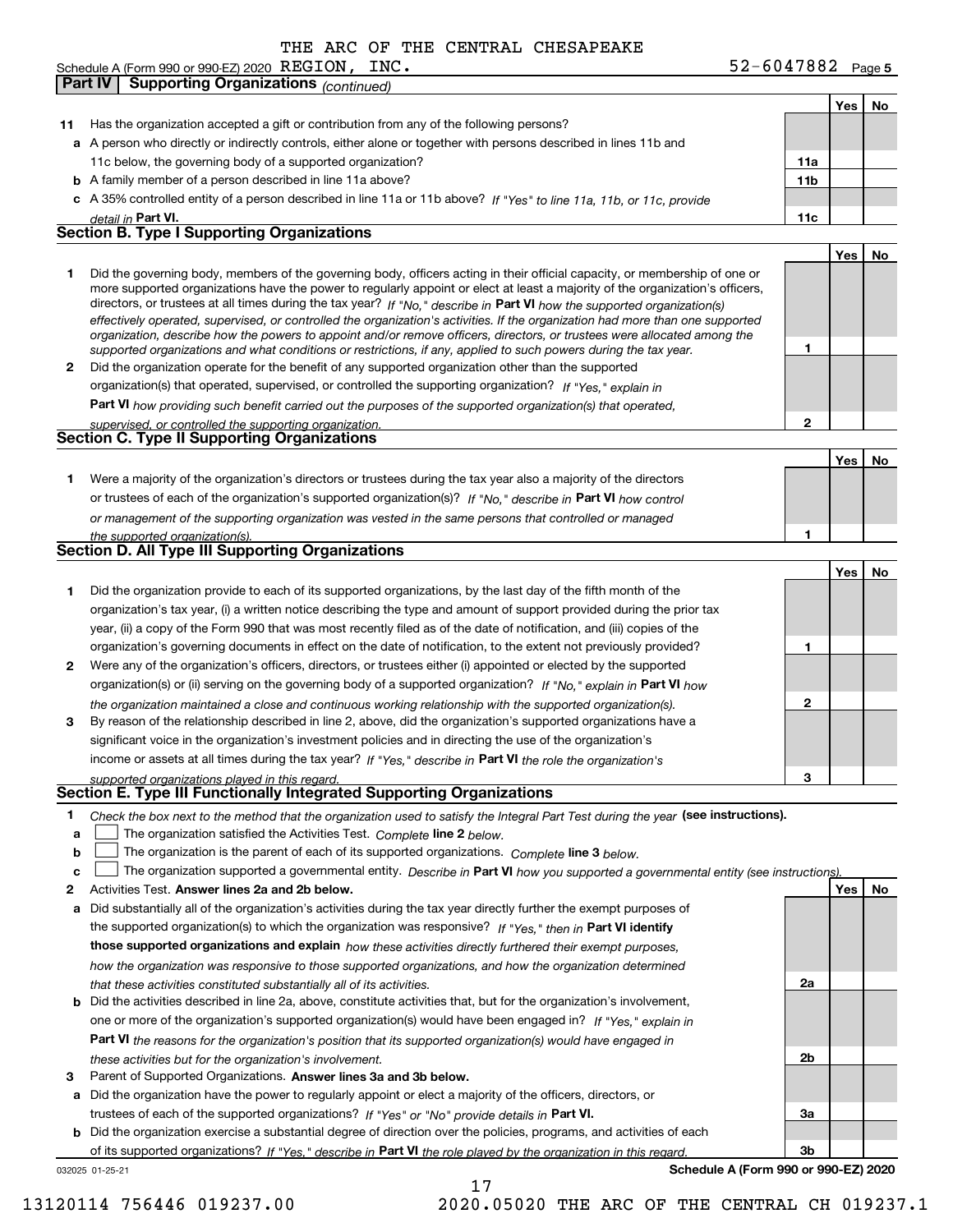THE ARC OF THE CENTRAL CHESAPEAKE
Schedule A (Form 990 or 990-EZ) 2020 REGION, INC. 52-6047882 Page 5

**Part IV** **Supporting Organizations** *(continued)*

| | | | Yes | No |
|---|---|---|---|---|
| **11** | Has the organization accepted a gift or contribution from any of the following persons? | | | |
| **a** | A person who directly or indirectly controls, either alone or together with persons described in lines 11b and 11c below, the governing body of a supported organization? | 11a | | |
| **b** | A family member of a person described in line 11a above? | 11b | | |
| **c** | A 35% controlled entity of a person described in line 11a or 11b above? *If "Yes" to line 11a, 11b, or 11c, provide detail in* **Part VI.** | 11c | | |

## Section B. Type I Supporting Organizations

| | | | Yes | No |
|---|---|---|---|---|
| **1** | Did the governing body, members of the governing body, officers acting in their official capacity, or membership of one or more supported organizations have the power to regularly appoint or elect at least a majority of the organization's officers, directors, or trustees at all times during the tax year? *If "No," describe in* **Part VI** *how the supported organization(s) effectively operated, supervised, or controlled the organization's activities. If the organization had more than one supported organization, describe how the powers to appoint and/or remove officers, directors, or trustees were allocated among the supported organizations and what conditions or restrictions, if any, applied to such powers during the tax year.* | 1 | | |
| **2** | Did the organization operate for the benefit of any supported organization other than the supported organization(s) that operated, supervised, or controlled the supporting organization? *If "Yes," explain in* **Part VI** *how providing such benefit carried out the purposes of the supported organization(s) that operated, supervised, or controlled the supporting organization.* | 2 | | |

## Section C. Type II Supporting Organizations

| | | | Yes | No |
|---|---|---|---|---|
| **1** | Were a majority of the organization's directors or trustees during the tax year also a majority of the directors or trustees of each of the organization's supported organization(s)? *If "No," describe in* **Part VI** *how control or management of the supporting organization was vested in the same persons that controlled or managed the supported organization(s).* | 1 | | |

## Section D. All Type III Supporting Organizations

| | | | Yes | No |
|---|---|---|---|---|
| **1** | Did the organization provide to each of its supported organizations, by the last day of the fifth month of the organization's tax year, (i) a written notice describing the type and amount of support provided during the prior tax year, (ii) a copy of the Form 990 that was most recently filed as of the date of notification, and (iii) copies of the organization's governing documents in effect on the date of notification, to the extent not previously provided? | 1 | | |
| **2** | Were any of the organization's officers, directors, or trustees either (i) appointed or elected by the supported organization(s) or (ii) serving on the governing body of a supported organization? *If "No," explain in* **Part VI** *how the organization maintained a close and continuous working relationship with the supported organization(s).* | 2 | | |
| **3** | By reason of the relationship described in line 2, above, did the organization's supported organizations have a significant voice in the organization's investment policies and in directing the use of the organization's income or assets at all times during the tax year? *If "Yes," describe in* **Part VI** *the role the organization's supported organizations played in this regard.* | 3 | | |

## Section E. Type III Functionally Integrated Supporting Organizations

**1** *Check the box next to the method that the organization used to satisfy the Integral Part Test during the year* **(see instructions).**

**a** ☐ The organization satisfied the Activities Test. *Complete* **line 2** *below.*

**b** ☐ The organization is the parent of each of its supported organizations. *Complete* **line 3** *below.*

**c** ☐ The organization supported a governmental entity. *Describe in* **Part VI** *how you supported a governmental entity (see instructions).*

| | | | Yes | No |
|---|---|---|---|---|
| **2** | Activities Test. **Answer lines 2a and 2b below.** | | | |
| **a** | Did substantially all of the organization's activities during the tax year directly further the exempt purposes of the supported organization(s) to which the organization was responsive? *If "Yes," then in* **Part VI identify those supported organizations and explain** *how these activities directly furthered their exempt purposes, how the organization was responsive to those supported organizations, and how the organization determined that these activities constituted substantially all of its activities.* | 2a | | |
| **b** | Did the activities described in line 2a, above, constitute activities that, but for the organization's involvement, one or more of the organization's supported organization(s) would have been engaged in? *If "Yes," explain in* **Part VI** *the reasons for the organization's position that its supported organization(s) would have engaged in these activities but for the organization's involvement.* | 2b | | |
| **3** | Parent of Supported Organizations. **Answer lines 3a and 3b below.** | | | |
| **a** | Did the organization have the power to regularly appoint or elect a majority of the officers, directors, or trustees of each of the supported organizations? *If "Yes" or "No" provide details in* **Part VI.** | 3a | | |
| **b** | Did the organization exercise a substantial degree of direction over the policies, programs, and activities of each of its supported organizations? *If "Yes," describe in* **Part VI** *the role played by the organization in this regard.* | 3b | | |

032025 01-25-21 **Schedule A (Form 990 or 990-EZ) 2020**

13120114 756446 019237.00 2020.05020 THE ARC OF THE CENTRAL CH 019237.1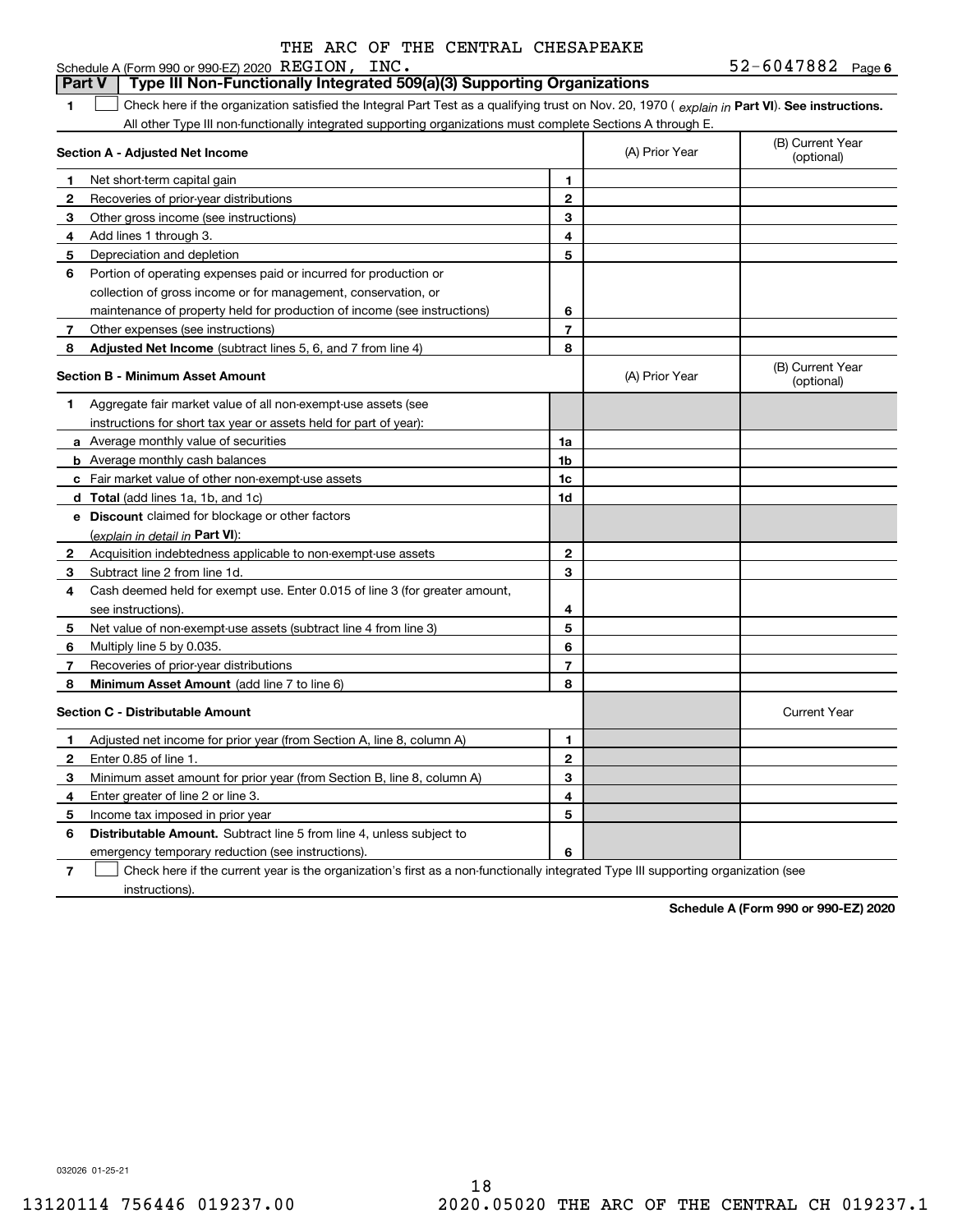THE ARC OF THE CENTRAL CHESAPEAKE

Schedule A (Form 990 or 990-EZ) 2020 REGION, INC. 52-6047882 Page 6

## Part V Type III Non-Functionally Integrated 509(a)(3) Supporting Organizations

**1** ☐ Check here if the organization satisfied the Integral Part Test as a qualifying trust on Nov. 20, 1970 ( *explain in* **Part VI**). **See instructions.** All other Type III non-functionally integrated supporting organizations must complete Sections A through E.

| **Section A - Adjusted Net Income** | | (A) Prior Year | (B) Current Year (optional) |
|---|---|---|---|
| **1** Net short-term capital gain | 1 | | |
| **2** Recoveries of prior-year distributions | 2 | | |
| **3** Other gross income (see instructions) | 3 | | |
| **4** Add lines 1 through 3. | 4 | | |
| **5** Depreciation and depletion | 5 | | |
| **6** Portion of operating expenses paid or incurred for production or collection of gross income or for management, conservation, or maintenance of property held for production of income (see instructions) | 6 | | |
| **7** Other expenses (see instructions) | 7 | | |
| **8** **Adjusted Net Income** (subtract lines 5, 6, and 7 from line 4) | 8 | | |

| **Section B - Minimum Asset Amount** | | (A) Prior Year | (B) Current Year (optional) |
|---|---|---|---|
| **1** Aggregate fair market value of all non-exempt-use assets (see instructions for short tax year or assets held for part of year): | | | |
| **a** Average monthly value of securities | 1a | | |
| **b** Average monthly cash balances | 1b | | |
| **c** Fair market value of other non-exempt-use assets | 1c | | |
| **d** **Total** (add lines 1a, 1b, and 1c) | 1d | | |
| **e** **Discount** claimed for blockage or other factors (*explain in detail in* **Part VI**): | | | |
| **2** Acquisition indebtedness applicable to non-exempt-use assets | 2 | | |
| **3** Subtract line 2 from line 1d. | 3 | | |
| **4** Cash deemed held for exempt use. Enter 0.015 of line 3 (for greater amount, see instructions). | 4 | | |
| **5** Net value of non-exempt-use assets (subtract line 4 from line 3) | 5 | | |
| **6** Multiply line 5 by 0.035. | 6 | | |
| **7** Recoveries of prior-year distributions | 7 | | |
| **8** **Minimum Asset Amount** (add line 7 to line 6) | 8 | | |

| **Section C - Distributable Amount** | | | Current Year |
|---|---|---|---|
| **1** Adjusted net income for prior year (from Section A, line 8, column A) | 1 | | |
| **2** Enter 0.85 of line 1. | 2 | | |
| **3** Minimum asset amount for prior year (from Section B, line 8, column A) | 3 | | |
| **4** Enter greater of line 2 or line 3. | 4 | | |
| **5** Income tax imposed in prior year | 5 | | |
| **6** **Distributable Amount.** Subtract line 5 from line 4, unless subject to emergency temporary reduction (see instructions). | 6 | | |

**7** ☐ Check here if the current year is the organization's first as a non-functionally integrated Type III supporting organization (see instructions).

**Schedule A (Form 990 or 990-EZ) 2020**

032026 01-25-21

13120114 756446 019237.00 2020.05020 THE ARC OF THE CENTRAL CH 019237.1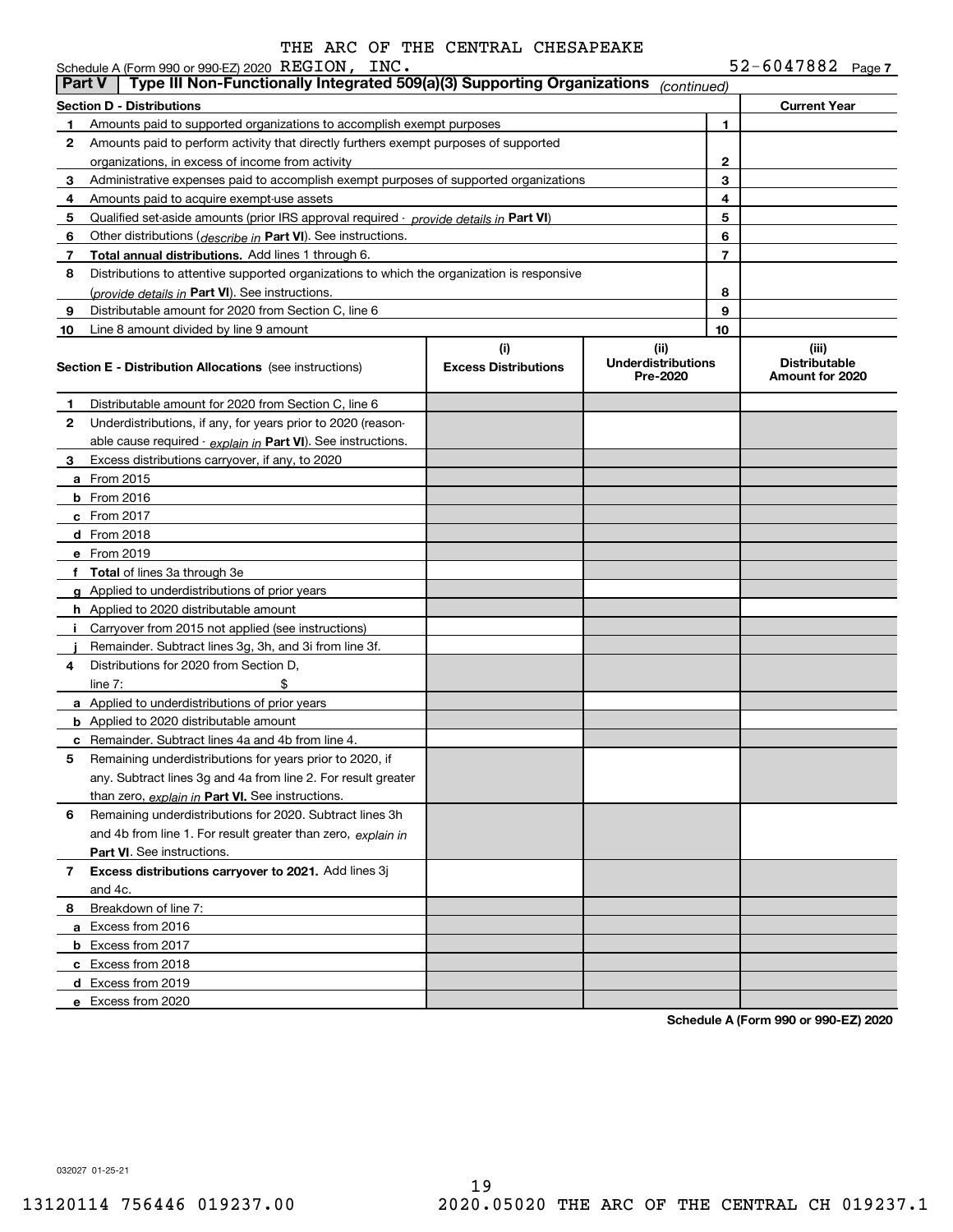THE ARC OF THE CENTRAL CHESAPEAKE

Schedule A (Form 990 or 990-EZ) 2020 REGION, INC. 52-6047882 Page 7

## Part V | Type III Non-Functionally Integrated 509(a)(3) Supporting Organizations *(continued)*

| Section D - Distributions | | | Current Year |
|---|---|---|---|
| 1 | Amounts paid to supported organizations to accomplish exempt purposes | 1 | |
| 2 | Amounts paid to perform activity that directly furthers exempt purposes of supported organizations, in excess of income from activity | 2 | |
| 3 | Administrative expenses paid to accomplish exempt purposes of supported organizations | 3 | |
| 4 | Amounts paid to acquire exempt-use assets | 4 | |
| 5 | Qualified set-aside amounts (prior IRS approval required - *provide details in* **Part VI**) | 5 | |
| 6 | Other distributions (*describe in* **Part VI**). See instructions. | 6 | |
| 7 | **Total annual distributions.** Add lines 1 through 6. | 7 | |
| 8 | Distributions to attentive supported organizations to which the organization is responsive (*provide details in* **Part VI**). See instructions. | 8 | |
| 9 | Distributable amount for 2020 from Section C, line 6 | 9 | |
| 10 | Line 8 amount divided by line 9 amount | 10 | |

| | **Section E - Distribution Allocations** (see instructions) | (i) Excess Distributions | (ii) Underdistributions Pre-2020 | (iii) Distributable Amount for 2020 |
|---|---|---|---|---|
| 1 | Distributable amount for 2020 from Section C, line 6 | | | |
| 2 | Underdistributions, if any, for years prior to 2020 (reasonable cause required - *explain in* **Part VI**). See instructions. | | | |
| 3 | Excess distributions carryover, if any, to 2020 | | | |
| a | From 2015 | | | |
| b | From 2016 | | | |
| c | From 2017 | | | |
| d | From 2018 | | | |
| e | From 2019 | | | |
| f | **Total** of lines 3a through 3e | | | |
| g | Applied to underdistributions of prior years | | | |
| h | Applied to 2020 distributable amount | | | |
| i | Carryover from 2015 not applied (see instructions) | | | |
| j | Remainder. Subtract lines 3g, 3h, and 3i from line 3f. | | | |
| 4 | Distributions for 2020 from Section D, line 7: $ | | | |
| a | Applied to underdistributions of prior years | | | |
| b | Applied to 2020 distributable amount | | | |
| c | Remainder. Subtract lines 4a and 4b from line 4. | | | |
| 5 | Remaining underdistributions for years prior to 2020, if any. Subtract lines 3g and 4a from line 2. For result greater than zero, *explain in* **Part VI.** See instructions. | | | |
| 6 | Remaining underdistributions for 2020. Subtract lines 3h and 4b from line 1. For result greater than zero, *explain in* **Part VI**. See instructions. | | | |
| 7 | **Excess distributions carryover to 2021.** Add lines 3j and 4c. | | | |
| 8 | Breakdown of line 7: | | | |
| a | Excess from 2016 | | | |
| b | Excess from 2017 | | | |
| c | Excess from 2018 | | | |
| d | Excess from 2019 | | | |
| e | Excess from 2020 | | | |

**Schedule A (Form 990 or 990-EZ) 2020**

032027 01-25-21

13120114 756446 019237.00 2020.05020 THE ARC OF THE CENTRAL CH 019237.1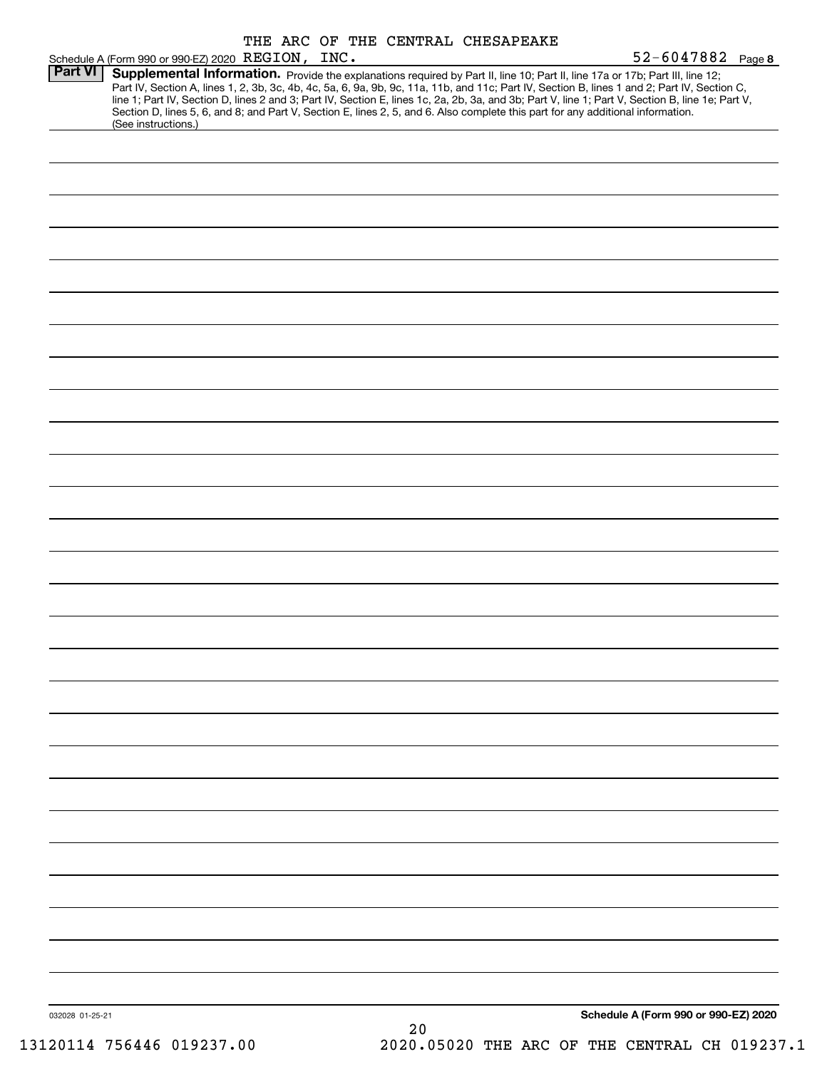THE ARC OF THE CENTRAL CHESAPEAKE

Schedule A (Form 990 or 990-EZ) 2020 REGION, INC. 52-6047882 Page **8**

**Part VI** **Supplemental Information.** Provide the explanations required by Part II, line 10; Part II, line 17a or 17b; Part III, line 12; Part IV, Section A, lines 1, 2, 3b, 3c, 4b, 4c, 5a, 6, 9a, 9b, 9c, 11a, 11b, and 11c; Part IV, Section B, lines 1 and 2; Part IV, Section C, line 1; Part IV, Section D, lines 2 and 3; Part IV, Section E, lines 1c, 2a, 2b, 3a, and 3b; Part V, line 1; Part V, Section B, line 1e; Part V, Section D, lines 5, 6, and 8; and Part V, Section E, lines 2, 5, and 6. Also complete this part for any additional information. (See instructions.)

032028 01-25-21

**Schedule A (Form 990 or 990-EZ) 2020**

13120114 756446 019237.00 2020.05020 THE ARC OF THE CENTRAL CH 019237.1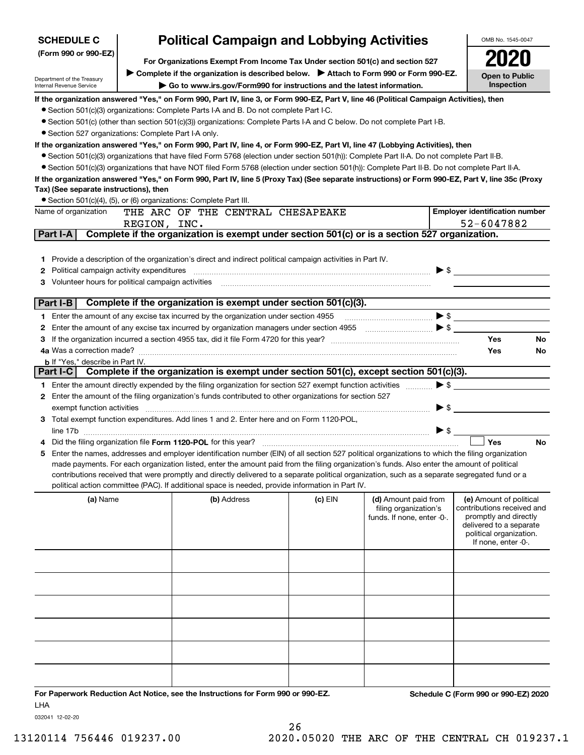**SCHEDULE C (Form 990 or 990-EZ)**

Department of the Treasury
Internal Revenue Service

# Political Campaign and Lobbying Activities

**For Organizations Exempt From Income Tax Under section 501(c) and section 527**

▶ **Complete if the organization is described below.** ▶ **Attach to Form 990 or Form 990-EZ.**

▶ **Go to www.irs.gov/Form990 for instructions and the latest information.**

OMB No. 1545-0047

**2020**

**Open to Public Inspection**

**If the organization answered "Yes," on Form 990, Part IV, line 3, or Form 990-EZ, Part V, line 46 (Political Campaign Activities), then**

- Section 501(c)(3) organizations: Complete Parts I-A and B. Do not complete Part I-C.
- Section 501(c) (other than section 501(c)(3)) organizations: Complete Parts I-A and C below. Do not complete Part I-B.
- Section 527 organizations: Complete Part I-A only.

**If the organization answered "Yes," on Form 990, Part IV, line 4, or Form 990-EZ, Part VI, line 47 (Lobbying Activities), then**

- Section 501(c)(3) organizations that have filed Form 5768 (election under section 501(h)): Complete Part II-A. Do not complete Part II-B.
- Section 501(c)(3) organizations that have NOT filed Form 5768 (election under section 501(h)): Complete Part II-B. Do not complete Part II-A.

**If the organization answered "Yes," on Form 990, Part IV, line 5 (Proxy Tax) (See separate instructions) or Form 990-EZ, Part V, line 35c (Proxy Tax) (See separate instructions), then**

- Section 501(c)(4), (5), or (6) organizations: Complete Part III.

| Name of organization | Employer identification number |
|---|---|
| THE ARC OF THE CENTRAL CHESAPEAKE REGION, INC. | 52-6047882 |

## Part I-A Complete if the organization is exempt under section 501(c) or is a section 527 organization.

1. Provide a description of the organization's direct and indirect political campaign activities in Part IV.
2. Political campaign activity expenditures ▶ $
3. Volunteer hours for political campaign activities

## Part I-B Complete if the organization is exempt under section 501(c)(3).

1. Enter the amount of any excise tax incurred by the organization under section 4955 ▶ $
2. Enter the amount of any excise tax incurred by organization managers under section 4955 ▶ $
3. If the organization incurred a section 4955 tax, did it file Form 4720 for this year? Yes No
4. a Was a correction made? Yes No
   b If "Yes," describe in Part IV.

## Part I-C Complete if the organization is exempt under section 501(c), except section 501(c)(3).

1. Enter the amount directly expended by the filing organization for section 527 exempt function activities ▶ $
2. Enter the amount of the filing organization's funds contributed to other organizations for section 527 exempt function activities ▶ $
3. Total exempt function expenditures. Add lines 1 and 2. Enter here and on Form 1120-POL, line 17b ▶ $
4. Did the filing organization file **Form 1120-POL** for this year? ☐ Yes No
5. Enter the names, addresses and employer identification number (EIN) of all section 527 political organizations to which the filing organization made payments. For each organization listed, enter the amount paid from the filing organization's funds. Also enter the amount of political contributions received that were promptly and directly delivered to a separate political organization, such as a separate segregated fund or a political action committee (PAC). If additional space is needed, provide information in Part IV.

| (a) Name | (b) Address | (c) EIN | (d) Amount paid from filing organization's funds. If none, enter -0-. | (e) Amount of political contributions received and promptly and directly delivered to a separate political organization. If none, enter -0-. |
|---|---|---|---|---|
| | | | | |
| | | | | |
| | | | | |
| | | | | |
| | | | | |
| | | | | |

**For Paperwork Reduction Act Notice, see the Instructions for Form 990 or 990-EZ.** **Schedule C (Form 990 or 990-EZ) 2020**

LHA

032041 12-02-20

13120114 756446 019237.00 2020.05020 THE ARC OF THE CENTRAL CH 019237.1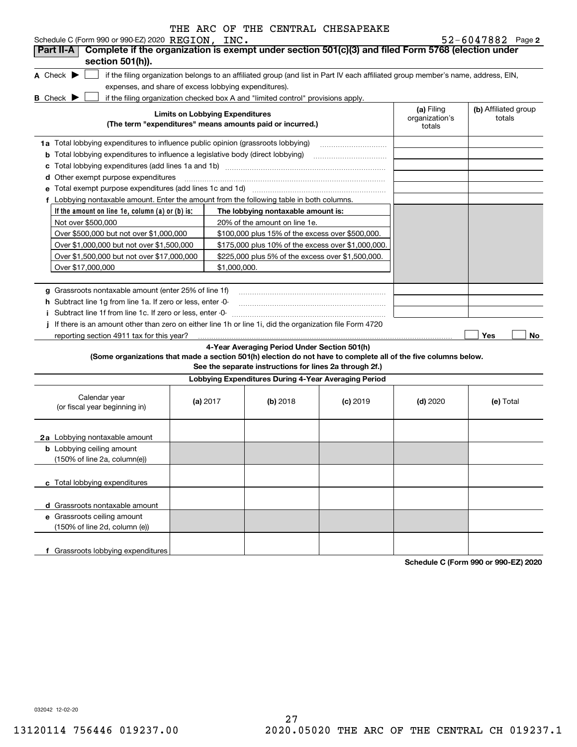THE ARC OF THE CENTRAL CHESAPEAKE

Schedule C (Form 990 or 990-EZ) 2020 REGION, INC. 52-6047882 Page 2

**Part II-A** **Complete if the organization is exempt under section 501(c)(3) and filed Form 5768 (election under section 501(h)).**

**A** Check ▶ ☐ if the filing organization belongs to an affiliated group (and list in Part IV each affiliated group member's name, address, EIN, expenses, and share of excess lobbying expenditures).

**B** Check ▶ ☐ if the filing organization checked box A and "limited control" provisions apply.

| **Limits on Lobbying Expenditures** (The term "expenditures" means amounts paid or incurred.) | **(a)** Filing organization's totals | **(b)** Affiliated group totals |
|---|---|---|
| **1a** Total lobbying expenditures to influence public opinion (grassroots lobbying) | | |
| **b** Total lobbying expenditures to influence a legislative body (direct lobbying) | | |
| **c** Total lobbying expenditures (add lines 1a and 1b) | | |
| **d** Other exempt purpose expenditures | | |
| **e** Total exempt purpose expenditures (add lines 1c and 1d) | | |
| **f** Lobbying nontaxable amount. Enter the amount from the following table in both columns. | | |

| If the amount on line 1e, column (a) or (b) is: | The lobbying nontaxable amount is: |
|---|---|
| Not over $500,000 | 20% of the amount on line 1e. |
| Over $500,000 but not over $1,000,000 | $100,000 plus 15% of the excess over $500,000. |
| Over $1,000,000 but not over $1,500,000 | $175,000 plus 10% of the excess over $1,000,000. |
| Over $1,500,000 but not over $17,000,000 | $225,000 plus 5% of the excess over $1,500,000. |
| Over $17,000,000 | $1,000,000. |

| | (a) | (b) |
|---|---|---|
| **g** Grassroots nontaxable amount (enter 25% of line 1f) | | |
| **h** Subtract line 1g from line 1a. If zero or less, enter -0- | | |
| **i** Subtract line 1f from line 1c. If zero or less, enter -0- | | |
| **j** If there is an amount other than zero on either line 1h or line 1i, did the organization file Form 4720 reporting section 4911 tax for this year? | ☐ Yes | ☐ No |

**4-Year Averaging Period Under Section 501(h)**

**(Some organizations that made a section 501(h) election do not have to complete all of the five columns below. See the separate instructions for lines 2a through 2f.)**

**Lobbying Expenditures During 4-Year Averaging Period**

| Calendar year (or fiscal year beginning in) | **(a)** 2017 | **(b)** 2018 | **(c)** 2019 | **(d)** 2020 | **(e)** Total |
|---|---|---|---|---|---|
| **2a** Lobbying nontaxable amount | | | | | |
| **b** Lobbying ceiling amount (150% of line 2a, column(e)) | | | | | |
| **c** Total lobbying expenditures | | | | | |
| **d** Grassroots nontaxable amount | | | | | |
| **e** Grassroots ceiling amount (150% of line 2d, column (e)) | | | | | |
| **f** Grassroots lobbying expenditures | | | | | |

**Schedule C (Form 990 or 990-EZ) 2020**

032042 12-02-20

13120114 756446 019237.00 2020.05020 THE ARC OF THE CENTRAL CH 019237.1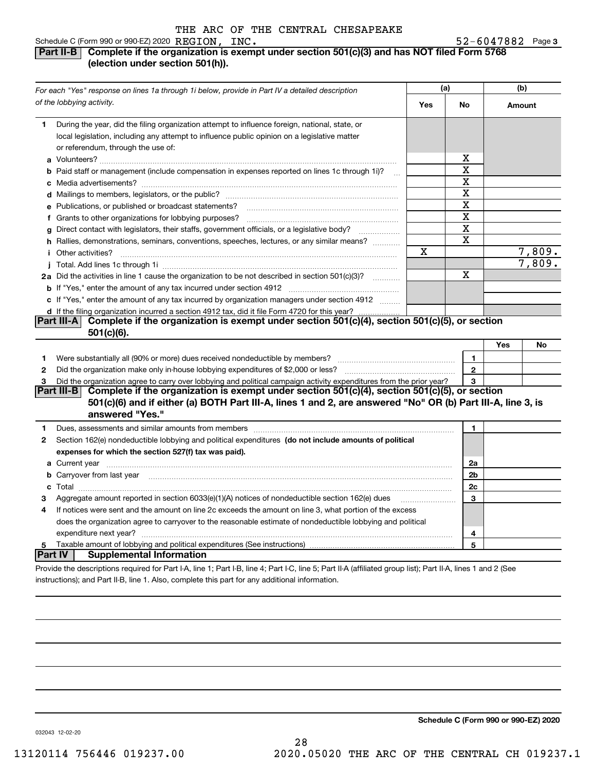THE ARC OF THE CENTRAL CHESAPEAKE

Schedule C (Form 990 or 990-EZ) 2020 REGION, INC. 52-6047882 Page 3

## Part II-B Complete if the organization is exempt under section 501(c)(3) and has NOT filed Form 5768 (election under section 501(h)).

| For each "Yes" response on lines 1a through 1i below, provide in Part IV a detailed description of the lobbying activity. | (a) Yes | (a) No | (b) Amount |
|---|---|---|---|
| **1** During the year, did the filing organization attempt to influence foreign, national, state, or local legislation, including any attempt to influence public opinion on a legislative matter or referendum, through the use of: | | | |
| **a** Volunteers? | | X | |
| **b** Paid staff or management (include compensation in expenses reported on lines 1c through 1i)? | | X | |
| **c** Media advertisements? | | X | |
| **d** Mailings to members, legislators, or the public? | | X | |
| **e** Publications, or published or broadcast statements? | | X | |
| **f** Grants to other organizations for lobbying purposes? | | X | |
| **g** Direct contact with legislators, their staffs, government officials, or a legislative body? | | X | |
| **h** Rallies, demonstrations, seminars, conventions, speeches, lectures, or any similar means? | | X | |
| **i** Other activities? | X | | 7,809. |
| **j** Total. Add lines 1c through 1i | | | 7,809. |
| **2a** Did the activities in line 1 cause the organization to be not described in section 501(c)(3)? | | X | |
| **b** If "Yes," enter the amount of any tax incurred under section 4912 | | | |
| **c** If "Yes," enter the amount of any tax incurred by organization managers under section 4912 | | | |
| **d** If the filing organization incurred a section 4912 tax, did it file Form 4720 for this year? | | | |

## Part III-A Complete if the organization is exempt under section 501(c)(4), section 501(c)(5), or section 501(c)(6).

| | | | Yes | No |
|---|---|---|---|---|
| **1** | Were substantially all (90% or more) dues received nondeductible by members? | 1 | | |
| **2** | Did the organization make only in-house lobbying expenditures of $2,000 or less? | 2 | | |
| **3** | Did the organization agree to carry over lobbying and political campaign activity expenditures from the prior year? | 3 | | |

## Part III-B Complete if the organization is exempt under section 501(c)(4), section 501(c)(5), or section 501(c)(6) and if either (a) BOTH Part III-A, lines 1 and 2, are answered "No" OR (b) Part III-A, line 3, is answered "Yes."

| | | | |
|---|---|---|---|
| **1** | Dues, assessments and similar amounts from members | 1 | |
| **2** | Section 162(e) nondeductible lobbying and political expenditures **(do not include amounts of political expenses for which the section 527(f) tax was paid).** | | |
| **a** | Current year | 2a | |
| **b** | Carryover from last year | 2b | |
| **c** | Total | 2c | |
| **3** | Aggregate amount reported in section 6033(e)(1)(A) notices of nondeductible section 162(e) dues | 3 | |
| **4** | If notices were sent and the amount on line 2c exceeds the amount on line 3, what portion of the excess does the organization agree to carryover to the reasonable estimate of nondeductible lobbying and political expenditure next year? | 4 | |
| **5** | Taxable amount of lobbying and political expenditures (See instructions) | 5 | |

## Part IV Supplemental Information

Provide the descriptions required for Part I-A, line 1; Part I-B, line 4; Part I-C, line 5; Part II-A (affiliated group list); Part II-A, lines 1 and 2 (See instructions); and Part II-B, line 1. Also, complete this part for any additional information.

**Schedule C (Form 990 or 990-EZ) 2020**

032043 12-02-20

13120114 756446 019237.00 2020.05020 THE ARC OF THE CENTRAL CH 019237.1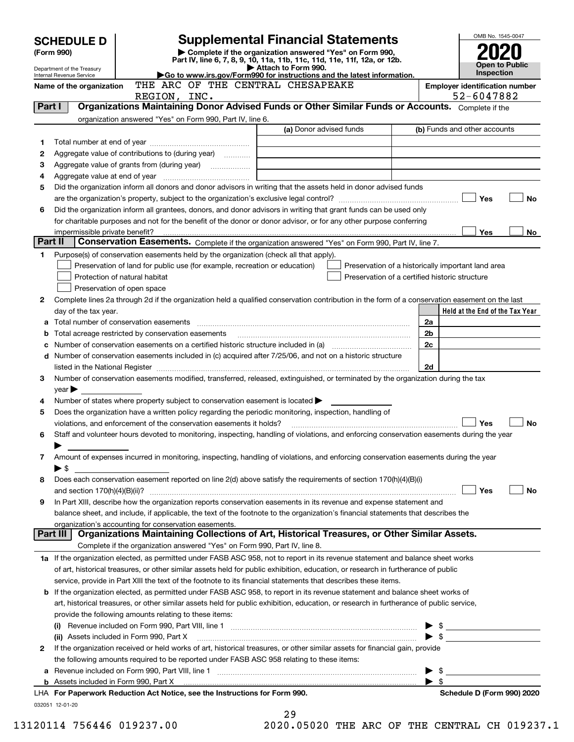# SCHEDULE D (Form 990)

Department of the Treasury
Internal Revenue Service

## Supplemental Financial Statements

▶ Complete if the organization answered "Yes" on Form 990, Part IV, line 6, 7, 8, 9, 10, 11a, 11b, 11c, 11d, 11e, 11f, 12a, or 12b.
▶ Attach to Form 990.
▶Go to www.irs.gov/Form990 for instructions and the latest information.

OMB No. 1545-0047

**2020**

**Open to Public Inspection**

**Name of the organization** THE ARC OF THE CENTRAL CHESAPEAKE REGION, INC.

**Employer identification number** 52-6047882

**Part I** **Organizations Maintaining Donor Advised Funds or Other Similar Funds or Accounts.** Complete if the organization answered "Yes" on Form 990, Part IV, line 6.

| | | (a) Donor advised funds | (b) Funds and other accounts |
|---|---|---|---|
| 1 | Total number at end of year | | |
| 2 | Aggregate value of contributions to (during year) | | |
| 3 | Aggregate value of grants from (during year) | | |
| 4 | Aggregate value at end of year | | |

5 Did the organization inform all donors and donor advisors in writing that the assets held in donor advised funds are the organization's property, subject to the organization's exclusive legal control? ☐ Yes ☐ No

6 Did the organization inform all grantees, donors, and donor advisors in writing that grant funds can be used only for charitable purposes and not for the benefit of the donor or donor advisor, or for any other purpose conferring impermissible private benefit? ☐ Yes ☐ No

**Part II** **Conservation Easements.** Complete if the organization answered "Yes" on Form 990, Part IV, line 7.

1 Purpose(s) of conservation easements held by the organization (check all that apply).
- ☐ Preservation of land for public use (for example, recreation or education)
- ☐ Protection of natural habitat
- ☐ Preservation of open space
- ☐ Preservation of a historically important land area
- ☐ Preservation of a certified historic structure

2 Complete lines 2a through 2d if the organization held a qualified conservation contribution in the form of a conservation easement on the last day of the tax year.

| | | | Held at the End of the Tax Year |
|---|---|---|---|
| a | Total number of conservation easements | 2a | |
| b | Total acreage restricted by conservation easements | 2b | |
| c | Number of conservation easements on a certified historic structure included in (a) | 2c | |
| d | Number of conservation easements included in (c) acquired after 7/25/06, and not on a historic structure listed in the National Register | 2d | |

3 Number of conservation easements modified, transferred, released, extinguished, or terminated by the organization during the tax year ▶

4 Number of states where property subject to conservation easement is located ▶

5 Does the organization have a written policy regarding the periodic monitoring, inspection, handling of violations, and enforcement of the conservation easements it holds? ☐ Yes ☐ No

6 Staff and volunteer hours devoted to monitoring, inspecting, handling of violations, and enforcing conservation easements during the year ▶

7 Amount of expenses incurred in monitoring, inspecting, handling of violations, and enforcing conservation easements during the year ▶ $

8 Does each conservation easement reported on line 2(d) above satisfy the requirements of section 170(h)(4)(B)(i) and section 170(h)(4)(B)(ii)? ☐ Yes ☐ No

9 In Part XIII, describe how the organization reports conservation easements in its revenue and expense statement and balance sheet, and include, if applicable, the text of the footnote to the organization's financial statements that describes the organization's accounting for conservation easements.

**Part III** **Organizations Maintaining Collections of Art, Historical Treasures, or Other Similar Assets.** Complete if the organization answered "Yes" on Form 990, Part IV, line 8.

1a If the organization elected, as permitted under FASB ASC 958, not to report in its revenue statement and balance sheet works of art, historical treasures, or other similar assets held for public exhibition, education, or research in furtherance of public service, provide in Part XIII the text of the footnote to its financial statements that describes these items.

b If the organization elected, as permitted under FASB ASC 958, to report in its revenue statement and balance sheet works of art, historical treasures, or other similar assets held for public exhibition, education, or research in furtherance of public service, provide the following amounts relating to these items:

(i) Revenue included on Form 990, Part VIII, line 1 ▶ $

(ii) Assets included in Form 990, Part X ▶ $

2 If the organization received or held works of art, historical treasures, or other similar assets for financial gain, provide the following amounts required to be reported under FASB ASC 958 relating to these items:

a Revenue included on Form 990, Part VIII, line 1 ▶ $

b Assets included in Form 990, Part X ▶ $

LHA **For Paperwork Reduction Act Notice, see the Instructions for Form 990.** **Schedule D (Form 990) 2020**

032051 12-01-20

13120114 756446 019237.00 2020.05020 THE ARC OF THE CENTRAL CH 019237.1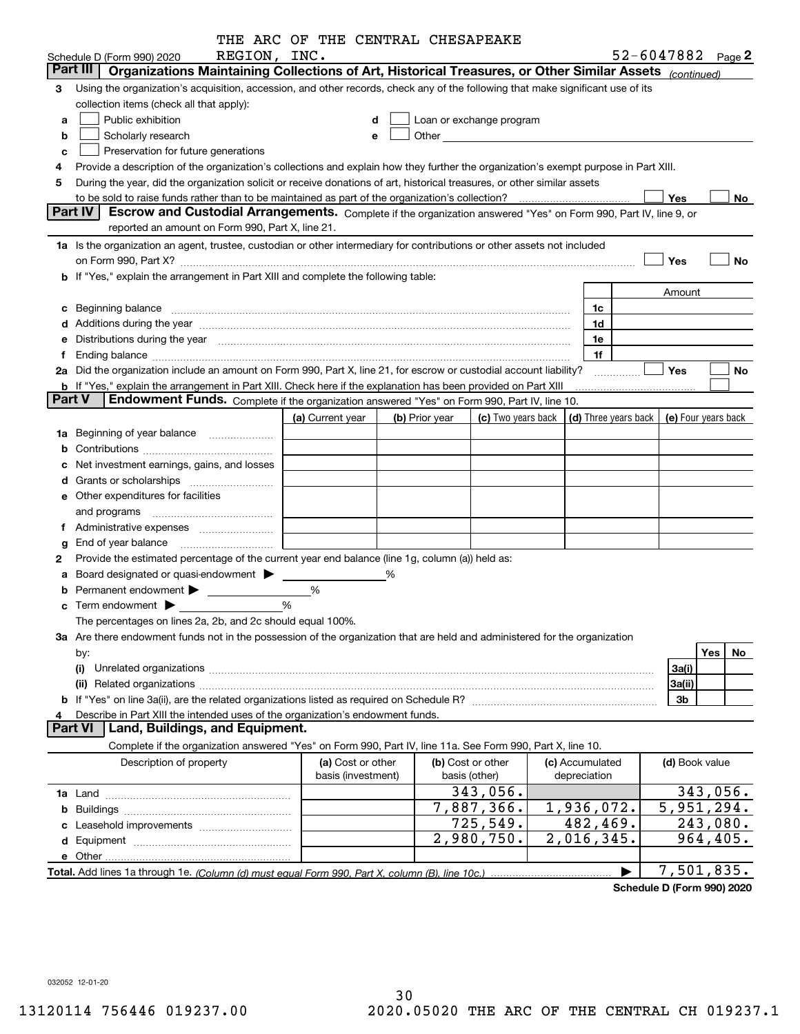THE ARC OF THE CENTRAL CHESAPEAKE REGION, INC. 52-6047882

Schedule D (Form 990) 2020 Page 2

## Part III Organizations Maintaining Collections of Art, Historical Treasures, or Other Similar Assets *(continued)*

**3** Using the organization's acquisition, accession, and other records, check any of the following that make significant use of its collection items (check all that apply):

- **a** ☐ Public exhibition
- **b** ☐ Scholarly research
- **c** ☐ Preservation for future generations
- **d** ☐ Loan or exchange program
- **e** ☐ Other

**4** Provide a description of the organization's collections and explain how they further the organization's exempt purpose in Part XIII.

**5** During the year, did the organization solicit or receive donations of art, historical treasures, or other similar assets to be sold to raise funds rather than to be maintained as part of the organization's collection? ☐ Yes ☐ No

## Part IV Escrow and Custodial Arrangements.

Complete if the organization answered "Yes" on Form 990, Part IV, line 9, or reported an amount on Form 990, Part X, line 21.

**1a** Is the organization an agent, trustee, custodian or other intermediary for contributions or other assets not included on Form 990, Part X? ☐ Yes ☐ No

**b** If "Yes," explain the arrangement in Part XIII and complete the following table:

| | | Amount |
|---|---|---|
| **c** Beginning balance | 1c | |
| **d** Additions during the year | 1d | |
| **e** Distributions during the year | 1e | |
| **f** Ending balance | 1f | |

**2a** Did the organization include an amount on Form 990, Part X, line 21, for escrow or custodial account liability? ☐ Yes ☐ No

**b** If "Yes," explain the arrangement in Part XIII. Check here if the explanation has been provided on Part XIII ☐

## Part V Endowment Funds.

Complete if the organization answered "Yes" on Form 990, Part IV, line 10.

| | (a) Current year | (b) Prior year | (c) Two years back | (d) Three years back | (e) Four years back |
|---|---|---|---|---|---|
| **1a** Beginning of year balance | | | | | |
| **b** Contributions | | | | | |
| **c** Net investment earnings, gains, and losses | | | | | |
| **d** Grants or scholarships | | | | | |
| **e** Other expenditures for facilities and programs | | | | | |
| **f** Administrative expenses | | | | | |
| **g** End of year balance | | | | | |

**2** Provide the estimated percentage of the current year end balance (line 1g, column (a)) held as:

- **a** Board designated or quasi-endowment ▶ %
- **b** Permanent endowment ▶ %
- **c** Term endowment ▶ %

The percentages on lines 2a, 2b, and 2c should equal 100%.

**3a** Are there endowment funds not in the possession of the organization that are held and administered for the organization by:

| | | Yes | No |
|---|---|---|---|
| **(i)** Unrelated organizations | 3a(i) | | |
| **(ii)** Related organizations | 3a(ii) | | |
| **b** If "Yes" on line 3a(ii), are the related organizations listed as required on Schedule R? | 3b | | |

**4** Describe in Part XIII the intended uses of the organization's endowment funds.

## Part VI Land, Buildings, and Equipment.

Complete if the organization answered "Yes" on Form 990, Part IV, line 11a. See Form 990, Part X, line 10.

| Description of property | (a) Cost or other basis (investment) | (b) Cost or other basis (other) | (c) Accumulated depreciation | (d) Book value |
|---|---|---|---|---|
| **1a** Land | | 343,056. | | 343,056. |
| **b** Buildings | | 7,887,366. | 1,936,072. | 5,951,294. |
| **c** Leasehold improvements | | 725,549. | 482,469. | 243,080. |
| **d** Equipment | | 2,980,750. | 2,016,345. | 964,405. |
| **e** Other | | | | |
| **Total.** Add lines 1a through 1e. *(Column (d) must equal Form 990, Part X, column (B), line 10c.)* ▶ | | | | 7,501,835. |

**Schedule D (Form 990) 2020**

032052 12-01-20

13120114 756446 019237.00 2020.05020 THE ARC OF THE CENTRAL CH 019237.1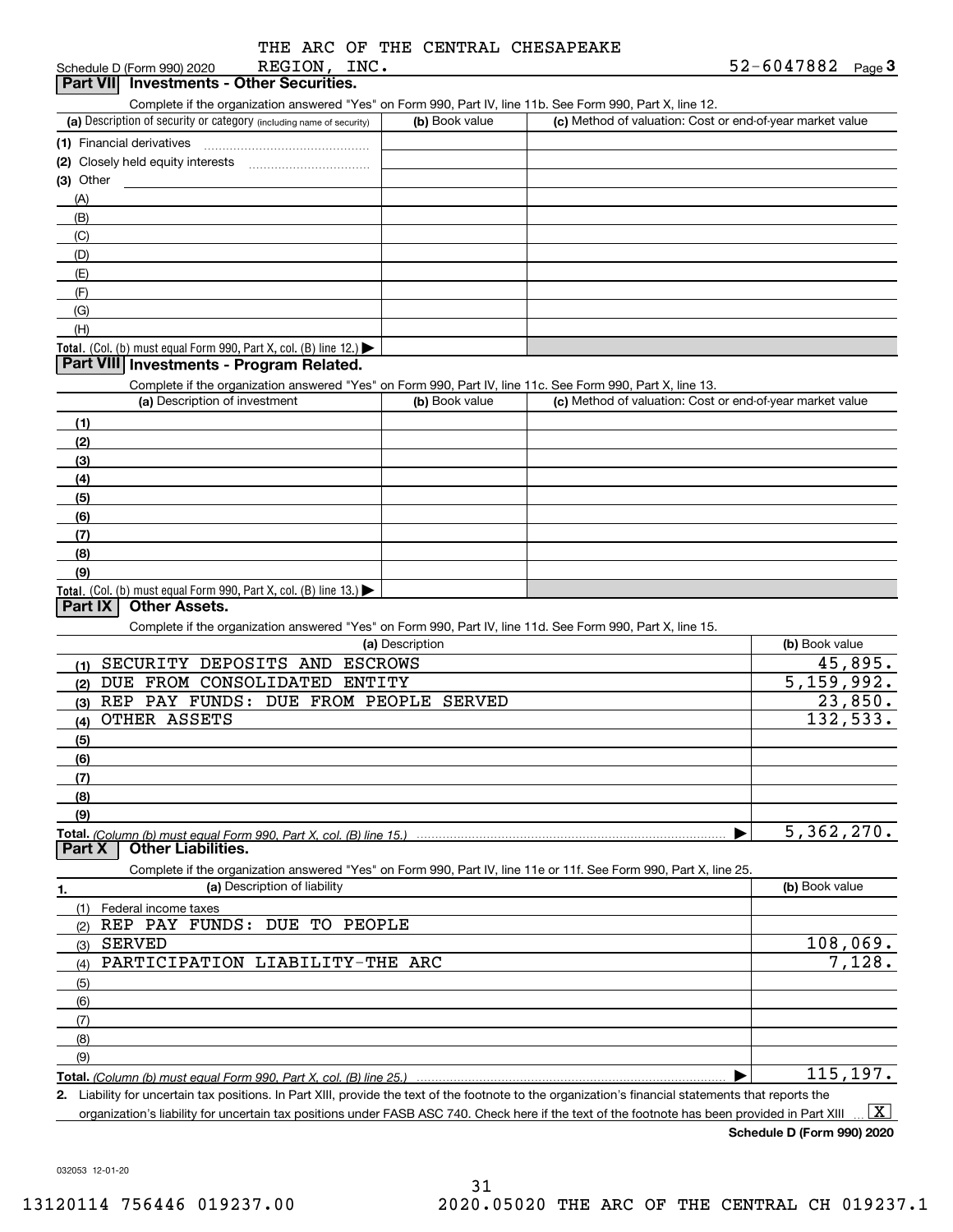THE ARC OF THE CENTRAL CHESAPEAKE REGION, INC.

Schedule D (Form 990) 2020 52-6047882 Page 3

## Part VII Investments - Other Securities.

Complete if the organization answered "Yes" on Form 990, Part IV, line 11b. See Form 990, Part X, line 12.

| (a) Description of security or category (including name of security) | (b) Book value | (c) Method of valuation: Cost or end-of-year market value |
|---|---|---|
| (1) Financial derivatives | | |
| (2) Closely held equity interests | | |
| (3) Other | | |
| (A) | | |
| (B) | | |
| (C) | | |
| (D) | | |
| (E) | | |
| (F) | | |
| (G) | | |
| (H) | | |
| **Total.** (Col. (b) must equal Form 990, Part X, col. (B) line 12.) ▶ | | |

## Part VIII Investments - Program Related.

Complete if the organization answered "Yes" on Form 990, Part IV, line 11c. See Form 990, Part X, line 13.

| (a) Description of investment | (b) Book value | (c) Method of valuation: Cost or end-of-year market value |
|---|---|---|
| (1) | | |
| (2) | | |
| (3) | | |
| (4) | | |
| (5) | | |
| (6) | | |
| (7) | | |
| (8) | | |
| (9) | | |
| **Total.** (Col. (b) must equal Form 990, Part X, col. (B) line 13.) ▶ | | |

## Part IX Other Assets.

Complete if the organization answered "Yes" on Form 990, Part IV, line 11d. See Form 990, Part X, line 15.

| (a) Description | (b) Book value |
|---|---|
| (1) SECURITY DEPOSITS AND ESCROWS | 45,895. |
| (2) DUE FROM CONSOLIDATED ENTITY | 5,159,992. |
| (3) REP PAY FUNDS: DUE FROM PEOPLE SERVED | 23,850. |
| (4) OTHER ASSETS | 132,533. |
| (5) | |
| (6) | |
| (7) | |
| (8) | |
| (9) | |
| **Total.** *(Column (b) must equal Form 990, Part X, col. (B) line 15.)* ▶ | 5,362,270. |

## Part X Other Liabilities.

Complete if the organization answered "Yes" on Form 990, Part IV, line 11e or 11f. See Form 990, Part X, line 25.

| 1. (a) Description of liability | (b) Book value |
|---|---|
| (1) Federal income taxes | |
| (2) REP PAY FUNDS: DUE TO PEOPLE | |
| (3) SERVED | 108,069. |
| (4) PARTICIPATION LIABILITY-THE ARC | 7,128. |
| (5) | |
| (6) | |
| (7) | |
| (8) | |
| (9) | |
| **Total.** *(Column (b) must equal Form 990, Part X, col. (B) line 25.)* ▶ | 115,197. |

2. Liability for uncertain tax positions. In Part XIII, provide the text of the footnote to the organization's financial statements that reports the organization's liability for uncertain tax positions under FASB ASC 740. Check here if the text of the footnote has been provided in Part XIII ... [X]

**Schedule D (Form 990) 2020**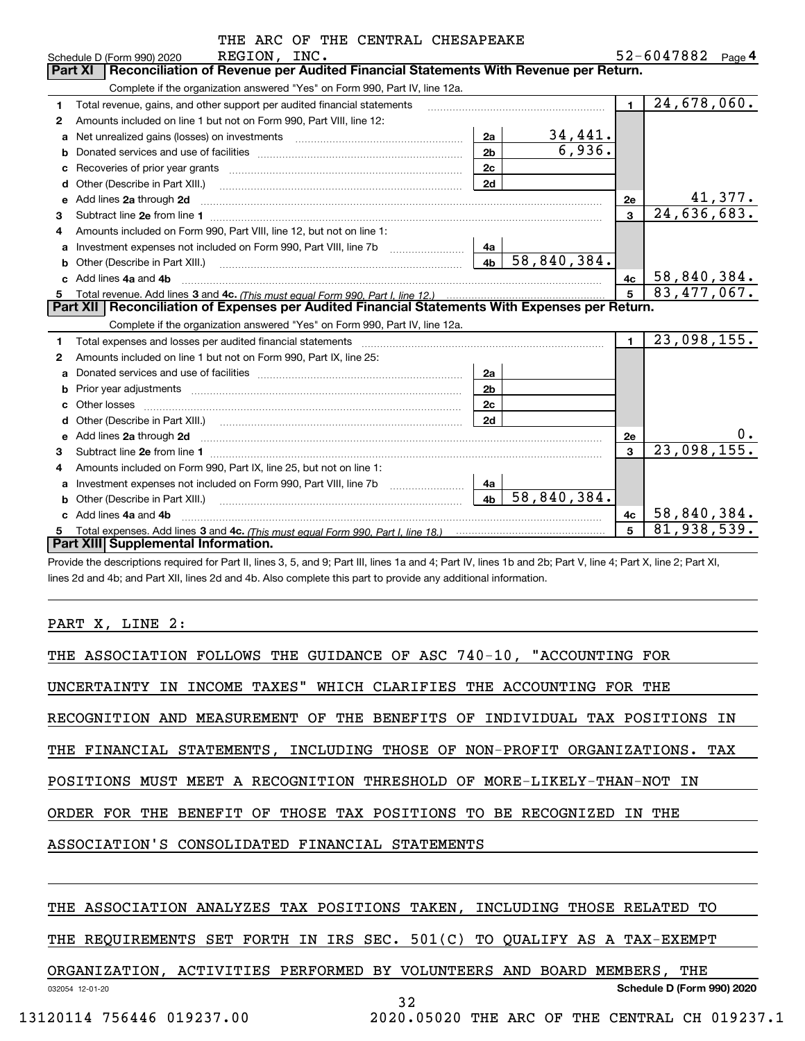THE ARC OF THE CENTRAL CHESAPEAKE REGION, INC.

Schedule D (Form 990) 2020 — 52-6047882 Page 4

## Part XI Reconciliation of Revenue per Audited Financial Statements With Revenue per Return.

Complete if the organization answered "Yes" on Form 990, Part IV, line 12a.

| | | | | | |
|---|---|---|---|---|---|
| 1 | Total revenue, gains, and other support per audited financial statements | | | 1 | 24,678,060. |
| 2 | Amounts included on line 1 but not on Form 990, Part VIII, line 12: | | | | |
| a | Net unrealized gains (losses) on investments | 2a | 34,441. | | |
| b | Donated services and use of facilities | 2b | 6,936. | | |
| c | Recoveries of prior year grants | 2c | | | |
| d | Other (Describe in Part XIII.) | 2d | | | |
| e | Add lines 2a through 2d | | | 2e | 41,377. |
| 3 | Subtract line 2e from line 1 | | | 3 | 24,636,683. |
| 4 | Amounts included on Form 990, Part VIII, line 12, but not on line 1: | | | | |
| a | Investment expenses not included on Form 990, Part VIII, line 7b | 4a | | | |
| b | Other (Describe in Part XIII.) | 4b | 58,840,384. | | |
| c | Add lines 4a and 4b | | | 4c | 58,840,384. |
| 5 | Total revenue. Add lines 3 and 4c. *(This must equal Form 990, Part I, line 12.)* | | | 5 | 83,477,067. |

## Part XII Reconciliation of Expenses per Audited Financial Statements With Expenses per Return.

Complete if the organization answered "Yes" on Form 990, Part IV, line 12a.

| | | | | | |
|---|---|---|---|---|---|
| 1 | Total expenses and losses per audited financial statements | | | 1 | 23,098,155. |
| 2 | Amounts included on line 1 but not on Form 990, Part IX, line 25: | | | | |
| a | Donated services and use of facilities | 2a | | | |
| b | Prior year adjustments | 2b | | | |
| c | Other losses | 2c | | | |
| d | Other (Describe in Part XIII.) | 2d | | | |
| e | Add lines 2a through 2d | | | 2e | 0. |
| 3 | Subtract line 2e from line 1 | | | 3 | 23,098,155. |
| 4 | Amounts included on Form 990, Part IX, line 25, but not on line 1: | | | | |
| a | Investment expenses not included on Form 990, Part VIII, line 7b | 4a | | | |
| b | Other (Describe in Part XIII.) | 4b | 58,840,384. | | |
| c | Add lines 4a and 4b | | | 4c | 58,840,384. |
| 5 | Total expenses. Add lines 3 and 4c. *(This must equal Form 990, Part I, line 18.)* | | | 5 | 81,938,539. |

## Part XIII Supplemental Information.

Provide the descriptions required for Part II, lines 3, 5, and 9; Part III, lines 1a and 4; Part IV, lines 1b and 2b; Part V, line 4; Part X, line 2; Part XI, lines 2d and 4b; and Part XII, lines 2d and 4b. Also complete this part to provide any additional information.

PART X, LINE 2:

THE ASSOCIATION FOLLOWS THE GUIDANCE OF ASC 740-10, "ACCOUNTING FOR UNCERTAINTY IN INCOME TAXES" WHICH CLARIFIES THE ACCOUNTING FOR THE RECOGNITION AND MEASUREMENT OF THE BENEFITS OF INDIVIDUAL TAX POSITIONS IN THE FINANCIAL STATEMENTS, INCLUDING THOSE OF NON-PROFIT ORGANIZATIONS. TAX POSITIONS MUST MEET A RECOGNITION THRESHOLD OF MORE-LIKELY-THAN-NOT IN ORDER FOR THE BENEFIT OF THOSE TAX POSITIONS TO BE RECOGNIZED IN THE ASSOCIATION'S CONSOLIDATED FINANCIAL STATEMENTS

THE ASSOCIATION ANALYZES TAX POSITIONS TAKEN, INCLUDING THOSE RELATED TO THE REQUIREMENTS SET FORTH IN IRS SEC. 501(C) TO QUALIFY AS A TAX-EXEMPT ORGANIZATION, ACTIVITIES PERFORMED BY VOLUNTEERS AND BOARD MEMBERS, THE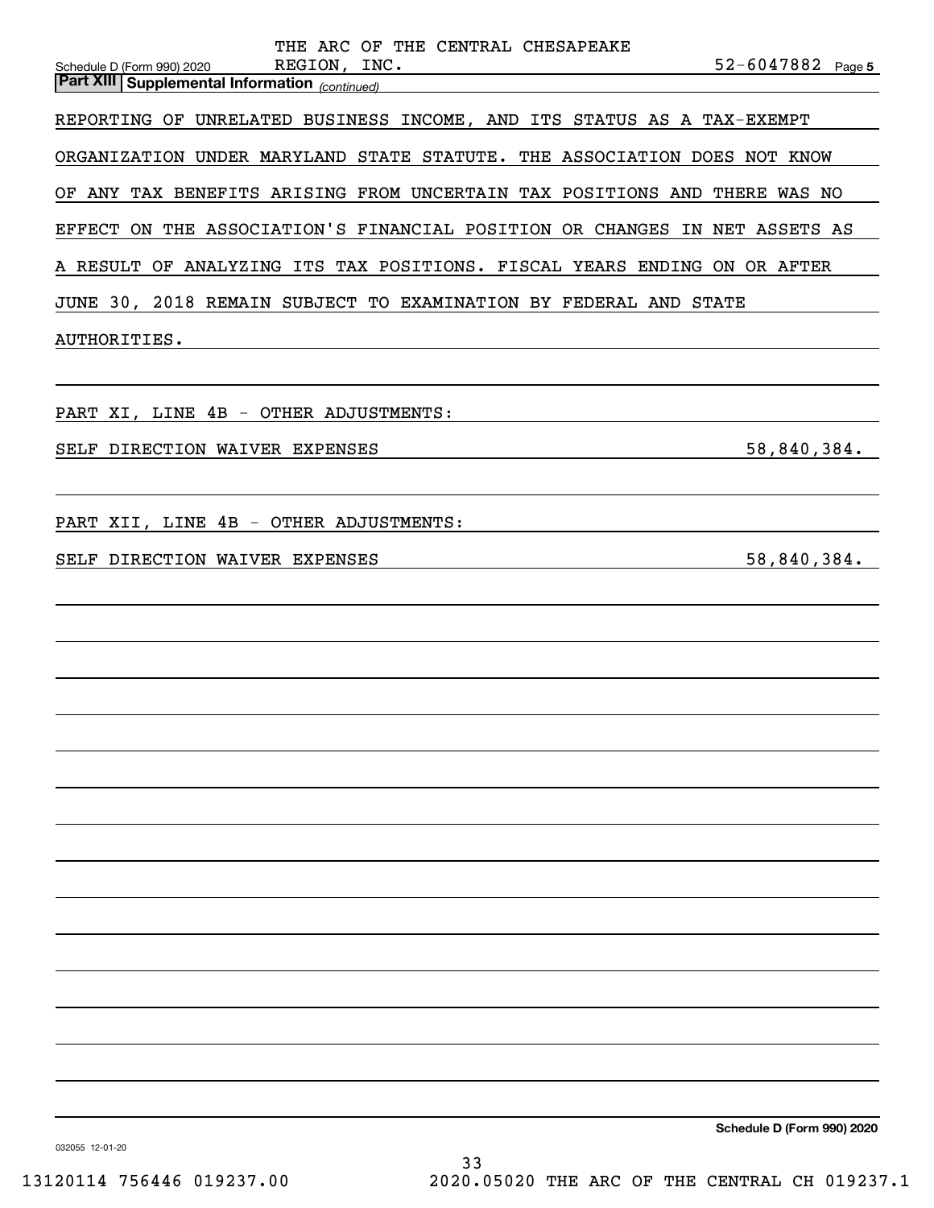THE ARC OF THE CENTRAL CHESAPEAKE REGION, INC. 52-6047882

**Part XIII | Supplemental Information** *(continued)*

REPORTING OF UNRELATED BUSINESS INCOME, AND ITS STATUS AS A TAX-EXEMPT ORGANIZATION UNDER MARYLAND STATE STATUTE. THE ASSOCIATION DOES NOT KNOW OF ANY TAX BENEFITS ARISING FROM UNCERTAIN TAX POSITIONS AND THERE WAS NO EFFECT ON THE ASSOCIATION'S FINANCIAL POSITION OR CHANGES IN NET ASSETS AS A RESULT OF ANALYZING ITS TAX POSITIONS. FISCAL YEARS ENDING ON OR AFTER JUNE 30, 2018 REMAIN SUBJECT TO EXAMINATION BY FEDERAL AND STATE AUTHORITIES.

PART XI, LINE 4B - OTHER ADJUSTMENTS:

| | |
|---|---|
| SELF DIRECTION WAIVER EXPENSES | 58,840,384. |

PART XII, LINE 4B - OTHER ADJUSTMENTS:

| | |
|---|---|
| SELF DIRECTION WAIVER EXPENSES | 58,840,384. |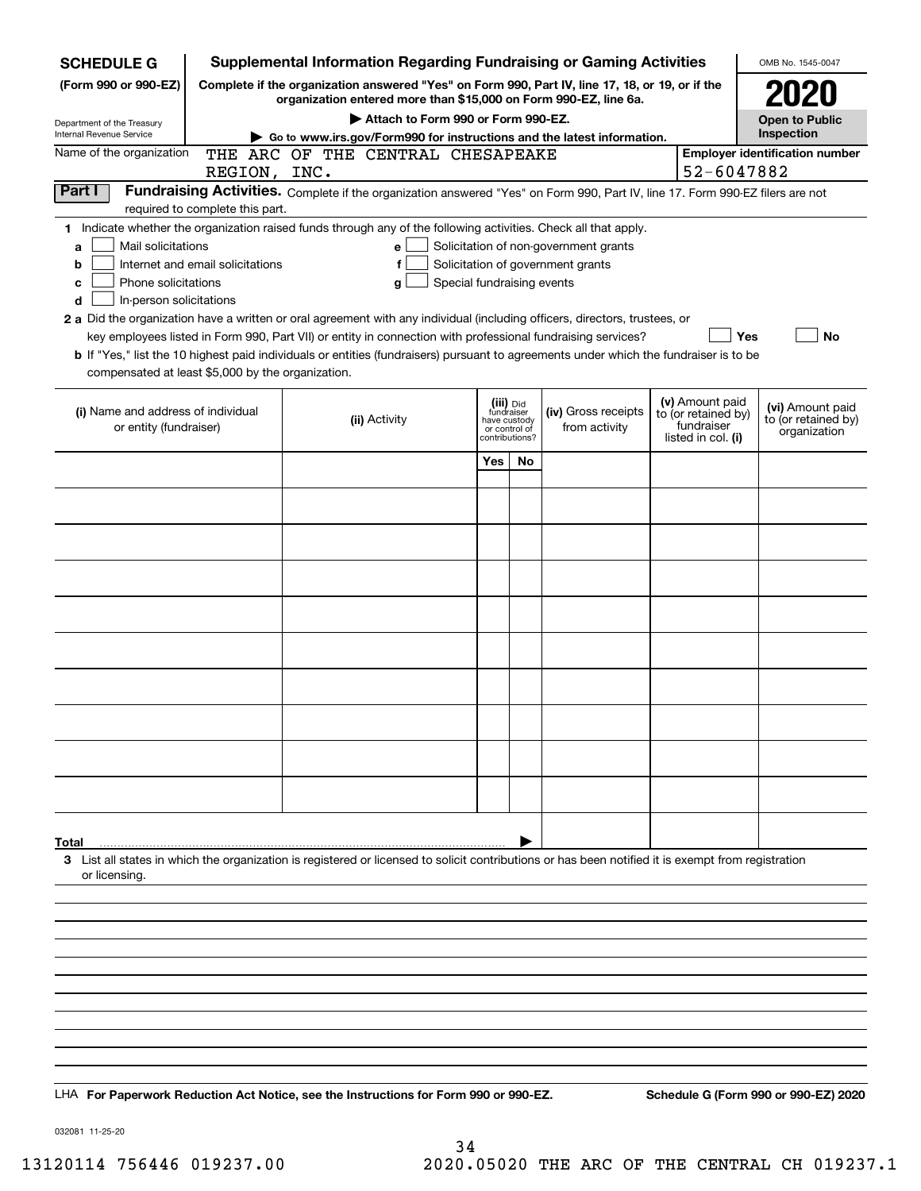**SCHEDULE G**
**(Form 990 or 990-EZ)**

Department of the Treasury
Internal Revenue Service

# Supplemental Information Regarding Fundraising or Gaming Activities

**Complete if the organization answered "Yes" on Form 990, Part IV, line 17, 18, or 19, or if the organization entered more than $15,000 on Form 990-EZ, line 6a.**

▶ **Attach to Form 990 or Form 990-EZ.**

▶ **Go to www.irs.gov/Form990 for instructions and the latest information.**

OMB No. 1545-0047

**2020**

**Open to Public Inspection**

Name of the organization: THE ARC OF THE CENTRAL CHESAPEAKE REGION, INC.

**Employer identification number**: 52-6047882

## Part I Fundraising Activities.

Complete if the organization answered "Yes" on Form 990, Part IV, line 17. Form 990-EZ filers are not required to complete this part.

**1** Indicate whether the organization raised funds through any of the following activities. Check all that apply.

- **a** ☐ Mail solicitations
- **b** ☐ Internet and email solicitations
- **c** ☐ Phone solicitations
- **d** ☐ In-person solicitations
- **e** ☐ Solicitation of non-government grants
- **f** ☐ Solicitation of government grants
- **g** ☐ Special fundraising events

**2 a** Did the organization have a written or oral agreement with any individual (including officers, directors, trustees, or key employees listed in Form 990, Part VII) or entity in connection with professional fundraising services? ☐ **Yes** ☐ **No**

**b** If "Yes," list the 10 highest paid individuals or entities (fundraisers) pursuant to agreements under which the fundraiser is to be compensated at least $5,000 by the organization.

| (i) Name and address of individual or entity (fundraiser) | (ii) Activity | (iii) Did fundraiser have custody or control of contributions? | | (iv) Gross receipts from activity | (v) Amount paid to (or retained by) fundraiser listed in col. (i) | (vi) Amount paid to (or retained by) organization |
|---|---|---|---|---|---|---|
| | | Yes | No | | | |
| | | | | | | |
| | | | | | | |
| | | | | | | |
| | | | | | | |
| | | | | | | |
| | | | | | | |
| | | | | | | |
| | | | | | | |
| | | | | | | |
| | | | | | | |
| **Total** ▶ | | | | | | |

**3** List all states in which the organization is registered or licensed to solicit contributions or has been notified it is exempt from registration or licensing.

LHA **For Paperwork Reduction Act Notice, see the Instructions for Form 990 or 990-EZ.** **Schedule G (Form 990 or 990-EZ) 2020**

032081 11-25-20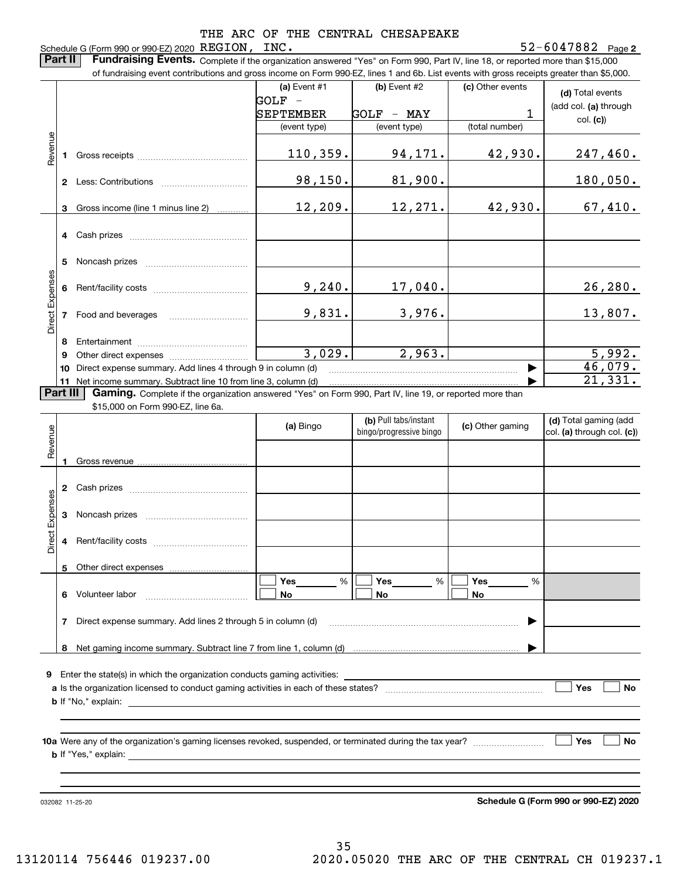THE ARC OF THE CENTRAL CHESAPEAKE
Schedule G (Form 990 or 990-EZ) 2020 REGION, INC. 52-6047882 Page 2

**Part II** **Fundraising Events.** Complete if the organization answered "Yes" on Form 990, Part IV, line 18, or reported more than $15,000 of fundraising event contributions and gross income on Form 990-EZ, lines 1 and 6b. List events with gross receipts greater than $5,000.

| | | (a) Event #1 GOLF - SEPTEMBER (event type) | (b) Event #2 GOLF - MAY (event type) | (c) Other events 1 (total number) | (d) Total events (add col. (a) through col. (c)) |
|---|---|---|---|---|---|
| Revenue | 1 Gross receipts | 110,359. | 94,171. | 42,930. | 247,460. |
| | 2 Less: Contributions | 98,150. | 81,900. | | 180,050. |
| | 3 Gross income (line 1 minus line 2) | 12,209. | 12,271. | 42,930. | 67,410. |
| Direct Expenses | 4 Cash prizes | | | | |
| | 5 Noncash prizes | | | | |
| | 6 Rent/facility costs | 9,240. | 17,040. | | 26,280. |
| | 7 Food and beverages | 9,831. | 3,976. | | 13,807. |
| | 8 Entertainment | | | | |
| | 9 Other direct expenses | 3,029. | 2,963. | | 5,992. |
| | 10 Direct expense summary. Add lines 4 through 9 in column (d) | | | ▶ | 46,079. |
| | 11 Net income summary. Subtract line 10 from line 3, column (d) | | | ▶ | 21,331. |

**Part III** **Gaming.** Complete if the organization answered "Yes" on Form 990, Part IV, line 19, or reported more than $15,000 on Form 990-EZ, line 6a.

| | | (a) Bingo | (b) Pull tabs/instant bingo/progressive bingo | (c) Other gaming | (d) Total gaming (add col. (a) through col. (c)) |
|---|---|---|---|---|---|
| Revenue | 1 Gross revenue | | | | |
| Direct Expenses | 2 Cash prizes | | | | |
| | 3 Noncash prizes | | | | |
| | 4 Rent/facility costs | | | | |
| | 5 Other direct expenses | | | | |
| | 6 Volunteer labor | ☐ Yes ____ % ☐ No | ☐ Yes ____ % ☐ No | ☐ Yes ____ % ☐ No | |
| | 7 Direct expense summary. Add lines 2 through 5 in column (d) | | | ▶ | |
| | 8 Net gaming income summary. Subtract line 7 from line 1, column (d) | | | ▶ | |

**9** Enter the state(s) in which the organization conducts gaming activities: ____________

**a** Is the organization licensed to conduct gaming activities in each of these states? ☐ Yes ☐ No

**b** If "No," explain: ____________

**10a** Were any of the organization's gaming licenses revoked, suspended, or terminated during the tax year? ☐ Yes ☐ No

**b** If "Yes," explain: ____________

032082 11-25-20

**Schedule G (Form 990 or 990-EZ) 2020**

13120114 756446 019237.00 2020.05020 THE ARC OF THE CENTRAL CH 019237.1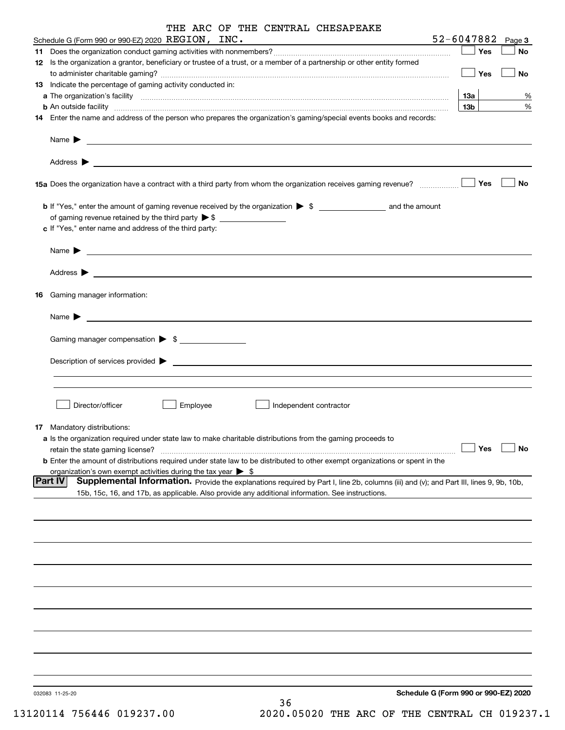Schedule G (Form 990 or 990-EZ) 2020 THE ARC OF THE CENTRAL CHESAPEAKE REGION, INC. 52-6047882 Page 3

**11** Does the organization conduct gaming activities with nonmembers? ☐ Yes ☐ No

**12** Is the organization a grantor, beneficiary or trustee of a trust, or a member of a partnership or other entity formed to administer charitable gaming? ☐ Yes ☐ No

**13** Indicate the percentage of gaming activity conducted in:

**a** The organization's facility **13a** %

**b** An outside facility **13b** %

**14** Enter the name and address of the person who prepares the organization's gaming/special events books and records:

Name ▶

Address ▶

**15a** Does the organization have a contract with a third party from whom the organization receives gaming revenue? ☐ Yes ☐ No

**b** If "Yes," enter the amount of gaming revenue received by the organization ▶ $ ________ and the amount of gaming revenue retained by the third party ▶ $ ________

**c** If "Yes," enter name and address of the third party:

Name ▶

Address ▶

**16** Gaming manager information:

Name ▶

Gaming manager compensation ▶ $ ________

Description of services provided ▶

☐ Director/officer ☐ Employee ☐ Independent contractor

**17** Mandatory distributions:

**a** Is the organization required under state law to make charitable distributions from the gaming proceeds to retain the state gaming license? ☐ Yes ☐ No

**b** Enter the amount of distributions required under state law to be distributed to other exempt organizations or spent in the organization's own exempt activities during the tax year ▶ $

**Part IV** **Supplemental Information.** Provide the explanations required by Part I, line 2b, columns (iii) and (v); and Part III, lines 9, 9b, 10b, 15b, 15c, 16, and 17b, as applicable. Also provide any additional information. See instructions.

032083 11-25-20

**Schedule G (Form 990 or 990-EZ) 2020**

13120114 756446 019237.00 2020.05020 THE ARC OF THE CENTRAL CH 019237.1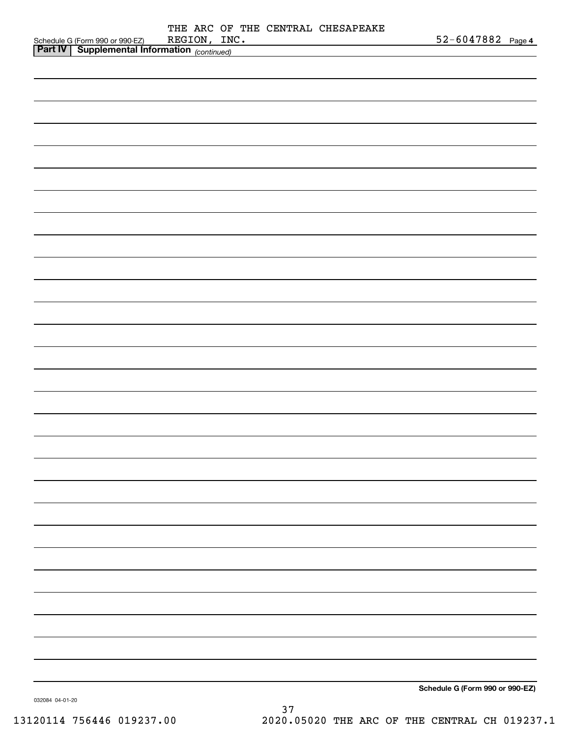THE ARC OF THE CENTRAL CHESAPEAKE REGION, INC.

52-6047882

Schedule G (Form 990 or 990-EZ)

**Part IV | Supplemental Information** *(continued)*

**Schedule G (Form 990 or 990-EZ)**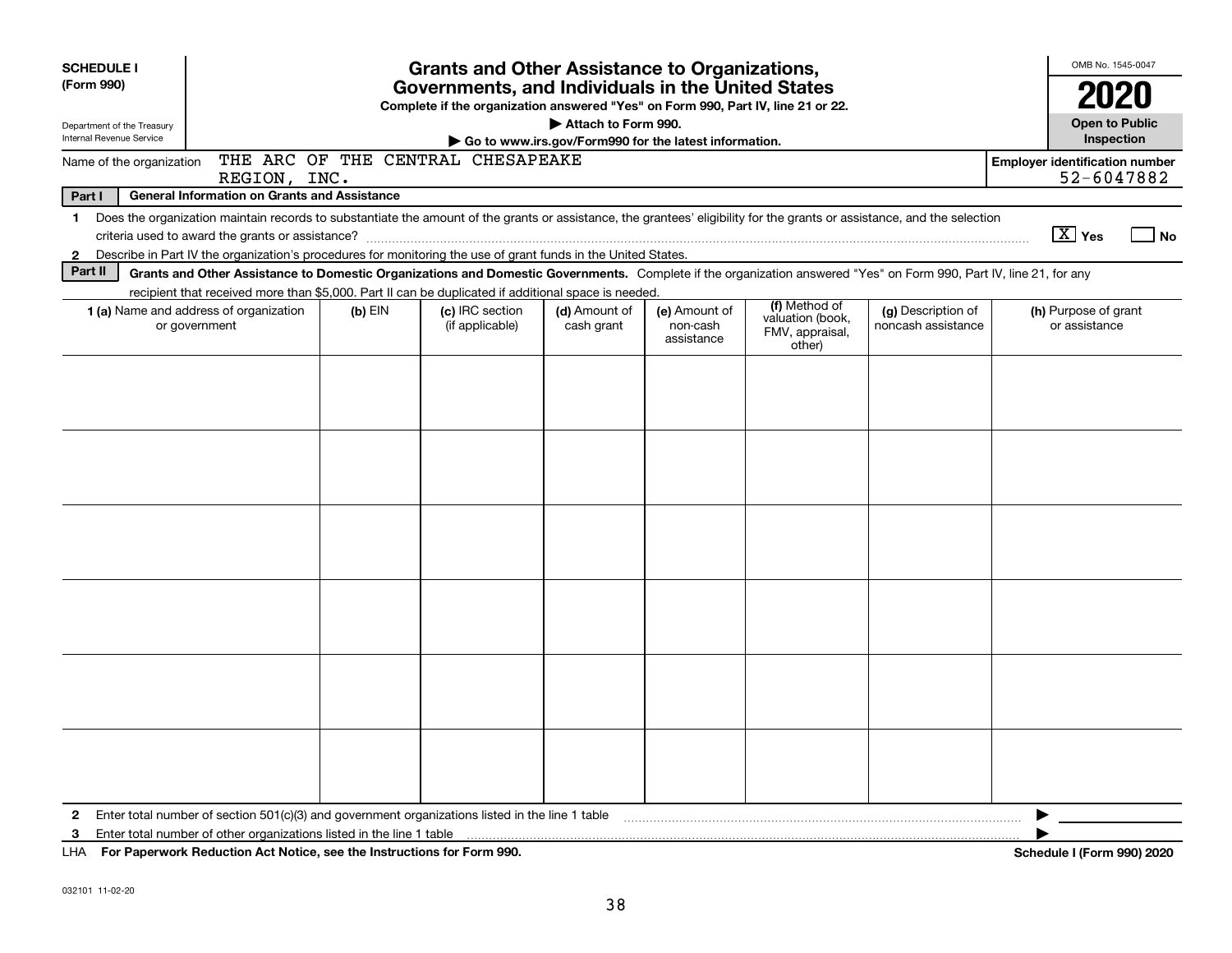**SCHEDULE I**
**(Form 990)**

Department of the Treasury
Internal Revenue Service

# Grants and Other Assistance to Organizations, Governments, and Individuals in the United States

**Complete if the organization answered "Yes" on Form 990, Part IV, line 21 or 22.**

▶ **Attach to Form 990.**

▶ **Go to www.irs.gov/Form990 for the latest information.**

OMB No. 1545-0047

**2020**

**Open to Public Inspection**

Name of the organization: THE ARC OF THE CENTRAL CHESAPEAKE REGION, INC.

**Employer identification number:** 52-6047882

**Part I — General Information on Grants and Assistance**

1. Does the organization maintain records to substantiate the amount of the grants or assistance, the grantees' eligibility for the grants or assistance, and the selection criteria used to award the grants or assistance? [X] Yes [ ] No
2. Describe in Part IV the organization's procedures for monitoring the use of grant funds in the United States.

**Part II — Grants and Other Assistance to Domestic Organizations and Domestic Governments.** Complete if the organization answered "Yes" on Form 990, Part IV, line 21, for any recipient that received more than $5,000. Part II can be duplicated if additional space is needed.

| 1 (a) Name and address of organization or government | (b) EIN | (c) IRC section (if applicable) | (d) Amount of cash grant | (e) Amount of non-cash assistance | (f) Method of valuation (book, FMV, appraisal, other) | (g) Description of noncash assistance | (h) Purpose of grant or assistance |
|---|---|---|---|---|---|---|---|
| | | | | | | | |
| | | | | | | | |
| | | | | | | | |
| | | | | | | | |
| | | | | | | | |
| | | | | | | | |

2. Enter total number of section 501(c)(3) and government organizations listed in the line 1 table ▶
3. Enter total number of other organizations listed in the line 1 table ▶

LHA **For Paperwork Reduction Act Notice, see the Instructions for Form 990.** **Schedule I (Form 990) 2020**

032101 11-02-20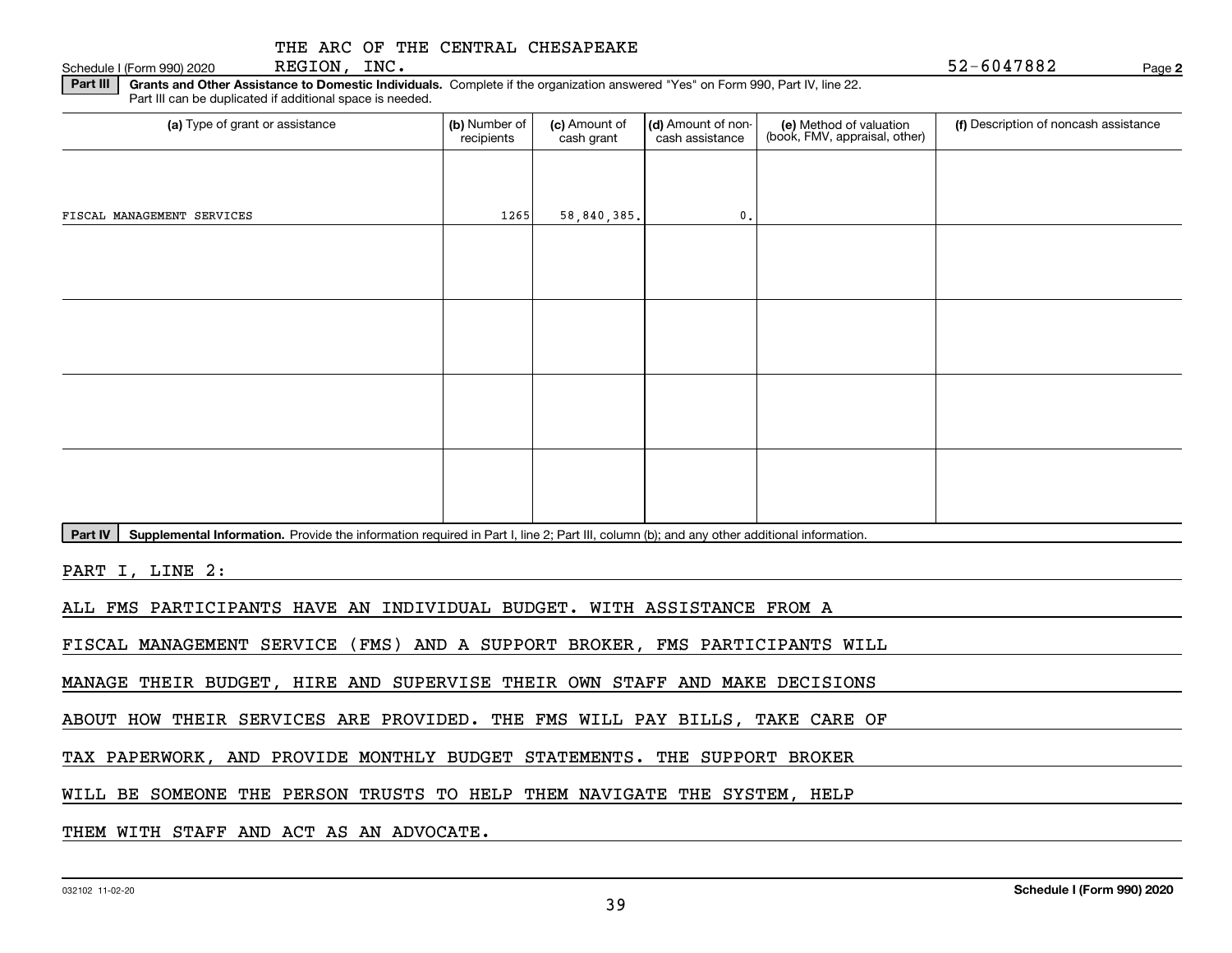THE ARC OF THE CENTRAL CHESAPEAKE REGION, INC.

Schedule I (Form 990) 2020 — 52-6047882 — Page **2**

**Part III** **Grants and Other Assistance to Domestic Individuals.** Complete if the organization answered "Yes" on Form 990, Part IV, line 22. Part III can be duplicated if additional space is needed.

| (a) Type of grant or assistance | (b) Number of recipients | (c) Amount of cash grant | (d) Amount of non-cash assistance | (e) Method of valuation (book, FMV, appraisal, other) | (f) Description of noncash assistance |
|---|---|---|---|---|---|
| FISCAL MANAGEMENT SERVICES | 1265 | 58,840,385. | 0. | | |
| | | | | | |
| | | | | | |
| | | | | | |
| | | | | | |

**Part IV** **Supplemental Information.** Provide the information required in Part I, line 2; Part III, column (b); and any other additional information.

PART I, LINE 2:

ALL FMS PARTICIPANTS HAVE AN INDIVIDUAL BUDGET. WITH ASSISTANCE FROM A FISCAL MANAGEMENT SERVICE (FMS) AND A SUPPORT BROKER, FMS PARTICIPANTS WILL MANAGE THEIR BUDGET, HIRE AND SUPERVISE THEIR OWN STAFF AND MAKE DECISIONS ABOUT HOW THEIR SERVICES ARE PROVIDED. THE FMS WILL PAY BILLS, TAKE CARE OF TAX PAPERWORK, AND PROVIDE MONTHLY BUDGET STATEMENTS. THE SUPPORT BROKER WILL BE SOMEONE THE PERSON TRUSTS TO HELP THEM NAVIGATE THE SYSTEM, HELP THEM WITH STAFF AND ACT AS AN ADVOCATE.

032102 11-02-20 **Schedule I (Form 990) 2020**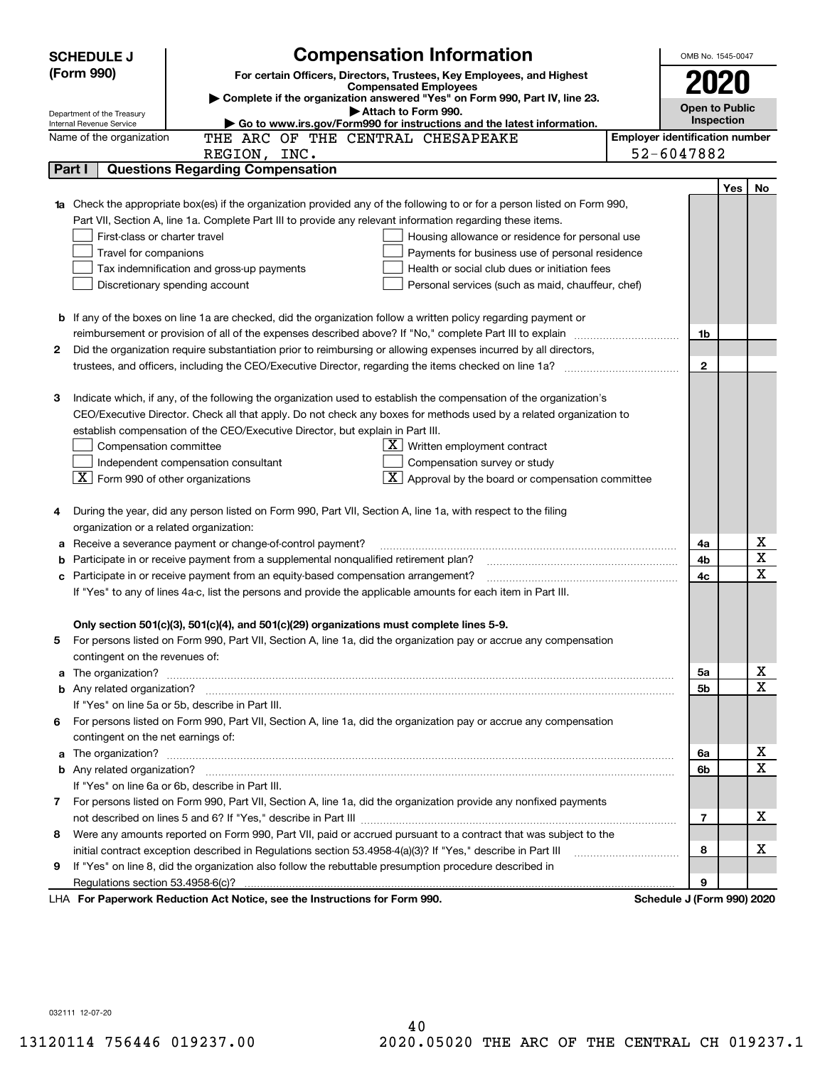**SCHEDULE J (Form 990)**

Department of the Treasury
Internal Revenue Service

# Compensation Information

**For certain Officers, Directors, Trustees, Key Employees, and Highest Compensated Employees**

▶ Complete if the organization answered "Yes" on Form 990, Part IV, line 23.

▶ Attach to Form 990.

▶ Go to www.irs.gov/Form990 for instructions and the latest information.

OMB No. 1545-0047

**2020**

**Open to Public Inspection**

Name of the organization: THE ARC OF THE CENTRAL CHESAPEAKE REGION, INC.

Employer identification number: 52-6047882

## Part I Questions Regarding Compensation

| | | Yes | No |
|---|---|---|---|
| **1a** Check the appropriate box(es) if the organization provided any of the following to or for a person listed on Form 990, Part VII, Section A, line 1a. Complete Part III to provide any relevant information regarding these items.<br>☐ First-class or charter travel ☐ Housing allowance or residence for personal use<br>☐ Travel for companions ☐ Payments for business use of personal residence<br>☐ Tax indemnification and gross-up payments ☐ Health or social club dues or initiation fees<br>☐ Discretionary spending account ☐ Personal services (such as maid, chauffeur, chef) | | | |
| **b** If any of the boxes on line 1a are checked, did the organization follow a written policy regarding payment or reimbursement or provision of all of the expenses described above? If "No," complete Part III to explain | 1b | | |
| **2** Did the organization require substantiation prior to reimbursing or allowing expenses incurred by all directors, trustees, and officers, including the CEO/Executive Director, regarding the items checked on line 1a? | 2 | | |
| **3** Indicate which, if any, of the following the organization used to establish the compensation of the organization's CEO/Executive Director. Check all that apply. Do not check any boxes for methods used by a related organization to establish compensation of the CEO/Executive Director, but explain in Part III.<br>☐ Compensation committee ☒ Written employment contract<br>☐ Independent compensation consultant ☐ Compensation survey or study<br>☒ Form 990 of other organizations ☒ Approval by the board or compensation committee | | | |
| **4** During the year, did any person listed on Form 990, Part VII, Section A, line 1a, with respect to the filing organization or a related organization: | | | |
| **a** Receive a severance payment or change-of-control payment? | 4a | | X |
| **b** Participate in or receive payment from a supplemental nonqualified retirement plan? | 4b | | X |
| **c** Participate in or receive payment from an equity-based compensation arrangement? | 4c | | X |
| If "Yes" to any of lines 4a-c, list the persons and provide the applicable amounts for each item in Part III. | | | |
| **Only section 501(c)(3), 501(c)(4), and 501(c)(29) organizations must complete lines 5-9.** | | | |
| **5** For persons listed on Form 990, Part VII, Section A, line 1a, did the organization pay or accrue any compensation contingent on the revenues of: | | | |
| **a** The organization? | 5a | | X |
| **b** Any related organization? | 5b | | X |
| If "Yes" on line 5a or 5b, describe in Part III. | | | |
| **6** For persons listed on Form 990, Part VII, Section A, line 1a, did the organization pay or accrue any compensation contingent on the net earnings of: | | | |
| **a** The organization? | 6a | | X |
| **b** Any related organization? | 6b | | X |
| If "Yes" on line 6a or 6b, describe in Part III. | | | |
| **7** For persons listed on Form 990, Part VII, Section A, line 1a, did the organization provide any nonfixed payments not described on lines 5 and 6? If "Yes," describe in Part III | 7 | | X |
| **8** Were any amounts reported on Form 990, Part VII, paid or accrued pursuant to a contract that was subject to the initial contract exception described in Regulations section 53.4958-4(a)(3)? If "Yes," describe in Part III | 8 | | X |
| **9** If "Yes" on line 8, did the organization also follow the rebuttable presumption procedure described in Regulations section 53.4958-6(c)? | 9 | | |

LHA **For Paperwork Reduction Act Notice, see the Instructions for Form 990.** **Schedule J (Form 990) 2020**

032111 12-07-20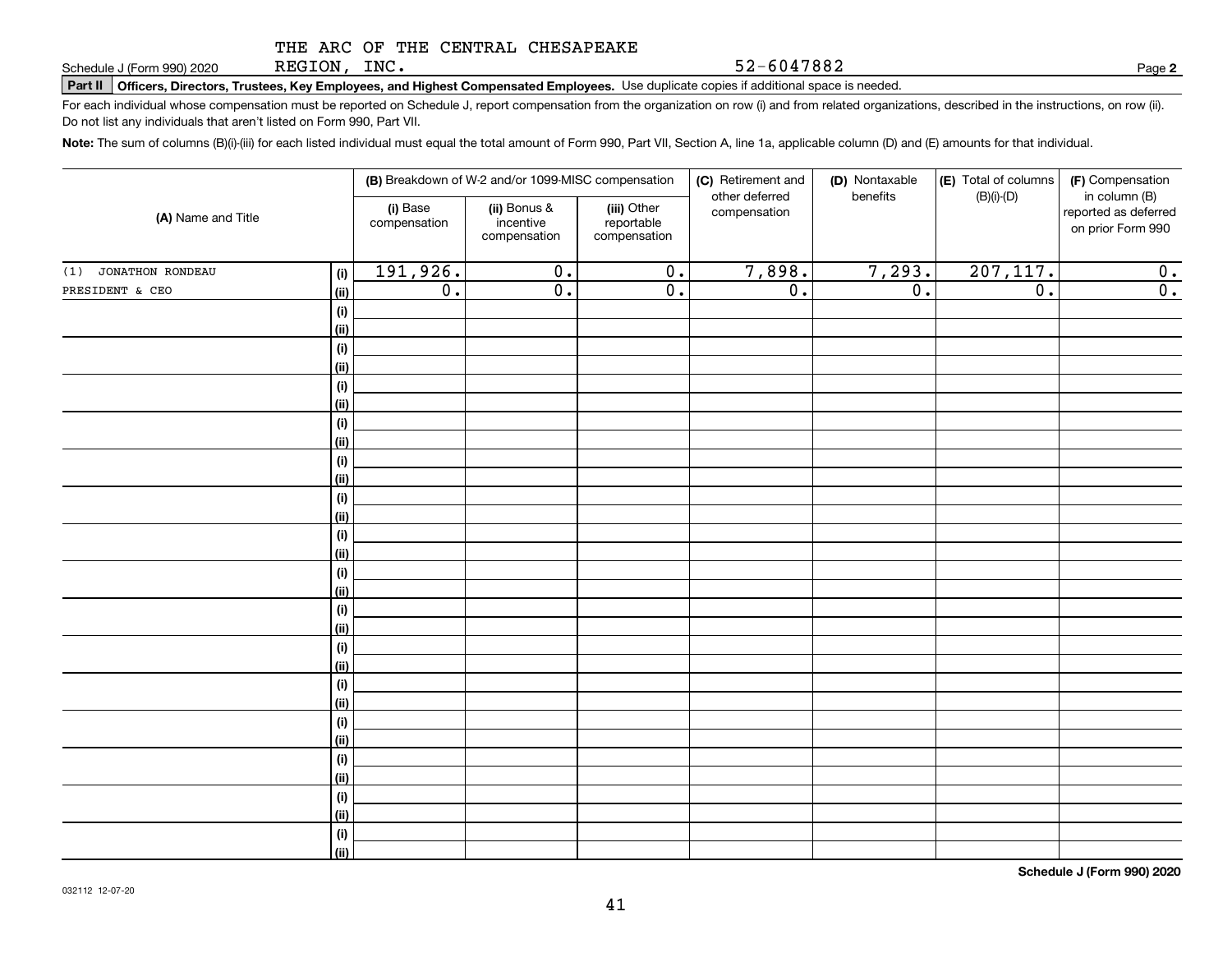THE ARC OF THE CENTRAL CHESAPEAKE REGION, INC. 52-6047882

Schedule J (Form 990) 2020

**Part II** **Officers, Directors, Trustees, Key Employees, and Highest Compensated Employees.** Use duplicate copies if additional space is needed.

For each individual whose compensation must be reported on Schedule J, report compensation from the organization on row (i) and from related organizations, described in the instructions, on row (ii). Do not list any individuals that aren't listed on Form 990, Part VII.

**Note:** The sum of columns (B)(i)-(iii) for each listed individual must equal the total amount of Form 990, Part VII, Section A, line 1a, applicable column (D) and (E) amounts for that individual.

| (A) Name and Title | | (B) Breakdown of W-2 and/or 1099-MISC compensation | | | (C) Retirement and other deferred compensation | (D) Nontaxable benefits | (E) Total of columns (B)(i)-(D) | (F) Compensation in column (B) reported as deferred on prior Form 990 |
|---|---|---|---|---|---|---|---|---|
| | | (i) Base compensation | (ii) Bonus & incentive compensation | (iii) Other reportable compensation | | | | |
| (1) JONATHON RONDEAU | (i) | 191,926. | 0. | 0. | 7,898. | 7,293. | 207,117. | 0. |
| PRESIDENT & CEO | (ii) | 0. | 0. | 0. | 0. | 0. | 0. | 0. |
| | (i) | | | | | | | |
| | (ii) | | | | | | | |
| | (i) | | | | | | | |
| | (ii) | | | | | | | |
| | (i) | | | | | | | |
| | (ii) | | | | | | | |
| | (i) | | | | | | | |
| | (ii) | | | | | | | |
| | (i) | | | | | | | |
| | (ii) | | | | | | | |
| | (i) | | | | | | | |
| | (ii) | | | | | | | |
| | (i) | | | | | | | |
| | (ii) | | | | | | | |
| | (i) | | | | | | | |
| | (ii) | | | | | | | |
| | (i) | | | | | | | |
| | (ii) | | | | | | | |
| | (i) | | | | | | | |
| | (ii) | | | | | | | |
| | (i) | | | | | | | |
| | (ii) | | | | | | | |
| | (i) | | | | | | | |
| | (ii) | | | | | | | |
| | (i) | | | | | | | |
| | (ii) | | | | | | | |
| | (i) | | | | | | | |
| | (ii) | | | | | | | |
| | (i) | | | | | | | |
| | (ii) | | | | | | | |

Schedule J (Form 990) 2020

032112 12-07-20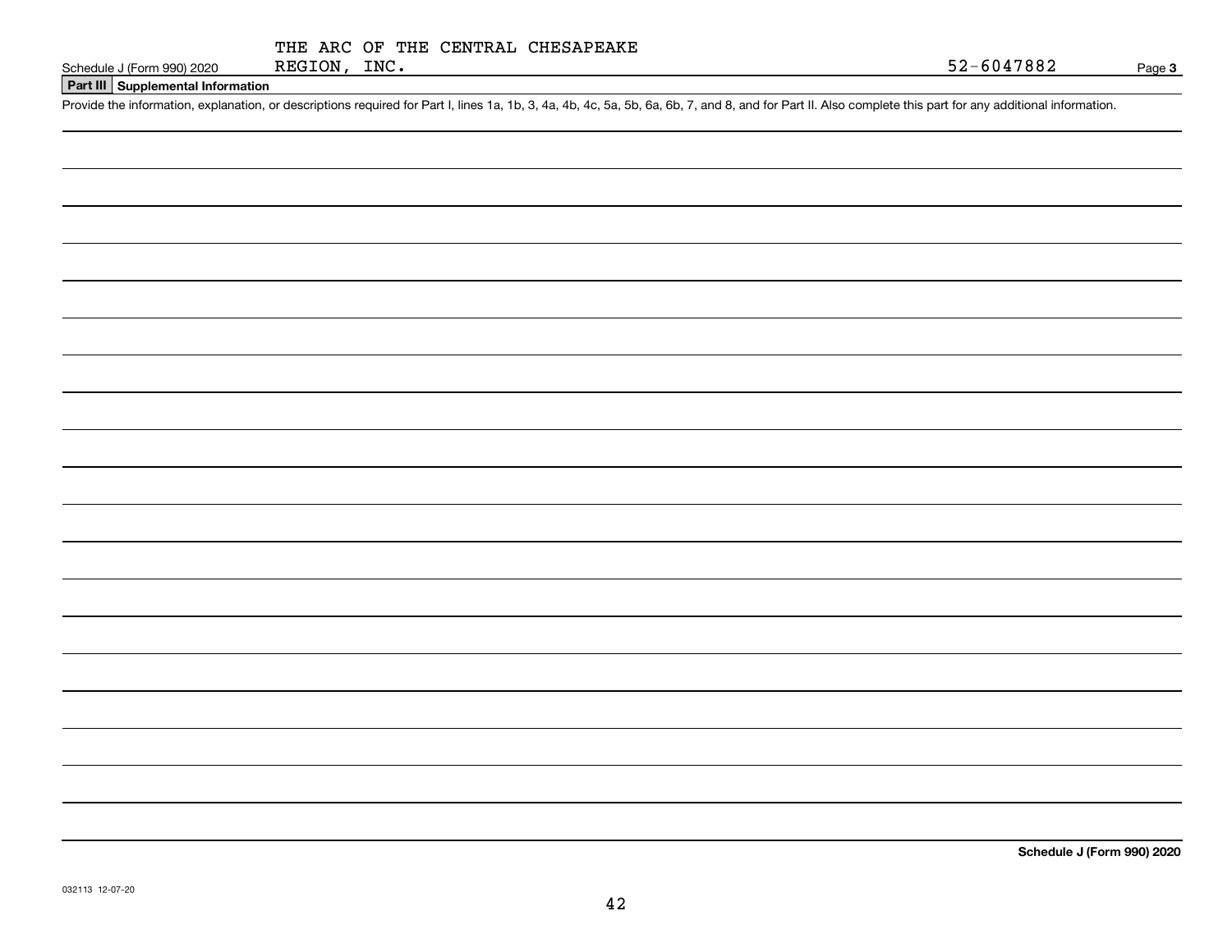THE ARC OF THE CENTRAL CHESAPEAKE REGION, INC.

52-6047882

Schedule J (Form 990) 2020

## Part III Supplemental Information

Provide the information, explanation, or descriptions required for Part I, lines 1a, 1b, 3, 4a, 4b, 4c, 5a, 5b, 6a, 6b, 7, and 8, and for Part II. Also complete this part for any additional information.

Schedule J (Form 990) 2020

032113 12-07-20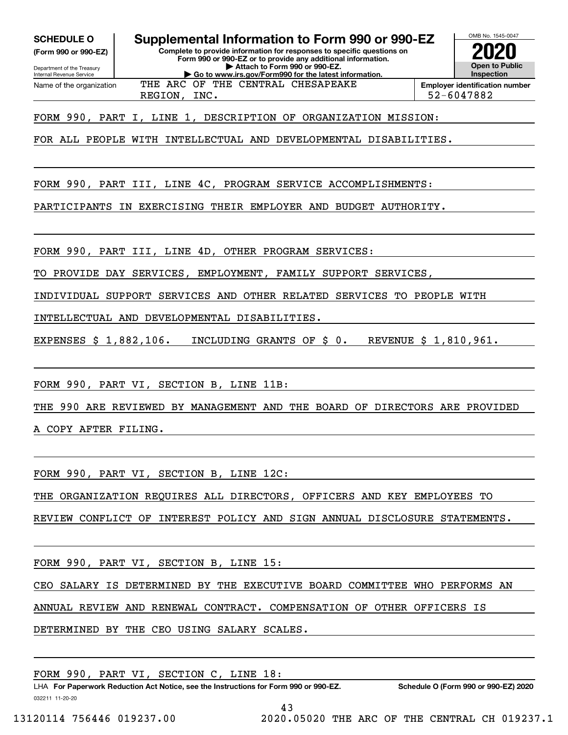**SCHEDULE O**
**(Form 990 or 990-EZ)**

Department of the Treasury
Internal Revenue Service

# Supplemental Information to Form 990 or 990-EZ

**Complete to provide information for responses to specific questions on Form 990 or 990-EZ or to provide any additional information.**
**▶ Attach to Form 990 or 990-EZ.**
**▶ Go to www.irs.gov/Form990 for the latest information.**

OMB No. 1545-0047

**2020**

**Open to Public Inspection**

Name of the organization: THE ARC OF THE CENTRAL CHESAPEAKE REGION, INC.

**Employer identification number** 52-6047882

FORM 990, PART I, LINE 1, DESCRIPTION OF ORGANIZATION MISSION:

FOR ALL PEOPLE WITH INTELLECTUAL AND DEVELOPMENTAL DISABILITIES.

FORM 990, PART III, LINE 4C, PROGRAM SERVICE ACCOMPLISHMENTS:

PARTICIPANTS IN EXERCISING THEIR EMPLOYER AND BUDGET AUTHORITY.

FORM 990, PART III, LINE 4D, OTHER PROGRAM SERVICES:

TO PROVIDE DAY SERVICES, EMPLOYMENT, FAMILY SUPPORT SERVICES, INDIVIDUAL SUPPORT SERVICES AND OTHER RELATED SERVICES TO PEOPLE WITH INTELLECTUAL AND DEVELOPMENTAL DISABILITIES.

EXPENSES $ 1,882,106. INCLUDING GRANTS OF $ 0. REVENUE $ 1,810,961.

FORM 990, PART VI, SECTION B, LINE 11B:

THE 990 ARE REVIEWED BY MANAGEMENT AND THE BOARD OF DIRECTORS ARE PROVIDED A COPY AFTER FILING.

FORM 990, PART VI, SECTION B, LINE 12C:

THE ORGANIZATION REQUIRES ALL DIRECTORS, OFFICERS AND KEY EMPLOYEES TO REVIEW CONFLICT OF INTEREST POLICY AND SIGN ANNUAL DISCLOSURE STATEMENTS.

FORM 990, PART VI, SECTION B, LINE 15:

CEO SALARY IS DETERMINED BY THE EXECUTIVE BOARD COMMITTEE WHO PERFORMS AN ANNUAL REVIEW AND RENEWAL CONTRACT. COMPENSATION OF OTHER OFFICERS IS DETERMINED BY THE CEO USING SALARY SCALES.

FORM 990, PART VI, SECTION C, LINE 18:

LHA **For Paperwork Reduction Act Notice, see the Instructions for Form 990 or 990-EZ.** **Schedule O (Form 990 or 990-EZ) 2020**

032211 11-20-20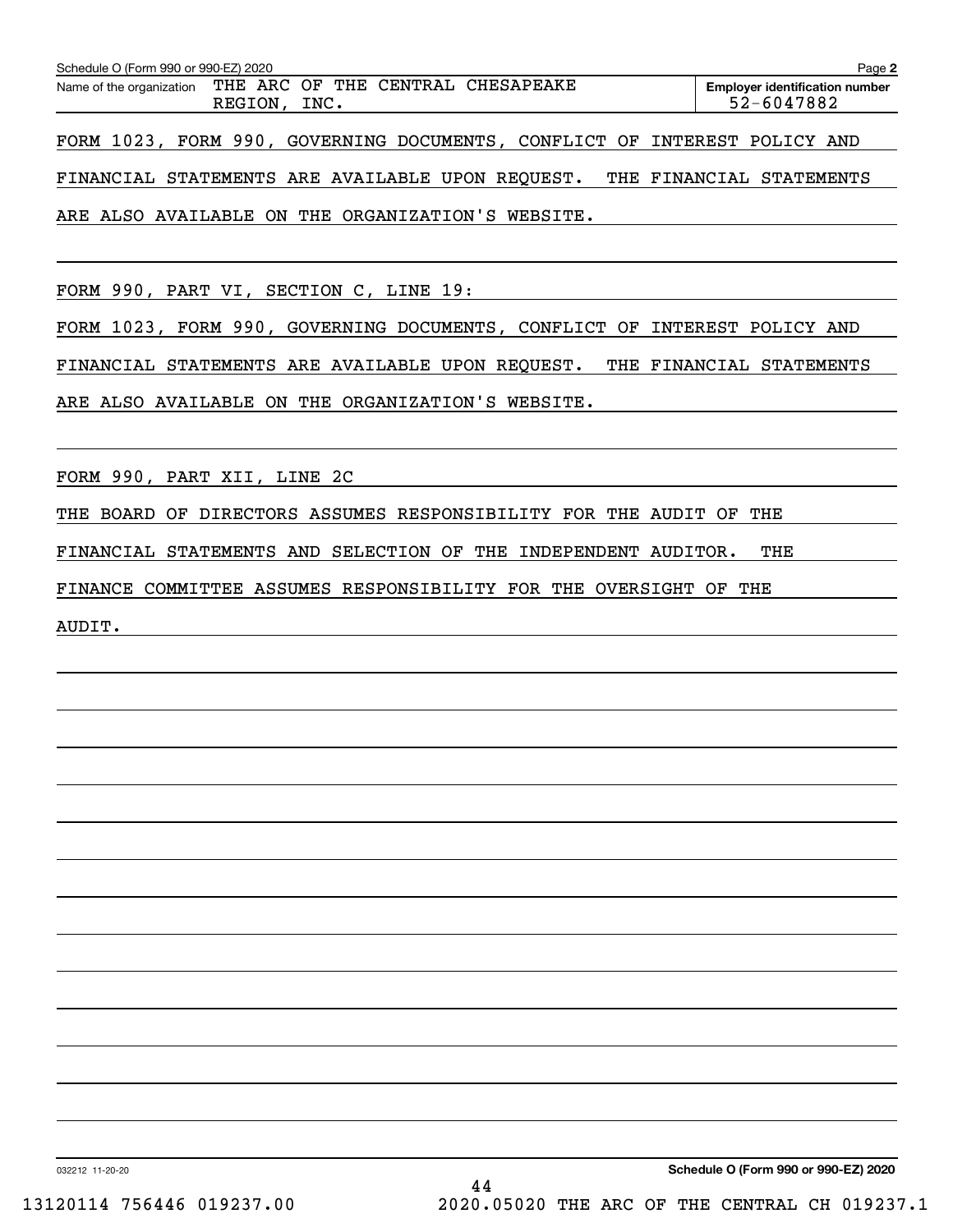Schedule O (Form 990 or 990-EZ) 2020 Page **2**

Name of the organization THE ARC OF THE CENTRAL CHESAPEAKE REGION, INC.

**Employer identification number** 52-6047882

FORM 1023, FORM 990, GOVERNING DOCUMENTS, CONFLICT OF INTEREST POLICY AND FINANCIAL STATEMENTS ARE AVAILABLE UPON REQUEST. THE FINANCIAL STATEMENTS ARE ALSO AVAILABLE ON THE ORGANIZATION'S WEBSITE.

FORM 990, PART VI, SECTION C, LINE 19:

FORM 1023, FORM 990, GOVERNING DOCUMENTS, CONFLICT OF INTEREST POLICY AND FINANCIAL STATEMENTS ARE AVAILABLE UPON REQUEST. THE FINANCIAL STATEMENTS ARE ALSO AVAILABLE ON THE ORGANIZATION'S WEBSITE.

FORM 990, PART XII, LINE 2C

THE BOARD OF DIRECTORS ASSUMES RESPONSIBILITY FOR THE AUDIT OF THE FINANCIAL STATEMENTS AND SELECTION OF THE INDEPENDENT AUDITOR. THE FINANCE COMMITTEE ASSUMES RESPONSIBILITY FOR THE OVERSIGHT OF THE AUDIT.

032212 11-20-20 **Schedule O (Form 990 or 990-EZ) 2020**

13120114 756446 019237.00 2020.05020 THE ARC OF THE CENTRAL CH 019237.1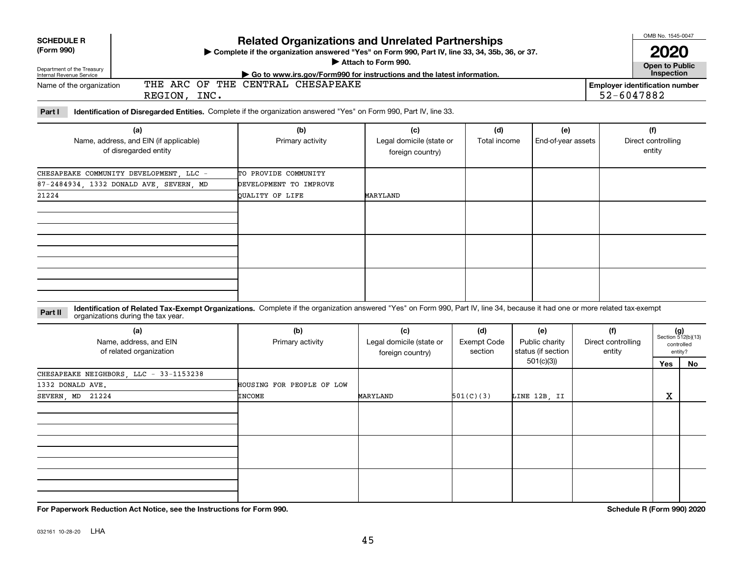**SCHEDULE R (Form 990)**

Department of the Treasury
Internal Revenue Service

# Related Organizations and Unrelated Partnerships

▶ Complete if the organization answered "Yes" on Form 990, Part IV, line 33, 34, 35b, 36, or 37.
▶ Attach to Form 990.
▶ Go to www.irs.gov/Form990 for instructions and the latest information.

OMB No. 1545-0047

**2020**

**Open to Public Inspection**

Name of the organization: THE ARC OF THE CENTRAL CHESAPEAKE REGION, INC.

Employer identification number: 52-6047882

**Part I** **Identification of Disregarded Entities.** Complete if the organization answered "Yes" on Form 990, Part IV, line 33.

| (a) Name, address, and EIN (if applicable) of disregarded entity | (b) Primary activity | (c) Legal domicile (state or foreign country) | (d) Total income | (e) End-of-year assets | (f) Direct controlling entity |
|---|---|---|---|---|---|
| CHESAPEAKE COMMUNITY DEVELOPMENT, LLC - 87-2484934, 1332 DONALD AVE, SEVERN, MD 21224 | TO PROVIDE COMMUNITY DEVELOPMENT TO IMPROVE QUALITY OF LIFE | MARYLAND | | | |
| | | | | | |
| | | | | | |
| | | | | | |

**Part II** **Identification of Related Tax-Exempt Organizations.** Complete if the organization answered "Yes" on Form 990, Part IV, line 34, because it had one or more related tax-exempt organizations during the tax year.

| (a) Name, address, and EIN of related organization | (b) Primary activity | (c) Legal domicile (state or foreign country) | (d) Exempt Code section | (e) Public charity status (if section 501(c)(3)) | (f) Direct controlling entity | (g) Section 512(b)(13) controlled entity? Yes | No |
|---|---|---|---|---|---|---|---|
| CHESAPEAKE NEIGHBORS, LLC - 33-1153238 1332 DONALD AVE. SEVERN, MD 21224 | HOUSING FOR PEOPLE OF LOW INCOME | MARYLAND | 501(C)(3) | LINE 12B, II | | X | |
| | | | | | | | |
| | | | | | | | |
| | | | | | | | |

**For Paperwork Reduction Act Notice, see the Instructions for Form 990.** **Schedule R (Form 990) 2020**

032161 10-28-20 LHA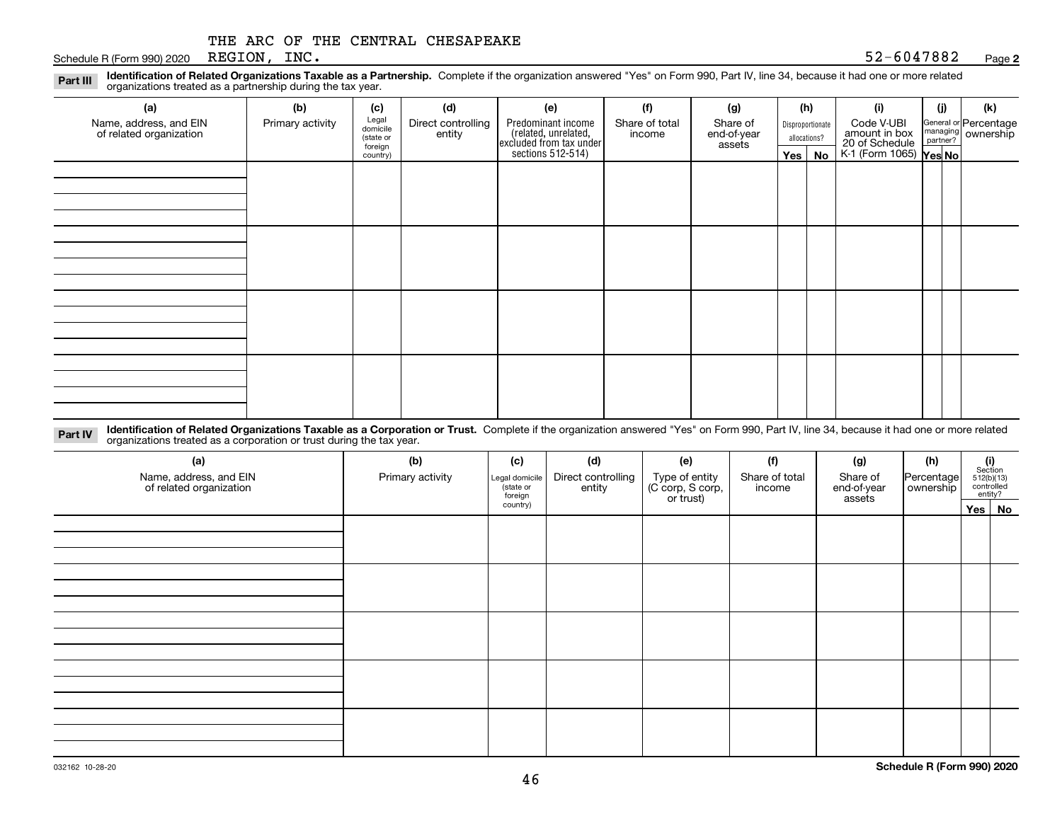THE ARC OF THE CENTRAL CHESAPEAKE REGION, INC.

Schedule R (Form 990) 2020 52-6047882 Page **2**

**Part III** **Identification of Related Organizations Taxable as a Partnership.** Complete if the organization answered "Yes" on Form 990, Part IV, line 34, because it had one or more related organizations treated as a partnership during the tax year.

| (a) Name, address, and EIN of related organization | (b) Primary activity | (c) Legal domicile (state or foreign country) | (d) Direct controlling entity | (e) Predominant income (related, unrelated, excluded from tax under sections 512-514) | (f) Share of total income | (g) Share of end-of-year assets | (h) Disproportionate allocations? | | (i) Code V-UBI amount in box 20 of Schedule K-1 (Form 1065) | (j) General or managing partner? | | (k) Percentage ownership |
|---|---|---|---|---|---|---|---|---|---|---|---|---|
| | | | | | | | Yes | No | | Yes | No | |
| | | | | | | | | | | | | |
| | | | | | | | | | | | | |
| | | | | | | | | | | | | |
| | | | | | | | | | | | | |

**Part IV** **Identification of Related Organizations Taxable as a Corporation or Trust.** Complete if the organization answered "Yes" on Form 990, Part IV, line 34, because it had one or more related organizations treated as a corporation or trust during the tax year.

| (a) Name, address, and EIN of related organization | (b) Primary activity | (c) Legal domicile (state or foreign country) | (d) Direct controlling entity | (e) Type of entity (C corp, S corp, or trust) | (f) Share of total income | (g) Share of end-of-year assets | (h) Percentage ownership | (i) Section 512(b)(13) controlled entity? | |
|---|---|---|---|---|---|---|---|---|---|
| | | | | | | | | Yes | No |
| | | | | | | | | | |
| | | | | | | | | | |
| | | | | | | | | | |
| | | | | | | | | | |
| | | | | | | | | | |

032162 10-28-20 **Schedule R (Form 990) 2020**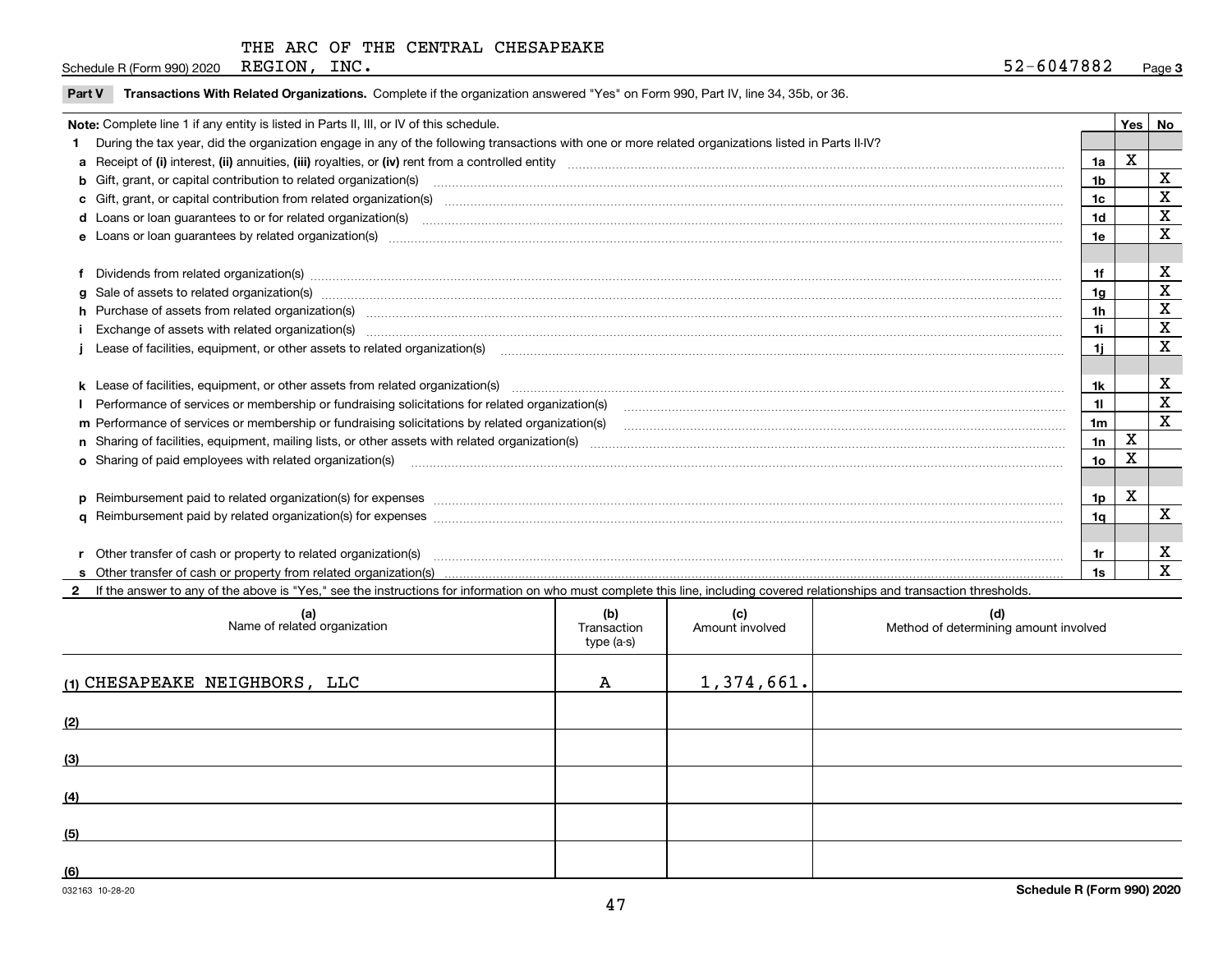THE ARC OF THE CENTRAL CHESAPEAKE
Schedule R (Form 990) 2020 REGION, INC. 52-6047882 Page 3

**Part V Transactions With Related Organizations.** Complete if the organization answered "Yes" on Form 990, Part IV, line 34, 35b, or 36.

| Note: Complete line 1 if any entity is listed in Parts II, III, or IV of this schedule. | | Yes | No |
|---|---|---|---|
| **1** During the tax year, did the organization engage in any of the following transactions with one or more related organizations listed in Parts II-IV? | | | |
| **a** Receipt of **(i)** interest, **(ii)** annuities, **(iii)** royalties, or **(iv)** rent from a controlled entity | 1a | X | |
| **b** Gift, grant, or capital contribution to related organization(s) | 1b | | X |
| **c** Gift, grant, or capital contribution from related organization(s) | 1c | | X |
| **d** Loans or loan guarantees to or for related organization(s) | 1d | | X |
| **e** Loans or loan guarantees by related organization(s) | 1e | | X |
| **f** Dividends from related organization(s) | 1f | | X |
| **g** Sale of assets to related organization(s) | 1g | | X |
| **h** Purchase of assets from related organization(s) | 1h | | X |
| **i** Exchange of assets with related organization(s) | 1i | | X |
| **j** Lease of facilities, equipment, or other assets to related organization(s) | 1j | | X |
| **k** Lease of facilities, equipment, or other assets from related organization(s) | 1k | | X |
| **l** Performance of services or membership or fundraising solicitations for related organization(s) | 1l | | X |
| **m** Performance of services or membership or fundraising solicitations by related organization(s) | 1m | | X |
| **n** Sharing of facilities, equipment, mailing lists, or other assets with related organization(s) | 1n | X | |
| **o** Sharing of paid employees with related organization(s) | 1o | X | |
| **p** Reimbursement paid to related organization(s) for expenses | 1p | X | |
| **q** Reimbursement paid by related organization(s) for expenses | 1q | | X |
| **r** Other transfer of cash or property to related organization(s) | 1r | | X |
| **s** Other transfer of cash or property from related organization(s) | 1s | | X |

**2** If the answer to any of the above is "Yes," see the instructions for information on who must complete this line, including covered relationships and transaction thresholds.

| (a) Name of related organization | (b) Transaction type (a-s) | (c) Amount involved | (d) Method of determining amount involved |
|---|---|---|---|
| (1) CHESAPEAKE NEIGHBORS, LLC | A | 1,374,661. | |
| (2) | | | |
| (3) | | | |
| (4) | | | |
| (5) | | | |
| (6) | | | |

032163 10-28-20 **Schedule R (Form 990) 2020**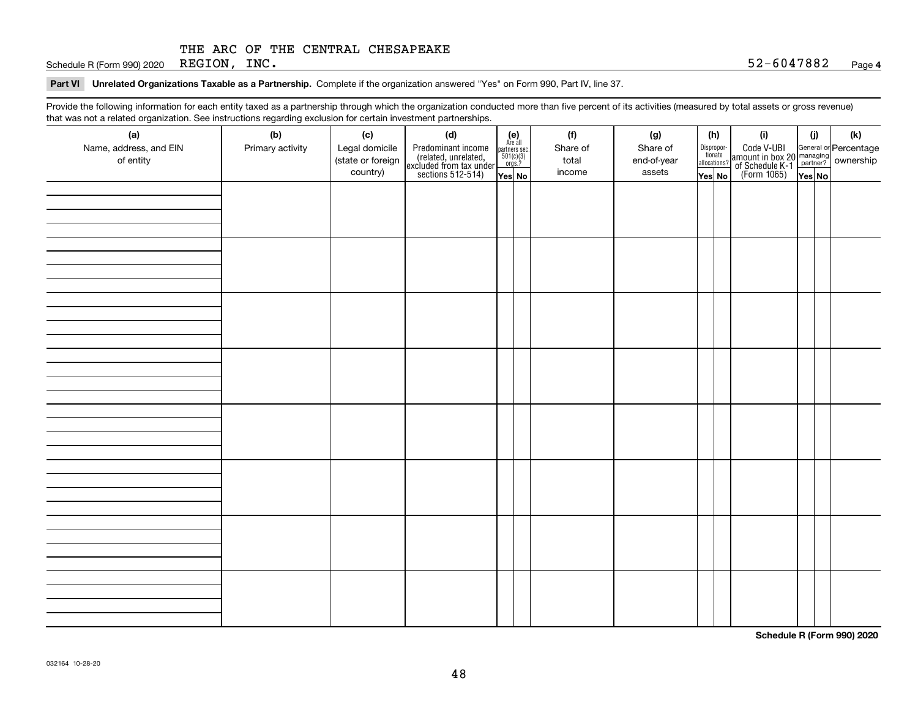Schedule R (Form 990) 2020 THE ARC OF THE CENTRAL CHESAPEAKE REGION, INC. 52-6047882 Page **4**

**Part VI Unrelated Organizations Taxable as a Partnership.** Complete if the organization answered "Yes" on Form 990, Part IV, line 37.

Provide the following information for each entity taxed as a partnership through which the organization conducted more than five percent of its activities (measured by total assets or gross revenue) that was not a related organization. See instructions regarding exclusion for certain investment partnerships.

| (a) Name, address, and EIN of entity | (b) Primary activity | (c) Legal domicile (state or foreign country) | (d) Predominant income (related, unrelated, excluded from tax under sections 512-514) | (e) Are all partners sec. 501(c)(3) orgs.? | | (f) Share of total income | (g) Share of end-of-year assets | (h) Disproportionate allocations? | | (i) Code V-UBI amount in box 20 of Schedule K-1 (Form 1065) | (j) General or managing partner? | | (k) Percentage ownership |
|---|---|---|---|---|---|---|---|---|---|---|---|---|---|
| | | | | Yes | No | | | Yes | No | | Yes | No | |
| | | | | | | | | | | | | | |
| | | | | | | | | | | | | | |
| | | | | | | | | | | | | | |
| | | | | | | | | | | | | | |
| | | | | | | | | | | | | | |
| | | | | | | | | | | | | | |
| | | | | | | | | | | | | | |
| | | | | | | | | | | | | | |

**Schedule R (Form 990) 2020**

032164 10-28-20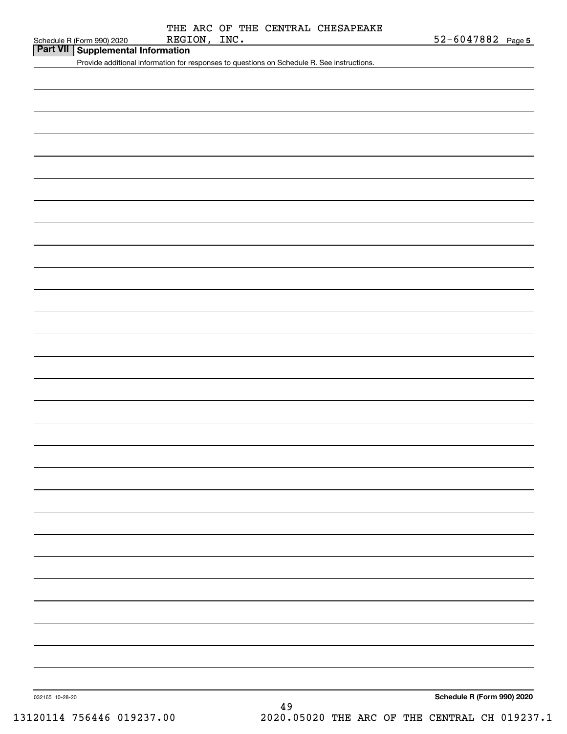THE ARC OF THE CENTRAL CHESAPEAKE REGION, INC.

52-6047882

## Part VII Supplemental Information

Provide additional information for responses to questions on Schedule R. See instructions.